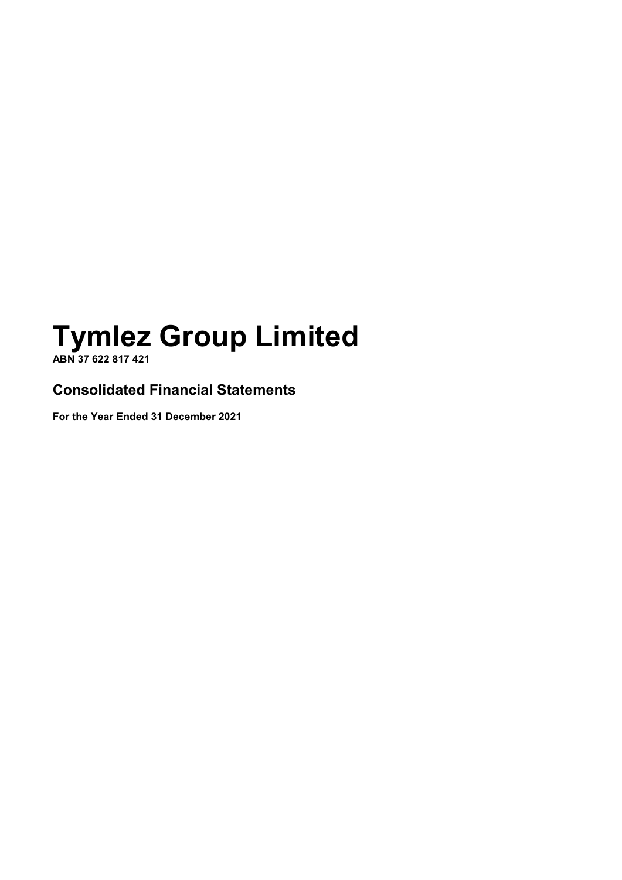# Tymlez Group Limited

**ABN 37 622 817 421**

## Consolidated Financial Statements

**For the Year Ended 31 December 2021**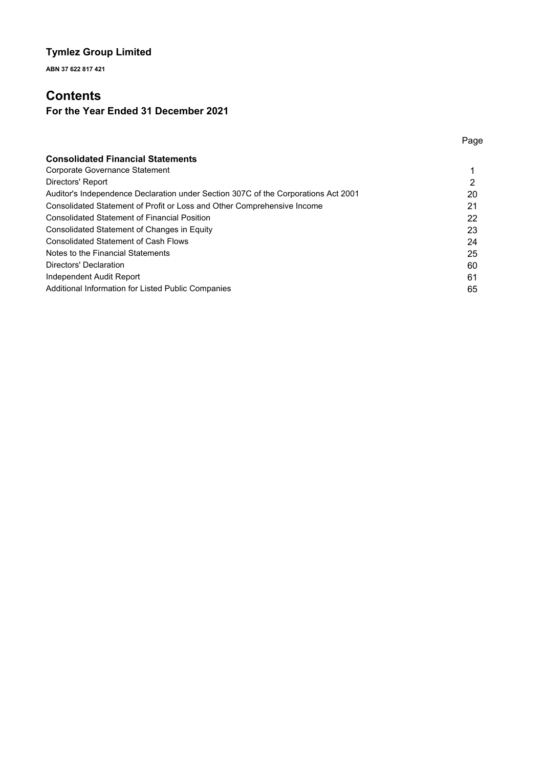# Tymlez Group Limited

**ABN 37 622 817 421**

# Contents

## For the Year Ended 31 December 2021

| | Page |
|---|---|
| **Consolidated Financial Statements** | |
| Corporate Governance Statement | 1 |
| Directors' Report | 2 |
| Auditor's Independence Declaration under Section 307C of the Corporations Act 2001 | 20 |
| Consolidated Statement of Profit or Loss and Other Comprehensive Income | 21 |
| Consolidated Statement of Financial Position | 22 |
| Consolidated Statement of Changes in Equity | 23 |
| Consolidated Statement of Cash Flows | 24 |
| Notes to the Financial Statements | 25 |
| Directors' Declaration | 60 |
| Independent Audit Report | 61 |
| Additional Information for Listed Public Companies | 65 |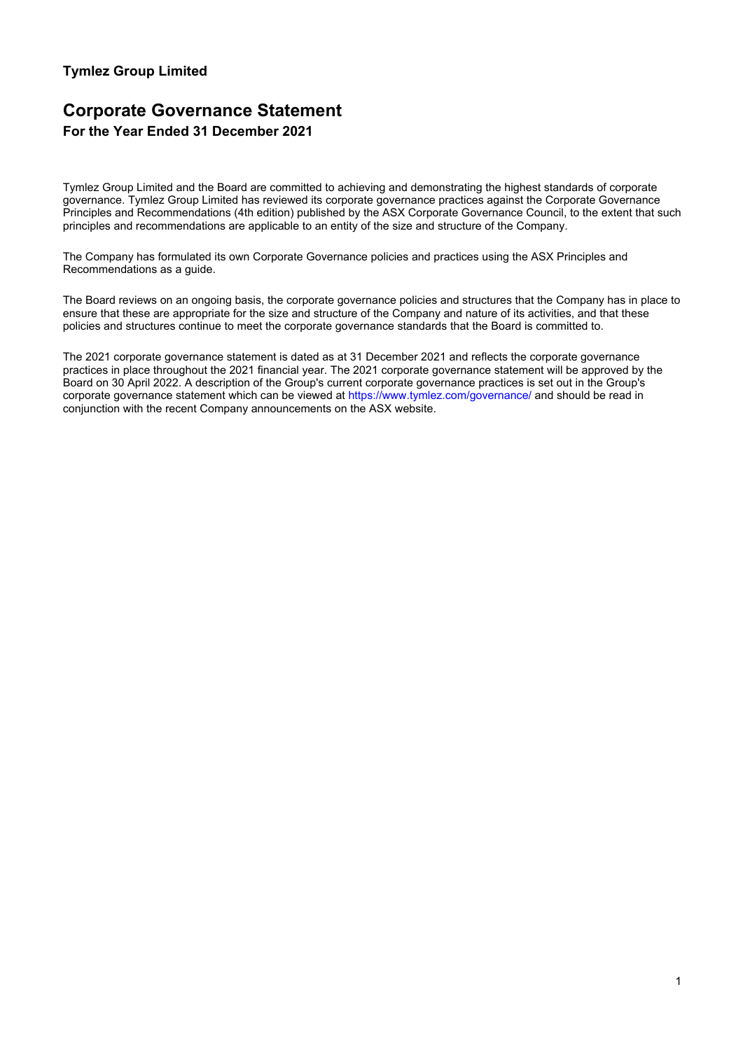**Tymlez Group Limited**

# Corporate Governance Statement

## For the Year Ended 31 December 2021

Tymlez Group Limited and the Board are committed to achieving and demonstrating the highest standards of corporate governance. Tymlez Group Limited has reviewed its corporate governance practices against the Corporate Governance Principles and Recommendations (4th edition) published by the ASX Corporate Governance Council, to the extent that such principles and recommendations are applicable to an entity of the size and structure of the Company.

The Company has formulated its own Corporate Governance policies and practices using the ASX Principles and Recommendations as a guide.

The Board reviews on an ongoing basis, the corporate governance policies and structures that the Company has in place to ensure that these are appropriate for the size and structure of the Company and nature of its activities, and that these policies and structures continue to meet the corporate governance standards that the Board is committed to.

The 2021 corporate governance statement is dated as at 31 December 2021 and reflects the corporate governance practices in place throughout the 2021 financial year. The 2021 corporate governance statement will be approved by the Board on 30 April 2022. A description of the Group's current corporate governance practices is set out in the Group's corporate governance statement which can be viewed at https://www.tymlez.com/governance/ and should be read in conjunction with the recent Company announcements on the ASX website.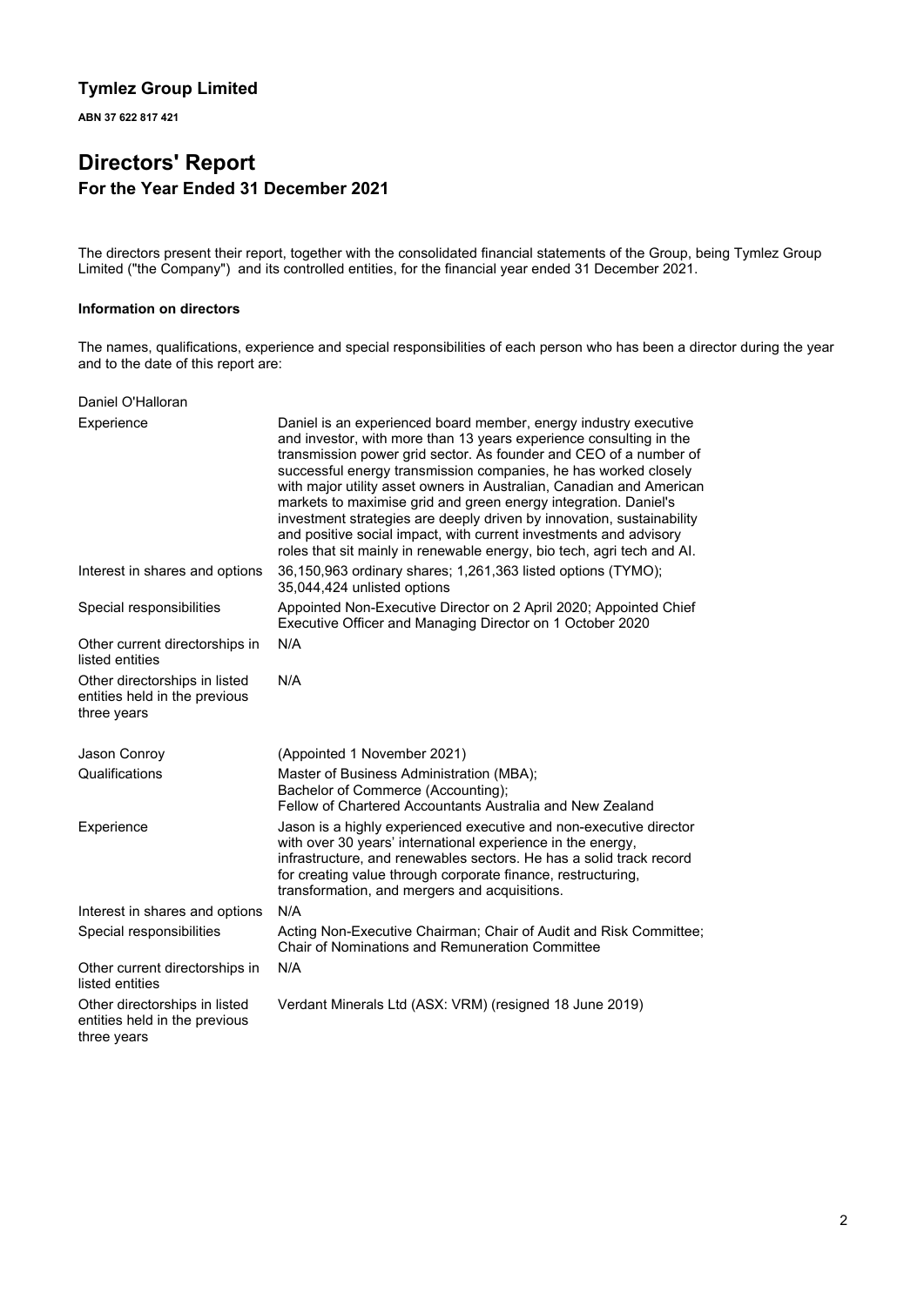**Tymlez Group Limited**

**ABN 37 622 817 421**

# Directors' Report

## For the Year Ended 31 December 2021

The directors present their report, together with the consolidated financial statements of the Group, being Tymlez Group Limited ("the Company") and its controlled entities, for the financial year ended 31 December 2021.

### Information on directors

The names, qualifications, experience and special responsibilities of each person who has been a director during the year and to the date of this report are:

| Daniel O'Halloran | |
|---|---|
| Experience | Daniel is an experienced board member, energy industry executive and investor, with more than 13 years experience consulting in the transmission power grid sector. As founder and CEO of a number of successful energy transmission companies, he has worked closely with major utility asset owners in Australian, Canadian and American markets to maximise grid and green energy integration. Daniel's investment strategies are deeply driven by innovation, sustainability and positive social impact, with current investments and advisory roles that sit mainly in renewable energy, bio tech, agri tech and AI. |
| Interest in shares and options | 36,150,963 ordinary shares; 1,261,363 listed options (TYMO); 35,044,424 unlisted options |
| Special responsibilities | Appointed Non-Executive Director on 2 April 2020; Appointed Chief Executive Officer and Managing Director on 1 October 2020 |
| Other current directorships in listed entities | N/A |
| Other directorships in listed entities held in the previous three years | N/A |

| Jason Conroy | (Appointed 1 November 2021) |
|---|---|
| Qualifications | Master of Business Administration (MBA); Bachelor of Commerce (Accounting); Fellow of Chartered Accountants Australia and New Zealand |
| Experience | Jason is a highly experienced executive and non-executive director with over 30 years' international experience in the energy, infrastructure, and renewables sectors. He has a solid track record for creating value through corporate finance, restructuring, transformation, and mergers and acquisitions. |
| Interest in shares and options | N/A |
| Special responsibilities | Acting Non-Executive Chairman; Chair of Audit and Risk Committee; Chair of Nominations and Remuneration Committee |
| Other current directorships in listed entities | N/A |
| Other directorships in listed entities held in the previous three years | Verdant Minerals Ltd (ASX: VRM) (resigned 18 June 2019) |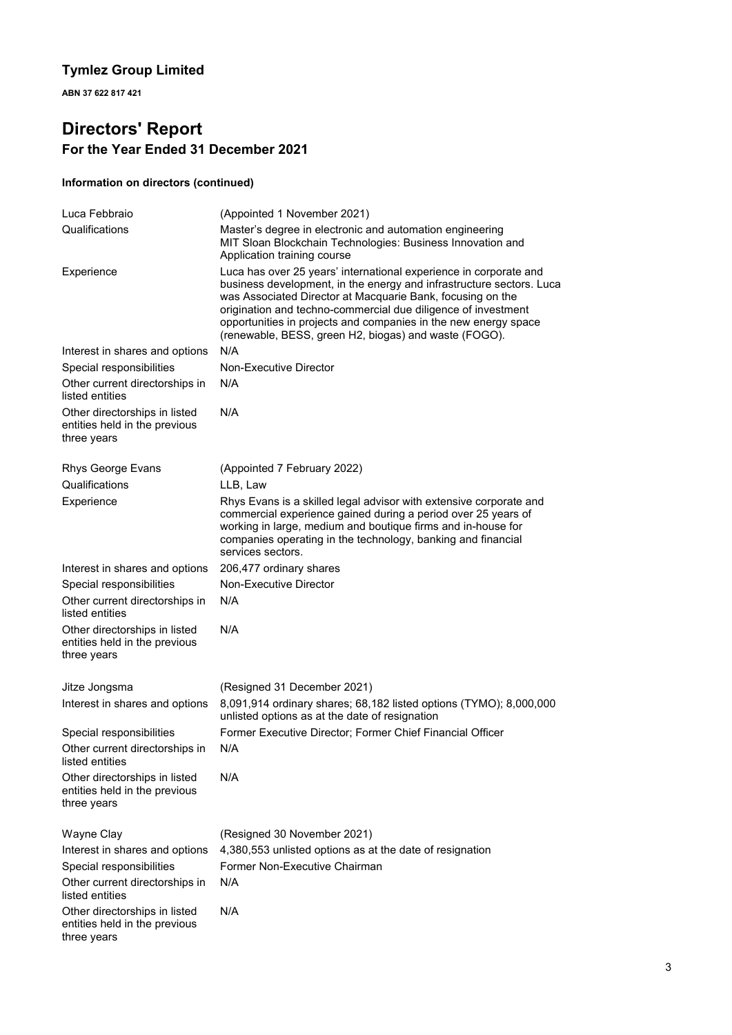## Tymlez Group Limited

**ABN 37 622 817 421**

# Directors' Report

### For the Year Ended 31 December 2021

#### Information on directors (continued)

| | |
|---|---|
| Luca Febbraio | (Appointed 1 November 2021) |
| Qualifications | Master's degree in electronic and automation engineering<br>MIT Sloan Blockchain Technologies: Business Innovation and Application training course |
| Experience | Luca has over 25 years' international experience in corporate and business development, in the energy and infrastructure sectors. Luca was Associated Director at Macquarie Bank, focusing on the origination and techno-commercial due diligence of investment opportunities in projects and companies in the new energy space (renewable, BESS, green H2, biogas) and waste (FOGO). |
| Interest in shares and options | N/A |
| Special responsibilities | Non-Executive Director |
| Other current directorships in listed entities | N/A |
| Other directorships in listed entities held in the previous three years | N/A |

| | |
|---|---|
| Rhys George Evans | (Appointed 7 February 2022) |
| Qualifications | LLB, Law |
| Experience | Rhys Evans is a skilled legal advisor with extensive corporate and commercial experience gained during a period over 25 years of working in large, medium and boutique firms and in-house for companies operating in the technology, banking and financial services sectors. |
| Interest in shares and options | 206,477 ordinary shares |
| Special responsibilities | Non-Executive Director |
| Other current directorships in listed entities | N/A |
| Other directorships in listed entities held in the previous three years | N/A |

| | |
|---|---|
| Jitze Jongsma | (Resigned 31 December 2021) |
| Interest in shares and options | 8,091,914 ordinary shares; 68,182 listed options (TYMO); 8,000,000 unlisted options as at the date of resignation |
| Special responsibilities | Former Executive Director; Former Chief Financial Officer |
| Other current directorships in listed entities | N/A |
| Other directorships in listed entities held in the previous three years | N/A |

| | |
|---|---|
| Wayne Clay | (Resigned 30 November 2021) |
| Interest in shares and options | 4,380,553 unlisted options as at the date of resignation |
| Special responsibilities | Former Non-Executive Chairman |
| Other current directorships in listed entities | N/A |
| Other directorships in listed entities held in the previous three years | N/A |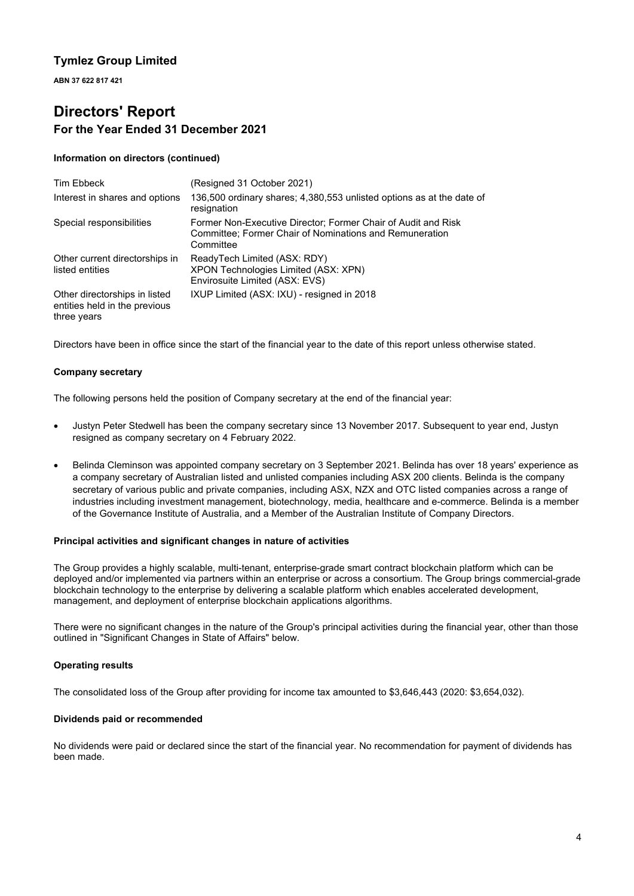# Tymlez Group Limited

**ABN 37 622 817 421**

# Directors' Report

## For the Year Ended 31 December 2021

**Information on directors (continued)**

| | |
|---|---|
| Tim Ebbeck | (Resigned 31 October 2021) |
| Interest in shares and options | 136,500 ordinary shares; 4,380,553 unlisted options as at the date of resignation |
| Special responsibilities | Former Non-Executive Director; Former Chair of Audit and Risk Committee; Former Chair of Nominations and Remuneration Committee |
| Other current directorships in listed entities | ReadyTech Limited (ASX: RDY)<br>XPON Technologies Limited (ASX: XPN)<br>Envirosuite Limited (ASX: EVS) |
| Other directorships in listed entities held in the previous three years | IXUP Limited (ASX: IXU) - resigned in 2018 |

Directors have been in office since the start of the financial year to the date of this report unless otherwise stated.

**Company secretary**

The following persons held the position of Company secretary at the end of the financial year:

- Justyn Peter Stedwell has been the company secretary since 13 November 2017. Subsequent to year end, Justyn resigned as company secretary on 4 February 2022.
- Belinda Cleminson was appointed company secretary on 3 September 2021. Belinda has over 18 years' experience as a company secretary of Australian listed and unlisted companies including ASX 200 clients. Belinda is the company secretary of various public and private companies, including ASX, NZX and OTC listed companies across a range of industries including investment management, biotechnology, media, healthcare and e-commerce. Belinda is a member of the Governance Institute of Australia, and a Member of the Australian Institute of Company Directors.

**Principal activities and significant changes in nature of activities**

The Group provides a highly scalable, multi-tenant, enterprise-grade smart contract blockchain platform which can be deployed and/or implemented via partners within an enterprise or across a consortium. The Group brings commercial-grade blockchain technology to the enterprise by delivering a scalable platform which enables accelerated development, management, and deployment of enterprise blockchain applications algorithms.

There were no significant changes in the nature of the Group's principal activities during the financial year, other than those outlined in "Significant Changes in State of Affairs" below.

**Operating results**

The consolidated loss of the Group after providing for income tax amounted to $3,646,443 (2020: $3,654,032).

**Dividends paid or recommended**

No dividends were paid or declared since the start of the financial year. No recommendation for payment of dividends has been made.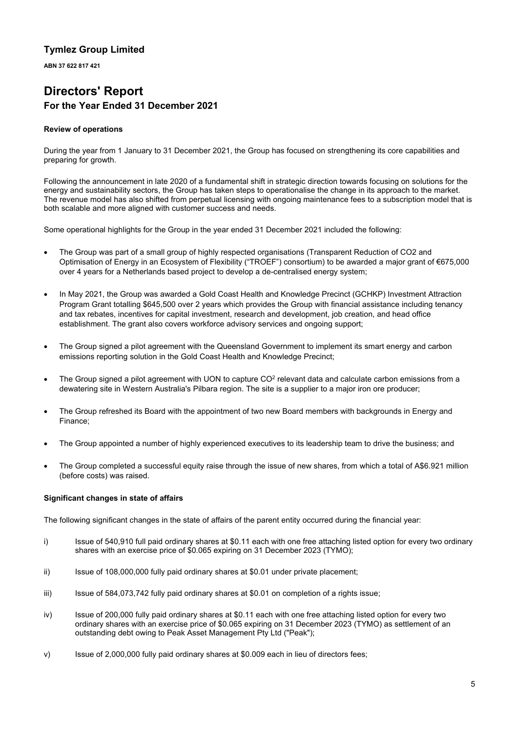## Tymlez Group Limited

**ABN 37 622 817 421**

# Directors' Report

## For the Year Ended 31 December 2021

#### Review of operations

During the year from 1 January to 31 December 2021, the Group has focused on strengthening its core capabilities and preparing for growth.

Following the announcement in late 2020 of a fundamental shift in strategic direction towards focusing on solutions for the energy and sustainability sectors, the Group has taken steps to operationalise the change in its approach to the market. The revenue model has also shifted from perpetual licensing with ongoing maintenance fees to a subscription model that is both scalable and more aligned with customer success and needs.

Some operational highlights for the Group in the year ended 31 December 2021 included the following:

- The Group was part of a small group of highly respected organisations (Transparent Reduction of CO2 and Optimisation of Energy in an Ecosystem of Flexibility ("TROEF") consortium) to be awarded a major grant of €675,000 over 4 years for a Netherlands based project to develop a de-centralised energy system;
- In May 2021, the Group was awarded a Gold Coast Health and Knowledge Precinct (GCHKP) Investment Attraction Program Grant totalling $645,500 over 2 years which provides the Group with financial assistance including tenancy and tax rebates, incentives for capital investment, research and development, job creation, and head office establishment. The grant also covers workforce advisory services and ongoing support;
- The Group signed a pilot agreement with the Queensland Government to implement its smart energy and carbon emissions reporting solution in the Gold Coast Health and Knowledge Precinct;
- The Group signed a pilot agreement with UON to capture $CO^2$ relevant data and calculate carbon emissions from a dewatering site in Western Australia's Pilbara region. The site is a supplier to a major iron ore producer;
- The Group refreshed its Board with the appointment of two new Board members with backgrounds in Energy and Finance;
- The Group appointed a number of highly experienced executives to its leadership team to drive the business; and
- The Group completed a successful equity raise through the issue of new shares, from which a total of A$6.921 million (before costs) was raised.

#### Significant changes in state of affairs

The following significant changes in the state of affairs of the parent entity occurred during the financial year:

i) Issue of 540,910 full paid ordinary shares at $0.11 each with one free attaching listed option for every two ordinary shares with an exercise price of $0.065 expiring on 31 December 2023 (TYMO);

ii) Issue of 108,000,000 fully paid ordinary shares at $0.01 under private placement;

iii) Issue of 584,073,742 fully paid ordinary shares at $0.01 on completion of a rights issue;

iv) Issue of 200,000 fully paid ordinary shares at $0.11 each with one free attaching listed option for every two ordinary shares with an exercise price of $0.065 expiring on 31 December 2023 (TYMO) as settlement of an outstanding debt owing to Peak Asset Management Pty Ltd ("Peak");

v) Issue of 2,000,000 fully paid ordinary shares at $0.009 each in lieu of directors fees;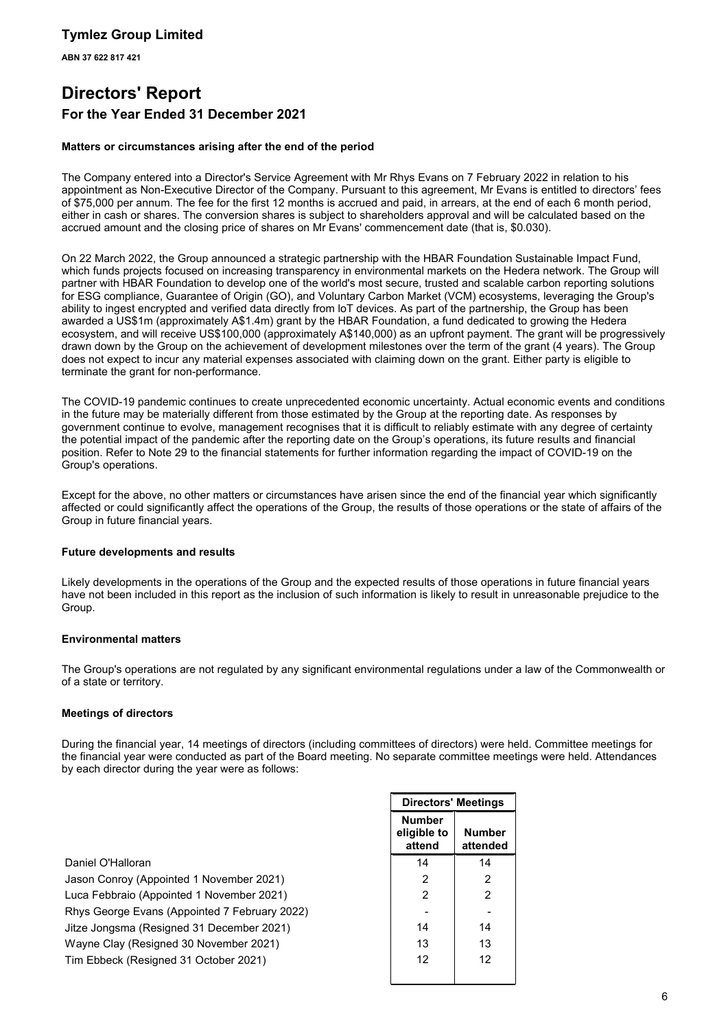# Tymlez Group Limited

**ABN 37 622 817 421**

# Directors' Report

## For the Year Ended 31 December 2021

### Matters or circumstances arising after the end of the period

The Company entered into a Director's Service Agreement with Mr Rhys Evans on 7 February 2022 in relation to his appointment as Non-Executive Director of the Company. Pursuant to this agreement, Mr Evans is entitled to directors' fees of $75,000 per annum. The fee for the first 12 months is accrued and paid, in arrears, at the end of each 6 month period, either in cash or shares. The conversion shares is subject to shareholders approval and will be calculated based on the accrued amount and the closing price of shares on Mr Evans' commencement date (that is, $0.030).

On 22 March 2022, the Group announced a strategic partnership with the HBAR Foundation Sustainable Impact Fund, which funds projects focused on increasing transparency in environmental markets on the Hedera network. The Group will partner with HBAR Foundation to develop one of the world's most secure, trusted and scalable carbon reporting solutions for ESG compliance, Guarantee of Origin (GO), and Voluntary Carbon Market (VCM) ecosystems, leveraging the Group's ability to ingest encrypted and verified data directly from IoT devices. As part of the partnership, the Group has been awarded a US$1m (approximately A$1.4m) grant by the HBAR Foundation, a fund dedicated to growing the Hedera ecosystem, and will receive US$100,000 (approximately A$140,000) as an upfront payment. The grant will be progressively drawn down by the Group on the achievement of development milestones over the term of the grant (4 years). The Group does not expect to incur any material expenses associated with claiming down on the grant. Either party is eligible to terminate the grant for non-performance.

The COVID-19 pandemic continues to create unprecedented economic uncertainty. Actual economic events and conditions in the future may be materially different from those estimated by the Group at the reporting date. As responses by government continue to evolve, management recognises that it is difficult to reliably estimate with any degree of certainty the potential impact of the pandemic after the reporting date on the Group's operations, its future results and financial position. Refer to Note 29 to the financial statements for further information regarding the impact of COVID-19 on the Group's operations.

Except for the above, no other matters or circumstances have arisen since the end of the financial year which significantly affected or could significantly affect the operations of the Group, the results of those operations or the state of affairs of the Group in future financial years.

### Future developments and results

Likely developments in the operations of the Group and the expected results of those operations in future financial years have not been included in this report as the inclusion of such information is likely to result in unreasonable prejudice to the Group.

### Environmental matters

The Group's operations are not regulated by any significant environmental regulations under a law of the Commonwealth or of a state or territory.

### Meetings of directors

During the financial year, 14 meetings of directors (including committees of directors) were held. Committee meetings for the financial year were conducted as part of the Board meeting. No separate committee meetings were held. Attendances by each director during the year were as follows:

| | Directors' Meetings | |
|---|---|---|
| | Number eligible to attend | Number attended |
| Daniel O'Halloran | 14 | 14 |
| Jason Conroy (Appointed 1 November 2021) | 2 | 2 |
| Luca Febbraio (Appointed 1 November 2021) | 2 | 2 |
| Rhys George Evans (Appointed 7 February 2022) | - | - |
| Jitze Jongsma (Resigned 31 December 2021) | 14 | 14 |
| Wayne Clay (Resigned 30 November 2021) | 13 | 13 |
| Tim Ebbeck (Resigned 31 October 2021) | 12 | 12 |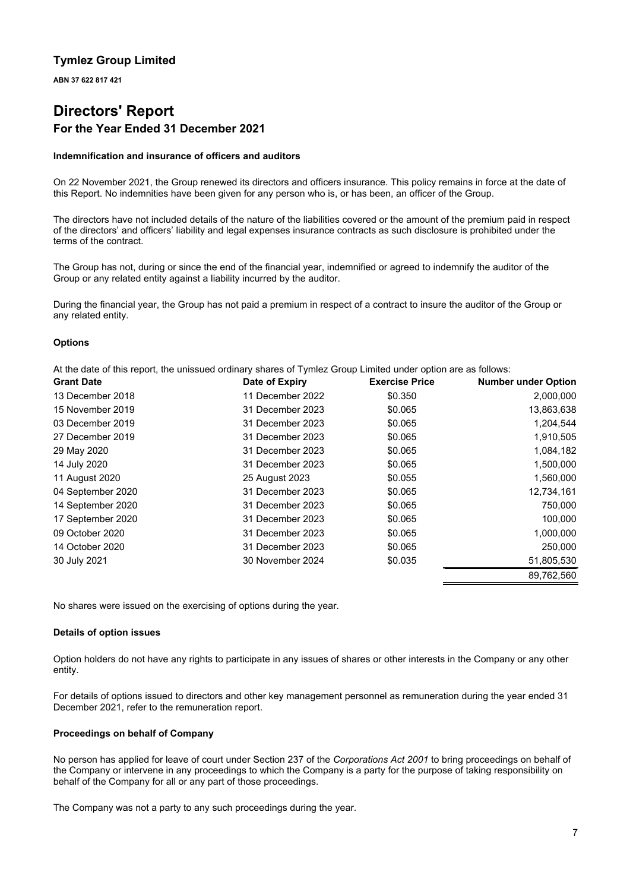**Tymlez Group Limited**

**ABN 37 622 817 421**

# Directors' Report

## For the Year Ended 31 December 2021

### Indemnification and insurance of officers and auditors

On 22 November 2021, the Group renewed its directors and officers insurance. This policy remains in force at the date of this Report. No indemnities have been given for any person who is, or has been, an officer of the Group.

The directors have not included details of the nature of the liabilities covered or the amount of the premium paid in respect of the directors' and officers' liability and legal expenses insurance contracts as such disclosure is prohibited under the terms of the contract.

The Group has not, during or since the end of the financial year, indemnified or agreed to indemnify the auditor of the Group or any related entity against a liability incurred by the auditor.

During the financial year, the Group has not paid a premium in respect of a contract to insure the auditor of the Group or any related entity.

### Options

At the date of this report, the unissued ordinary shares of Tymlez Group Limited under option are as follows:

| Grant Date | Date of Expiry | Exercise Price | Number under Option |
|---|---|---|---|
| 13 December 2018 | 11 December 2022 | $0.350 | 2,000,000 |
| 15 November 2019 | 31 December 2023 | $0.065 | 13,863,638 |
| 03 December 2019 | 31 December 2023 | $0.065 | 1,204,544 |
| 27 December 2019 | 31 December 2023 | $0.065 | 1,910,505 |
| 29 May 2020 | 31 December 2023 | $0.065 | 1,084,182 |
| 14 July 2020 | 31 December 2023 | $0.065 | 1,500,000 |
| 11 August 2020 | 25 August 2023 | $0.055 | 1,560,000 |
| 04 September 2020 | 31 December 2023 | $0.065 | 12,734,161 |
| 14 September 2020 | 31 December 2023 | $0.065 | 750,000 |
| 17 September 2020 | 31 December 2023 | $0.065 | 100,000 |
| 09 October 2020 | 31 December 2023 | $0.065 | 1,000,000 |
| 14 October 2020 | 31 December 2023 | $0.065 | 250,000 |
| 30 July 2021 | 30 November 2024 | $0.035 | 51,805,530 |
| | | | 89,762,560 |

No shares were issued on the exercising of options during the year.

### Details of option issues

Option holders do not have any rights to participate in any issues of shares or other interests in the Company or any other entity.

For details of options issued to directors and other key management personnel as remuneration during the year ended 31 December 2021, refer to the remuneration report.

### Proceedings on behalf of Company

No person has applied for leave of court under Section 237 of the *Corporations Act 2001* to bring proceedings on behalf of the Company or intervene in any proceedings to which the Company is a party for the purpose of taking responsibility on behalf of the Company for all or any part of those proceedings.

The Company was not a party to any such proceedings during the year.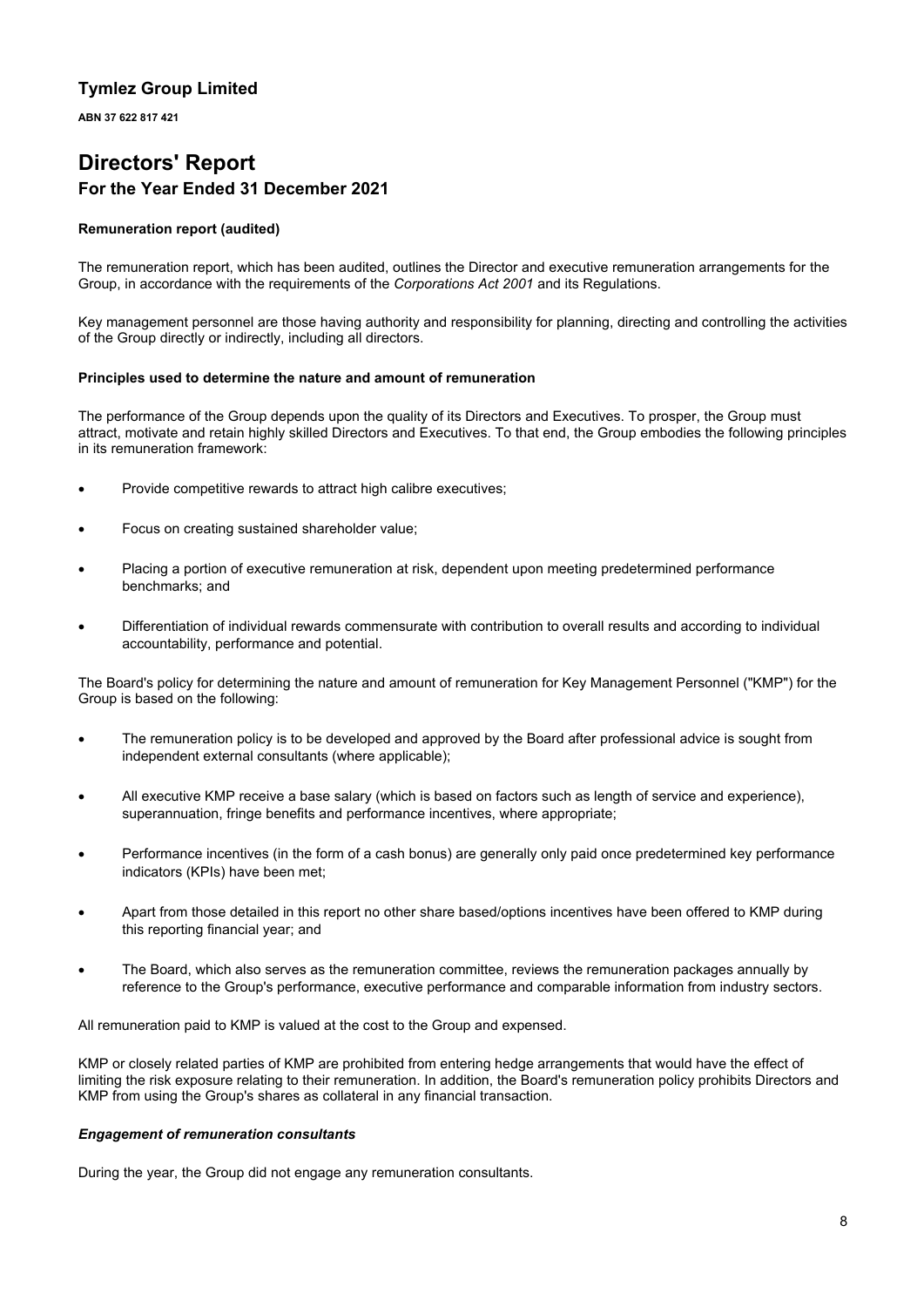# Tymlez Group Limited

**ABN 37 622 817 421**

# Directors' Report

## For the Year Ended 31 December 2021

**Remuneration report (audited)**

The remuneration report, which has been audited, outlines the Director and executive remuneration arrangements for the Group, in accordance with the requirements of the *Corporations Act 2001* and its Regulations.

Key management personnel are those having authority and responsibility for planning, directing and controlling the activities of the Group directly or indirectly, including all directors.

**Principles used to determine the nature and amount of remuneration**

The performance of the Group depends upon the quality of its Directors and Executives. To prosper, the Group must attract, motivate and retain highly skilled Directors and Executives. To that end, the Group embodies the following principles in its remuneration framework:

- Provide competitive rewards to attract high calibre executives;
- Focus on creating sustained shareholder value;
- Placing a portion of executive remuneration at risk, dependent upon meeting predetermined performance benchmarks; and
- Differentiation of individual rewards commensurate with contribution to overall results and according to individual accountability, performance and potential.

The Board's policy for determining the nature and amount of remuneration for Key Management Personnel ("KMP") for the Group is based on the following:

- The remuneration policy is to be developed and approved by the Board after professional advice is sought from independent external consultants (where applicable);
- All executive KMP receive a base salary (which is based on factors such as length of service and experience), superannuation, fringe benefits and performance incentives, where appropriate;
- Performance incentives (in the form of a cash bonus) are generally only paid once predetermined key performance indicators (KPIs) have been met;
- Apart from those detailed in this report no other share based/options incentives have been offered to KMP during this reporting financial year; and
- The Board, which also serves as the remuneration committee, reviews the remuneration packages annually by reference to the Group's performance, executive performance and comparable information from industry sectors.

All remuneration paid to KMP is valued at the cost to the Group and expensed.

KMP or closely related parties of KMP are prohibited from entering hedge arrangements that would have the effect of limiting the risk exposure relating to their remuneration. In addition, the Board's remuneration policy prohibits Directors and KMP from using the Group's shares as collateral in any financial transaction.

***Engagement of remuneration consultants***

During the year, the Group did not engage any remuneration consultants.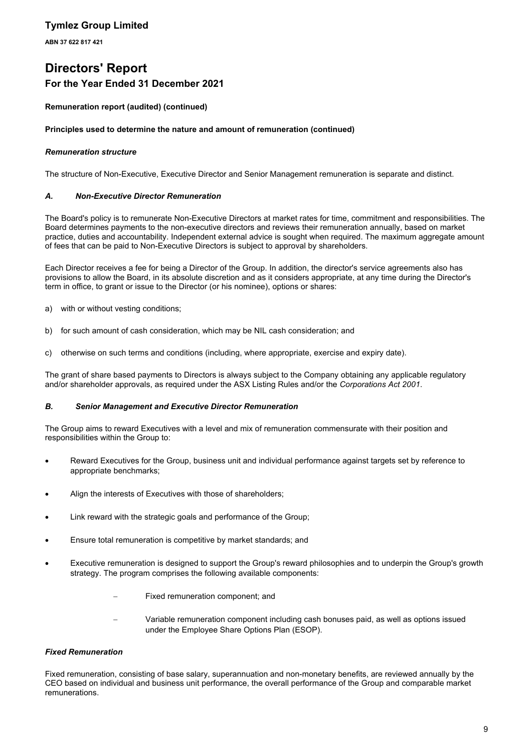# Directors' Report

## For the Year Ended 31 December 2021

**Remuneration report (audited) (continued)**

**Principles used to determine the nature and amount of remuneration (continued)**

***Remuneration structure***

The structure of Non-Executive, Executive Director and Senior Management remuneration is separate and distinct.

***A. Non-Executive Director Remuneration***

The Board's policy is to remunerate Non-Executive Directors at market rates for time, commitment and responsibilities. The Board determines payments to the non-executive directors and reviews their remuneration annually, based on market practice, duties and accountability. Independent external advice is sought when required. The maximum aggregate amount of fees that can be paid to Non-Executive Directors is subject to approval by shareholders.

Each Director receives a fee for being a Director of the Group. In addition, the director's service agreements also has provisions to allow the Board, in its absolute discretion and as it considers appropriate, at any time during the Director's term in office, to grant or issue to the Director (or his nominee), options or shares:

a) with or without vesting conditions;

b) for such amount of cash consideration, which may be NIL cash consideration; and

c) otherwise on such terms and conditions (including, where appropriate, exercise and expiry date).

The grant of share based payments to Directors is always subject to the Company obtaining any applicable regulatory and/or shareholder approvals, as required under the ASX Listing Rules and/or the *Corporations Act 2001*.

***B. Senior Management and Executive Director Remuneration***

The Group aims to reward Executives with a level and mix of remuneration commensurate with their position and responsibilities within the Group to:

- Reward Executives for the Group, business unit and individual performance against targets set by reference to appropriate benchmarks;
- Align the interests of Executives with those of shareholders;
- Link reward with the strategic goals and performance of the Group;
- Ensure total remuneration is competitive by market standards; and
- Executive remuneration is designed to support the Group's reward philosophies and to underpin the Group's growth strategy. The program comprises the following available components:
  - Fixed remuneration component; and
  - Variable remuneration component including cash bonuses paid, as well as options issued under the Employee Share Options Plan (ESOP).

***Fixed Remuneration***

Fixed remuneration, consisting of base salary, superannuation and non-monetary benefits, are reviewed annually by the CEO based on individual and business unit performance, the overall performance of the Group and comparable market remunerations.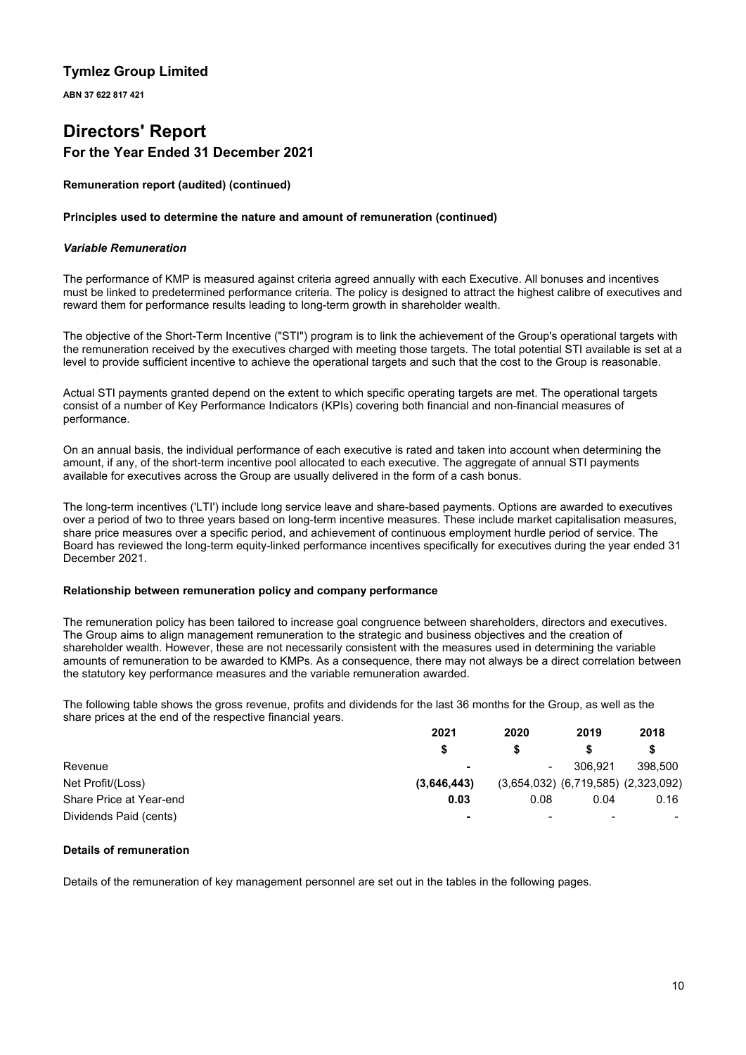# Tymlez Group Limited

**ABN 37 622 817 421**

# Directors' Report

## For the Year Ended 31 December 2021

**Remuneration report (audited) (continued)**

**Principles used to determine the nature and amount of remuneration (continued)**

***Variable Remuneration***

The performance of KMP is measured against criteria agreed annually with each Executive. All bonuses and incentives must be linked to predetermined performance criteria. The policy is designed to attract the highest calibre of executives and reward them for performance results leading to long-term growth in shareholder wealth.

The objective of the Short-Term Incentive ("STI") program is to link the achievement of the Group's operational targets with the remuneration received by the executives charged with meeting those targets. The total potential STI available is set at a level to provide sufficient incentive to achieve the operational targets and such that the cost to the Group is reasonable.

Actual STI payments granted depend on the extent to which specific operating targets are met. The operational targets consist of a number of Key Performance Indicators (KPIs) covering both financial and non-financial measures of performance.

On an annual basis, the individual performance of each executive is rated and taken into account when determining the amount, if any, of the short-term incentive pool allocated to each executive. The aggregate of annual STI payments available for executives across the Group are usually delivered in the form of a cash bonus.

The long-term incentives ('LTI') include long service leave and share-based payments. Options are awarded to executives over a period of two to three years based on long-term incentive measures. These include market capitalisation measures, share price measures over a specific period, and achievement of continuous employment hurdle period of service. The Board has reviewed the long-term equity-linked performance incentives specifically for executives during the year ended 31 December 2021.

**Relationship between remuneration policy and company performance**

The remuneration policy has been tailored to increase goal congruence between shareholders, directors and executives. The Group aims to align management remuneration to the strategic and business objectives and the creation of shareholder wealth. However, these are not necessarily consistent with the measures used in determining the variable amounts of remuneration to be awarded to KMPs. As a consequence, there may not always be a direct correlation between the statutory key performance measures and the variable remuneration awarded.

The following table shows the gross revenue, profits and dividends for the last 36 months for the Group, as well as the share prices at the end of the respective financial years.

| | 2021 | 2020 | 2019 | 2018 |
|---|---|---|---|---|
| | $ | $ | $ | $ |
| Revenue | **-** | - | 306,921 | 398,500 |
| Net Profit/(Loss) | **(3,646,443)** | (3,654,032) | (6,719,585) | (2,323,092) |
| Share Price at Year-end | **0.03** | 0.08 | 0.04 | 0.16 |
| Dividends Paid (cents) | **-** | - | - | - |

**Details of remuneration**

Details of the remuneration of key management personnel are set out in the tables in the following pages.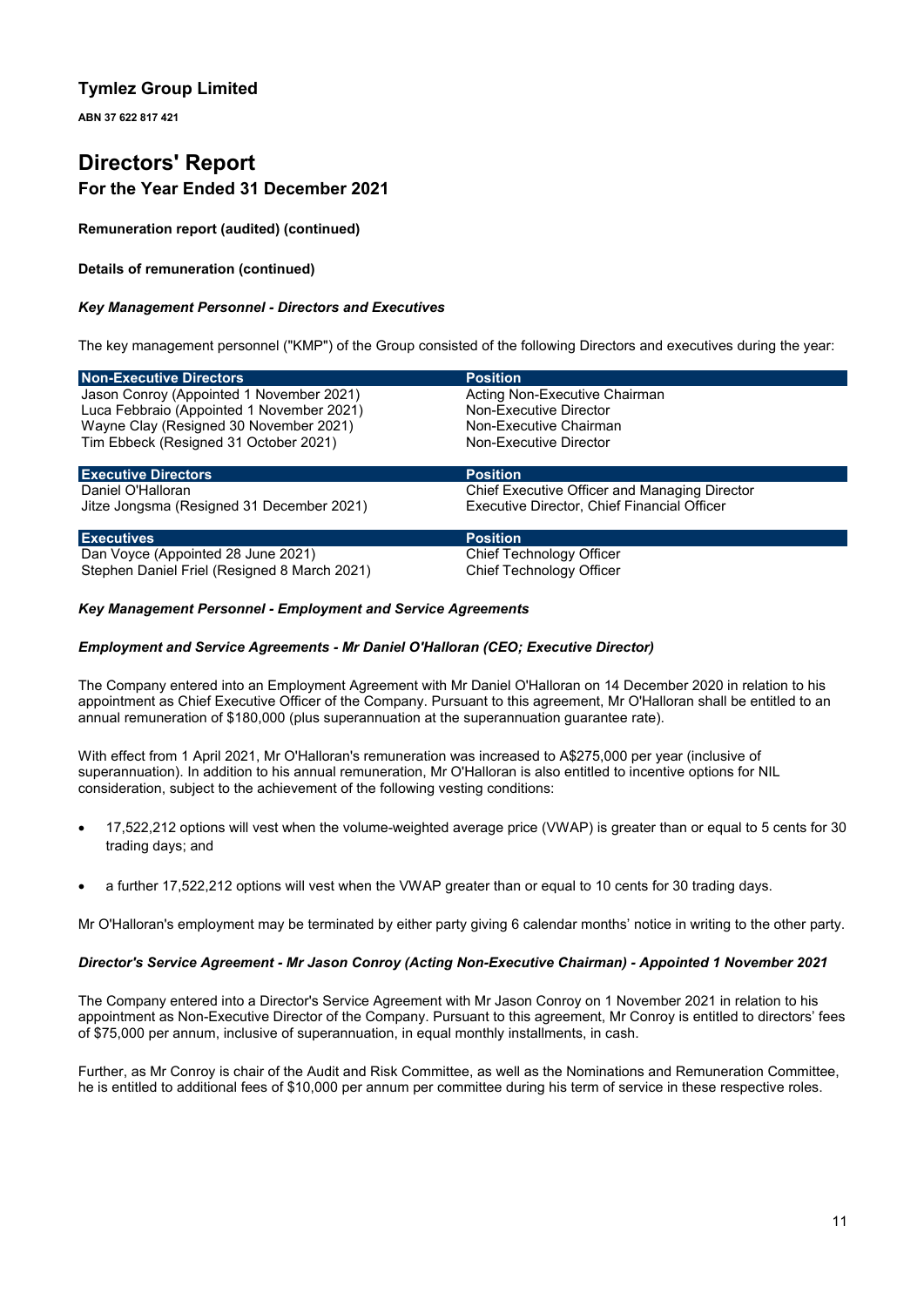# Tymlez Group Limited

**ABN 37 622 817 421**

# Directors' Report

## For the Year Ended 31 December 2021

**Remuneration report (audited) (continued)**

**Details of remuneration (continued)**

***Key Management Personnel - Directors and Executives***

The key management personnel ("KMP") of the Group consisted of the following Directors and executives during the year:

| Non-Executive Directors | Position |
|---|---|
| Jason Conroy (Appointed 1 November 2021) | Acting Non-Executive Chairman |
| Luca Febbraio (Appointed 1 November 2021) | Non-Executive Director |
| Wayne Clay (Resigned 30 November 2021) | Non-Executive Chairman |
| Tim Ebbeck (Resigned 31 October 2021) | Non-Executive Director |

| Executive Directors | Position |
|---|---|
| Daniel O'Halloran | Chief Executive Officer and Managing Director |
| Jitze Jongsma (Resigned 31 December 2021) | Executive Director, Chief Financial Officer |

| Executives | Position |
|---|---|
| Dan Voyce (Appointed 28 June 2021) | Chief Technology Officer |
| Stephen Daniel Friel (Resigned 8 March 2021) | Chief Technology Officer |

***Key Management Personnel - Employment and Service Agreements***

***Employment and Service Agreements - Mr Daniel O'Halloran (CEO; Executive Director)***

The Company entered into an Employment Agreement with Mr Daniel O'Halloran on 14 December 2020 in relation to his appointment as Chief Executive Officer of the Company. Pursuant to this agreement, Mr O'Halloran shall be entitled to an annual remuneration of $180,000 (plus superannuation at the superannuation guarantee rate).

With effect from 1 April 2021, Mr O'Halloran's remuneration was increased to A$275,000 per year (inclusive of superannuation). In addition to his annual remuneration, Mr O'Halloran is also entitled to incentive options for NIL consideration, subject to the achievement of the following vesting conditions:

- 17,522,212 options will vest when the volume-weighted average price (VWAP) is greater than or equal to 5 cents for 30 trading days; and
- a further 17,522,212 options will vest when the VWAP greater than or equal to 10 cents for 30 trading days.

Mr O'Halloran's employment may be terminated by either party giving 6 calendar months' notice in writing to the other party.

***Director's Service Agreement - Mr Jason Conroy (Acting Non-Executive Chairman) - Appointed 1 November 2021***

The Company entered into a Director's Service Agreement with Mr Jason Conroy on 1 November 2021 in relation to his appointment as Non-Executive Director of the Company. Pursuant to this agreement, Mr Conroy is entitled to directors' fees of $75,000 per annum, inclusive of superannuation, in equal monthly installments, in cash.

Further, as Mr Conroy is chair of the Audit and Risk Committee, as well as the Nominations and Remuneration Committee, he is entitled to additional fees of $10,000 per annum per committee during his term of service in these respective roles.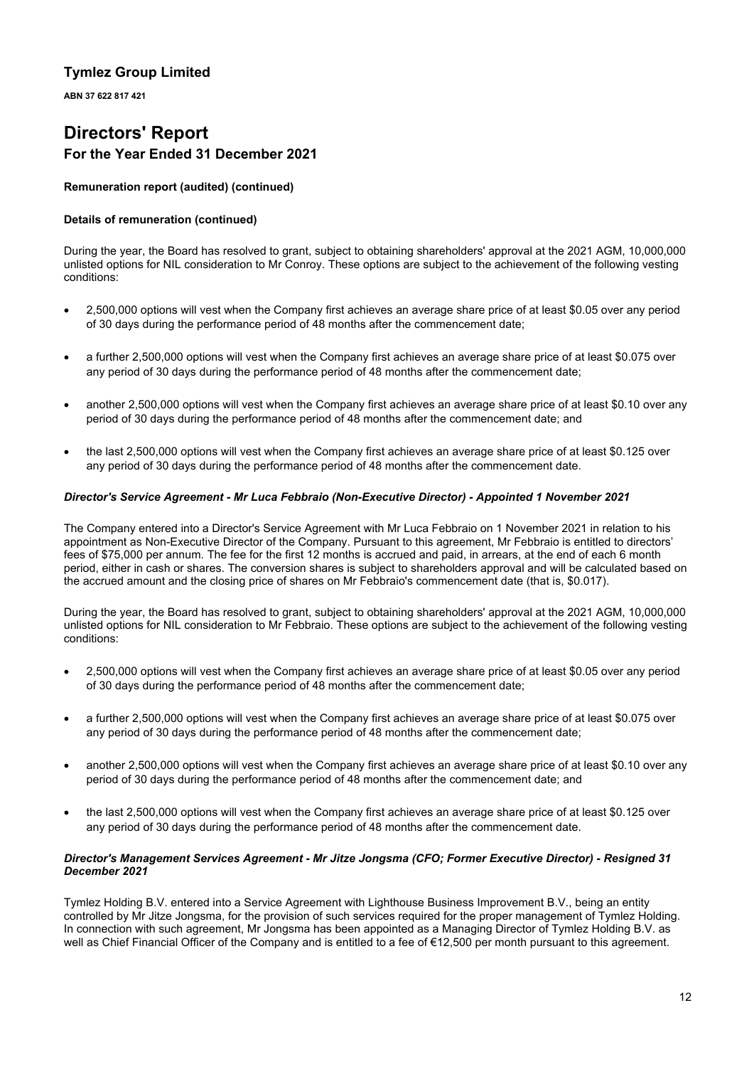**Remuneration report (audited) (continued)**

**Details of remuneration (continued)**

During the year, the Board has resolved to grant, subject to obtaining shareholders' approval at the 2021 AGM, 10,000,000 unlisted options for NIL consideration to Mr Conroy. These options are subject to the achievement of the following vesting conditions:

- 2,500,000 options will vest when the Company first achieves an average share price of at least $0.05 over any period of 30 days during the performance period of 48 months after the commencement date;
- a further 2,500,000 options will vest when the Company first achieves an average share price of at least $0.075 over any period of 30 days during the performance period of 48 months after the commencement date;
- another 2,500,000 options will vest when the Company first achieves an average share price of at least $0.10 over any period of 30 days during the performance period of 48 months after the commencement date; and
- the last 2,500,000 options will vest when the Company first achieves an average share price of at least $0.125 over any period of 30 days during the performance period of 48 months after the commencement date.

***Director's Service Agreement - Mr Luca Febbraio (Non-Executive Director) - Appointed 1 November 2021***

The Company entered into a Director's Service Agreement with Mr Luca Febbraio on 1 November 2021 in relation to his appointment as Non-Executive Director of the Company. Pursuant to this agreement, Mr Febbraio is entitled to directors' fees of $75,000 per annum. The fee for the first 12 months is accrued and paid, in arrears, at the end of each 6 month period, either in cash or shares. The conversion shares is subject to shareholders approval and will be calculated based on the accrued amount and the closing price of shares on Mr Febbraio's commencement date (that is, $0.017).

During the year, the Board has resolved to grant, subject to obtaining shareholders' approval at the 2021 AGM, 10,000,000 unlisted options for NIL consideration to Mr Febbraio. These options are subject to the achievement of the following vesting conditions:

- 2,500,000 options will vest when the Company first achieves an average share price of at least $0.05 over any period of 30 days during the performance period of 48 months after the commencement date;
- a further 2,500,000 options will vest when the Company first achieves an average share price of at least $0.075 over any period of 30 days during the performance period of 48 months after the commencement date;
- another 2,500,000 options will vest when the Company first achieves an average share price of at least $0.10 over any period of 30 days during the performance period of 48 months after the commencement date; and
- the last 2,500,000 options will vest when the Company first achieves an average share price of at least $0.125 over any period of 30 days during the performance period of 48 months after the commencement date.

***Director's Management Services Agreement - Mr Jitze Jongsma (CFO; Former Executive Director) - Resigned 31 December 2021***

Tymlez Holding B.V. entered into a Service Agreement with Lighthouse Business Improvement B.V., being an entity controlled by Mr Jitze Jongsma, for the provision of such services required for the proper management of Tymlez Holding. In connection with such agreement, Mr Jongsma has been appointed as a Managing Director of Tymlez Holding B.V. as well as Chief Financial Officer of the Company and is entitled to a fee of €12,500 per month pursuant to this agreement.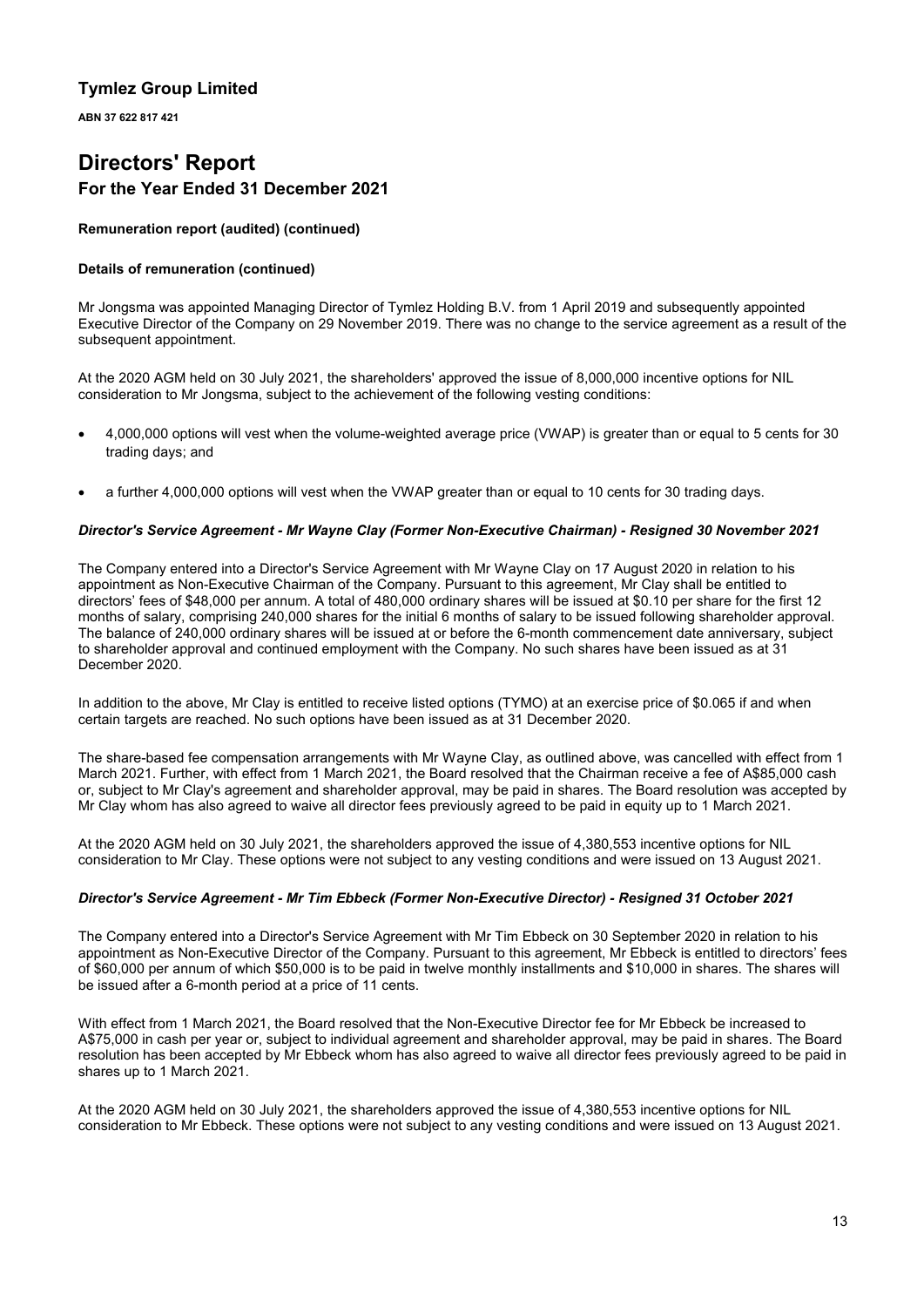# Tymlez Group Limited

**ABN 37 622 817 421**

# Directors' Report

## For the Year Ended 31 December 2021

**Remuneration report (audited) (continued)**

**Details of remuneration (continued)**

Mr Jongsma was appointed Managing Director of Tymlez Holding B.V. from 1 April 2019 and subsequently appointed Executive Director of the Company on 29 November 2019. There was no change to the service agreement as a result of the subsequent appointment.

At the 2020 AGM held on 30 July 2021, the shareholders' approved the issue of 8,000,000 incentive options for NIL consideration to Mr Jongsma, subject to the achievement of the following vesting conditions:

- 4,000,000 options will vest when the volume-weighted average price (VWAP) is greater than or equal to 5 cents for 30 trading days; and
- a further 4,000,000 options will vest when the VWAP greater than or equal to 10 cents for 30 trading days.

***Director's Service Agreement - Mr Wayne Clay (Former Non-Executive Chairman) - Resigned 30 November 2021***

The Company entered into a Director's Service Agreement with Mr Wayne Clay on 17 August 2020 in relation to his appointment as Non-Executive Chairman of the Company. Pursuant to this agreement, Mr Clay shall be entitled to directors' fees of $48,000 per annum. A total of 480,000 ordinary shares will be issued at $0.10 per share for the first 12 months of salary, comprising 240,000 shares for the initial 6 months of salary to be issued following shareholder approval. The balance of 240,000 ordinary shares will be issued at or before the 6-month commencement date anniversary, subject to shareholder approval and continued employment with the Company. No such shares have been issued as at 31 December 2020.

In addition to the above, Mr Clay is entitled to receive listed options (TYMO) at an exercise price of $0.065 if and when certain targets are reached. No such options have been issued as at 31 December 2020.

The share-based fee compensation arrangements with Mr Wayne Clay, as outlined above, was cancelled with effect from 1 March 2021. Further, with effect from 1 March 2021, the Board resolved that the Chairman receive a fee of A$85,000 cash or, subject to Mr Clay's agreement and shareholder approval, may be paid in shares. The Board resolution was accepted by Mr Clay whom has also agreed to waive all director fees previously agreed to be paid in equity up to 1 March 2021.

At the 2020 AGM held on 30 July 2021, the shareholders approved the issue of 4,380,553 incentive options for NIL consideration to Mr Clay. These options were not subject to any vesting conditions and were issued on 13 August 2021.

***Director's Service Agreement - Mr Tim Ebbeck (Former Non-Executive Director) - Resigned 31 October 2021***

The Company entered into a Director's Service Agreement with Mr Tim Ebbeck on 30 September 2020 in relation to his appointment as Non-Executive Director of the Company. Pursuant to this agreement, Mr Ebbeck is entitled to directors' fees of $60,000 per annum of which $50,000 is to be paid in twelve monthly installments and $10,000 in shares. The shares will be issued after a 6-month period at a price of 11 cents.

With effect from 1 March 2021, the Board resolved that the Non-Executive Director fee for Mr Ebbeck be increased to A$75,000 in cash per year or, subject to individual agreement and shareholder approval, may be paid in shares. The Board resolution has been accepted by Mr Ebbeck whom has also agreed to waive all director fees previously agreed to be paid in shares up to 1 March 2021.

At the 2020 AGM held on 30 July 2021, the shareholders approved the issue of 4,380,553 incentive options for NIL consideration to Mr Ebbeck. These options were not subject to any vesting conditions and were issued on 13 August 2021.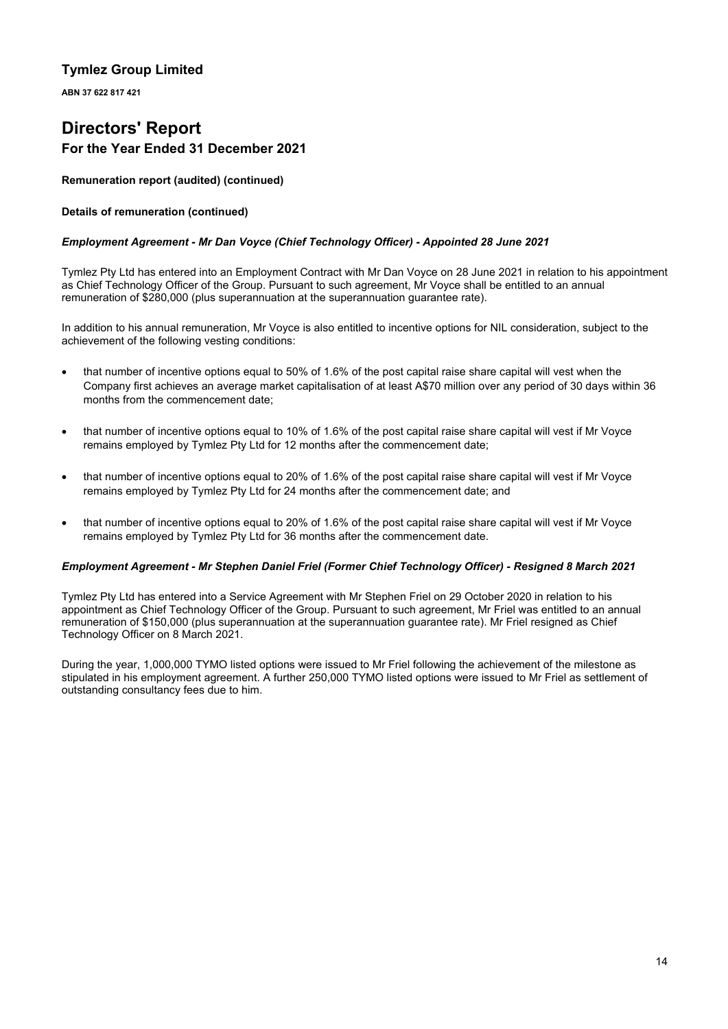# Tymlez Group Limited

**ABN 37 622 817 421**

# Directors' Report

## For the Year Ended 31 December 2021

**Remuneration report (audited) (continued)**

**Details of remuneration (continued)**

***Employment Agreement - Mr Dan Voyce (Chief Technology Officer) - Appointed 28 June 2021***

Tymlez Pty Ltd has entered into an Employment Contract with Mr Dan Voyce on 28 June 2021 in relation to his appointment as Chief Technology Officer of the Group. Pursuant to such agreement, Mr Voyce shall be entitled to an annual remuneration of $280,000 (plus superannuation at the superannuation guarantee rate).

In addition to his annual remuneration, Mr Voyce is also entitled to incentive options for NIL consideration, subject to the achievement of the following vesting conditions:

- that number of incentive options equal to 50% of 1.6% of the post capital raise share capital will vest when the Company first achieves an average market capitalisation of at least A$70 million over any period of 30 days within 36 months from the commencement date;
- that number of incentive options equal to 10% of 1.6% of the post capital raise share capital will vest if Mr Voyce remains employed by Tymlez Pty Ltd for 12 months after the commencement date;
- that number of incentive options equal to 20% of 1.6% of the post capital raise share capital will vest if Mr Voyce remains employed by Tymlez Pty Ltd for 24 months after the commencement date; and
- that number of incentive options equal to 20% of 1.6% of the post capital raise share capital will vest if Mr Voyce remains employed by Tymlez Pty Ltd for 36 months after the commencement date.

***Employment Agreement - Mr Stephen Daniel Friel (Former Chief Technology Officer) - Resigned 8 March 2021***

Tymlez Pty Ltd has entered into a Service Agreement with Mr Stephen Friel on 29 October 2020 in relation to his appointment as Chief Technology Officer of the Group. Pursuant to such agreement, Mr Friel was entitled to an annual remuneration of $150,000 (plus superannuation at the superannuation guarantee rate). Mr Friel resigned as Chief Technology Officer on 8 March 2021.

During the year, 1,000,000 TYMO listed options were issued to Mr Friel following the achievement of the milestone as stipulated in his employment agreement. A further 250,000 TYMO listed options were issued to Mr Friel as settlement of outstanding consultancy fees due to him.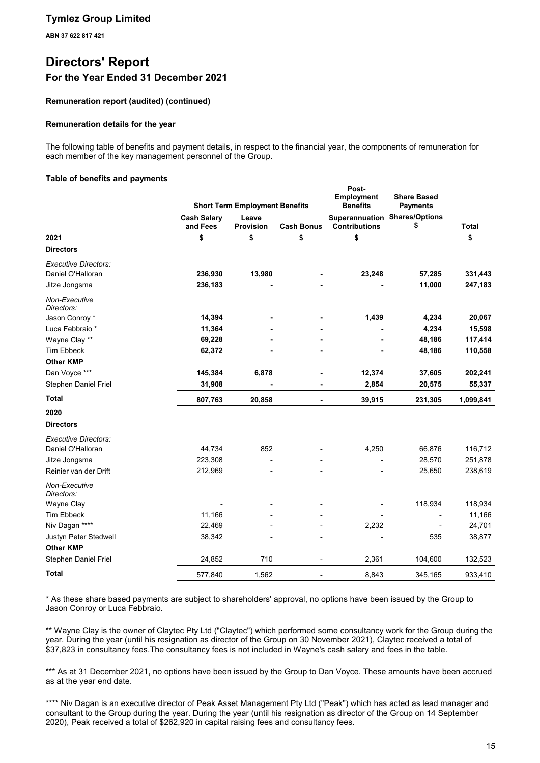## Tymlez Group Limited

**ABN 37 622 817 421**

# Directors' Report

## For the Year Ended 31 December 2021

**Remuneration report (audited) (continued)**

**Remuneration details for the year**

The following table of benefits and payment details, in respect to the financial year, the components of remuneration for each member of the key management personnel of the Group.

**Table of benefits and payments**

| | Short Term Employment Benefits | | | Post-Employment Benefits | Share Based Payments | |
|---|---|---|---|---|---|---|
| | Cash Salary and Fees | Leave Provision | Cash Bonus | Superannuation Contributions | Shares/Options $ | Total |
| **2021** | **$** | **$** | **$** | **$** | | **$** |
| **Directors** | | | | | | |
| *Executive Directors:* | | | | | | |
| Daniel O'Halloran | **236,930** | **13,980** | **-** | **23,248** | **57,285** | **331,443** |
| Jitze Jongsma | **236,183** | **-** | **-** | **-** | **11,000** | **247,183** |
| *Non-Executive Directors:* | | | | | | |
| Jason Conroy * | **14,394** | **-** | **-** | **1,439** | **4,234** | **20,067** |
| Luca Febbraio * | **11,364** | **-** | **-** | **-** | **4,234** | **15,598** |
| Wayne Clay ** | **69,228** | **-** | **-** | **-** | **48,186** | **117,414** |
| Tim Ebbeck | **62,372** | **-** | **-** | **-** | **48,186** | **110,558** |
| **Other KMP** | | | | | | |
| Dan Voyce *** | **145,384** | **6,878** | **-** | **12,374** | **37,605** | **202,241** |
| Stephen Daniel Friel | **31,908** | **-** | **-** | **2,854** | **20,575** | **55,337** |
| **Total** | **807,763** | **20,858** | **-** | **39,915** | **231,305** | **1,099,841** |
| **2020** | | | | | | |
| **Directors** | | | | | | |
| *Executive Directors:* | | | | | | |
| Daniel O'Halloran | 44,734 | 852 | - | 4,250 | 66,876 | 116,712 |
| Jitze Jongsma | 223,308 | - | - | - | 28,570 | 251,878 |
| Reinier van der Drift | 212,969 | - | - | - | 25,650 | 238,619 |
| *Non-Executive Directors:* | | | | | | |
| Wayne Clay | - | - | - | - | 118,934 | 118,934 |
| Tim Ebbeck | 11,166 | - | - | - | - | 11,166 |
| Niv Dagan **** | 22,469 | - | - | 2,232 | - | 24,701 |
| Justyn Peter Stedwell | 38,342 | - | - | - | 535 | 38,877 |
| **Other KMP** | | | | | | |
| Stephen Daniel Friel | 24,852 | 710 | - | 2,361 | 104,600 | 132,523 |
| **Total** | 577,840 | 1,562 | - | 8,843 | 345,165 | 933,410 |

* As these share based payments are subject to shareholders' approval, no options have been issued by the Group to Jason Conroy or Luca Febbraio.

** Wayne Clay is the owner of Claytec Pty Ltd ("Claytec") which performed some consultancy work for the Group during the year. During the year (until his resignation as director of the Group on 30 November 2021), Claytec received a total of $37,823 in consultancy fees.The consultancy fees is not included in Wayne's cash salary and fees in the table.

*** As at 31 December 2021, no options have been issued by the Group to Dan Voyce. These amounts have been accrued as at the year end date.

**** Niv Dagan is an executive director of Peak Asset Management Pty Ltd ("Peak") which has acted as lead manager and consultant to the Group during the year. During the year (until his resignation as director of the Group on 14 September 2020), Peak received a total of $262,920 in capital raising fees and consultancy fees.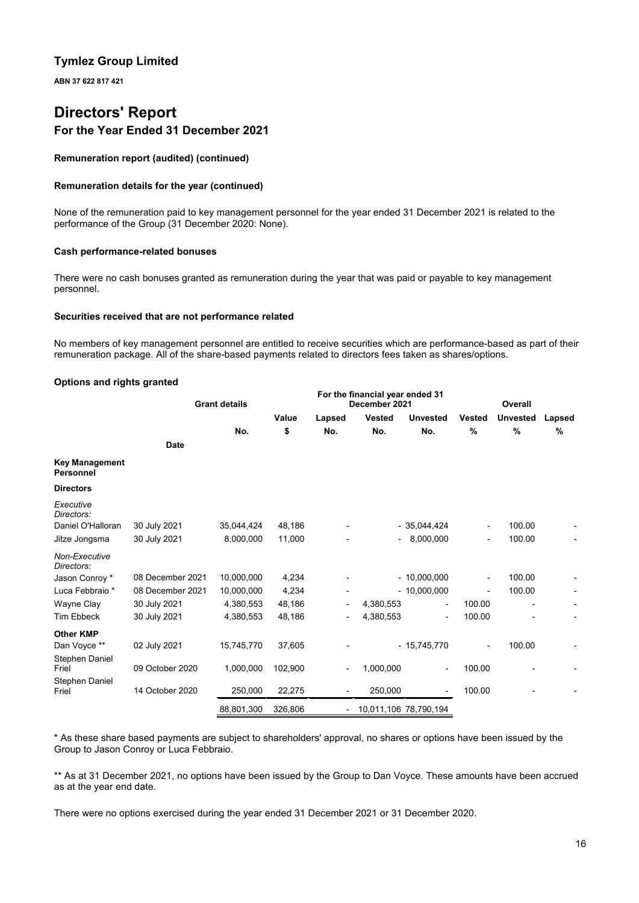## Tymlez Group Limited

**ABN 37 622 817 421**

# Directors' Report

## For the Year Ended 31 December 2021

**Remuneration report (audited) (continued)**

**Remuneration details for the year (continued)**

None of the remuneration paid to key management personnel for the year ended 31 December 2021 is related to the performance of the Group (31 December 2020: None).

**Cash performance-related bonuses**

There were no cash bonuses granted as remuneration during the year that was paid or payable to key management personnel.

**Securities received that are not performance related**

No members of key management personnel are entitled to receive securities which are performance-based as part of their remuneration package. All of the share-based payments related to directors fees taken as shares/options.

**Options and rights granted**

| | Grant details | | | For the financial year ended 31 December 2021 | | | Overall | | |
|---|---|---|---|---|---|---|---|---|---|
| | | | Value | Lapsed | Vested | Unvested | Vested | Unvested | Lapsed |
| | | No. | $ | No. | No. | No. | % | % | % |
| | Date | | | | | | | | |
| **Key Management Personnel** | | | | | | | | | |
| **Directors** | | | | | | | | | |
| *Executive Directors:* | | | | | | | | | |
| Daniel O'Halloran | 30 July 2021 | 35,044,424 | 48,186 | - | - | 35,044,424 | - | 100.00 | - |
| Jitze Jongsma | 30 July 2021 | 8,000,000 | 11,000 | - | - | 8,000,000 | - | 100.00 | - |
| *Non-Executive Directors:* | | | | | | | | | |
| Jason Conroy * | 08 December 2021 | 10,000,000 | 4,234 | - | - | 10,000,000 | - | 100.00 | - |
| Luca Febbraio * | 08 December 2021 | 10,000,000 | 4,234 | - | - | 10,000,000 | - | 100.00 | - |
| Wayne Clay | 30 July 2021 | 4,380,553 | 48,186 | - | 4,380,553 | - | 100.00 | - | - |
| Tim Ebbeck | 30 July 2021 | 4,380,553 | 48,186 | - | 4,380,553 | - | 100.00 | - | - |
| **Other KMP** | | | | | | | | | |
| Dan Voyce ** | 02 July 2021 | 15,745,770 | 37,605 | - | - | 15,745,770 | - | 100.00 | - |
| Stephen Daniel Friel | 09 October 2020 | 1,000,000 | 102,900 | - | 1,000,000 | - | 100.00 | - | - |
| Stephen Daniel Friel | 14 October 2020 | 250,000 | 22,275 | - | 250,000 | - | 100.00 | - | - |
| | | 88,801,300 | 326,806 | - | 10,011,106 | 78,790,194 | | | |

\* As these share based payments are subject to shareholders' approval, no shares or options have been issued by the Group to Jason Conroy or Luca Febbraio.

\*\* As at 31 December 2021, no options have been issued by the Group to Dan Voyce. These amounts have been accrued as at the year end date.

There were no options exercised during the year ended 31 December 2021 or 31 December 2020.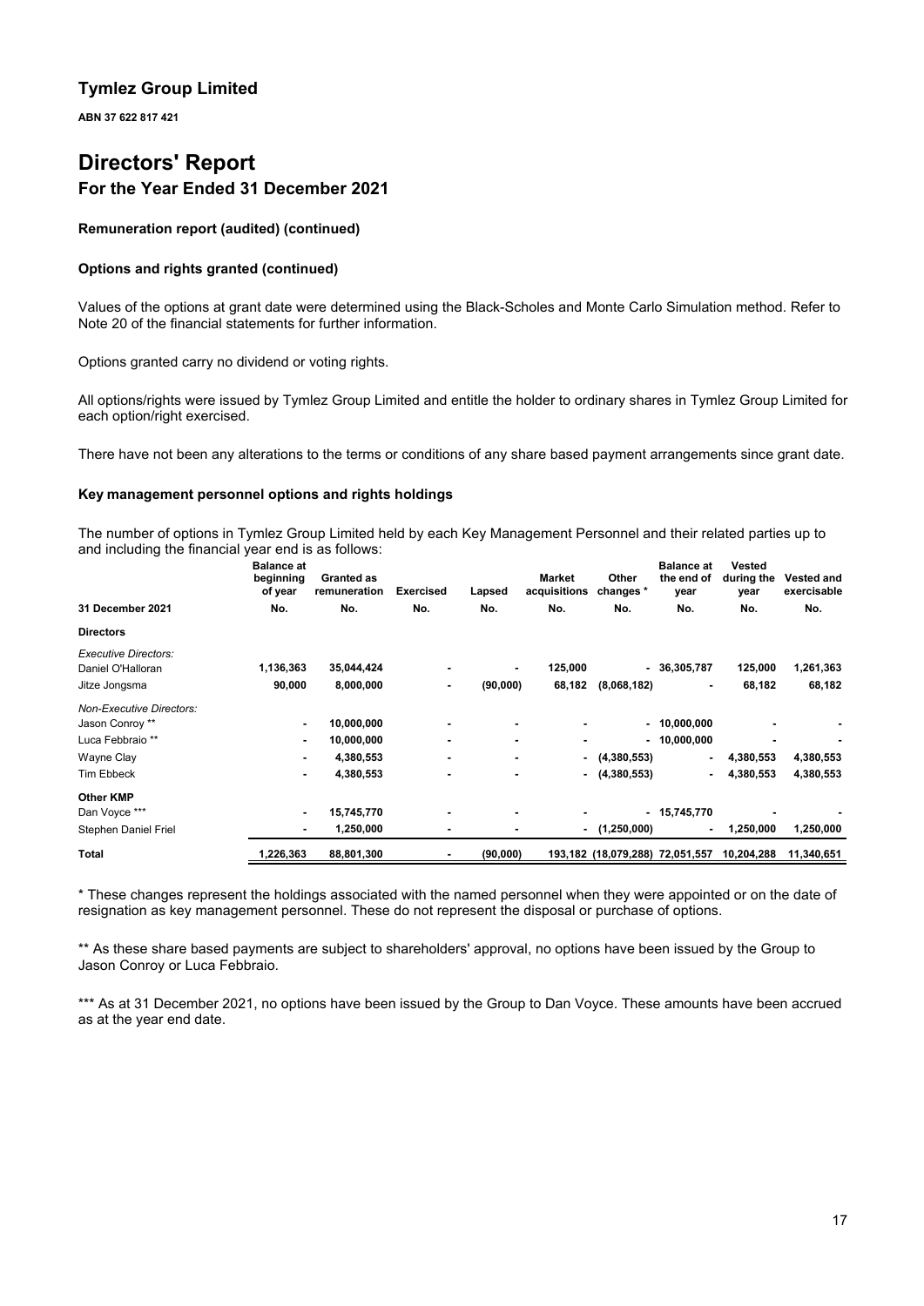# Tymlez Group Limited

**ABN 37 622 817 421**

# Directors' Report

## For the Year Ended 31 December 2021

**Remuneration report (audited) (continued)**

**Options and rights granted (continued)**

Values of the options at grant date were determined using the Black-Scholes and Monte Carlo Simulation method. Refer to Note 20 of the financial statements for further information.

Options granted carry no dividend or voting rights.

All options/rights were issued by Tymlez Group Limited and entitle the holder to ordinary shares in Tymlez Group Limited for each option/right exercised.

There have not been any alterations to the terms or conditions of any share based payment arrangements since grant date.

**Key management personnel options and rights holdings**

The number of options in Tymlez Group Limited held by each Key Management Personnel and their related parties up to and including the financial year end is as follows:

| 31 December 2021 | Balance at beginning of year No. | Granted as remuneration No. | Exercised No. | Lapsed No. | Market acquisitions No. | Other changes * No. | Balance at the end of year No. | Vested during the year No. | Vested and exercisable No. |
|---|---|---|---|---|---|---|---|---|---|
| **Directors** | | | | | | | | | |
| *Executive Directors:* | | | | | | | | | |
| Daniel O'Halloran | 1,136,363 | 35,044,424 | - | - | 125,000 | - | 36,305,787 | 125,000 | 1,261,363 |
| Jitze Jongsma | 90,000 | 8,000,000 | - | (90,000) | 68,182 | (8,068,182) | - | 68,182 | 68,182 |
| *Non-Executive Directors:* | | | | | | | | | |
| Jason Conroy ** | - | 10,000,000 | - | - | - | - | 10,000,000 | - | - |
| Luca Febbraio ** | - | 10,000,000 | - | - | - | - | 10,000,000 | - | - |
| Wayne Clay | - | 4,380,553 | - | - | - | (4,380,553) | - | 4,380,553 | 4,380,553 |
| Tim Ebbeck | - | 4,380,553 | - | - | - | (4,380,553) | - | 4,380,553 | 4,380,553 |
| **Other KMP** | | | | | | | | | |
| Dan Voyce *** | - | 15,745,770 | - | - | - | - | 15,745,770 | - | - |
| Stephen Daniel Friel | - | 1,250,000 | - | - | - | (1,250,000) | - | 1,250,000 | 1,250,000 |
| **Total** | 1,226,363 | 88,801,300 | - | (90,000) | 193,182 | (18,079,288) | 72,051,557 | 10,204,288 | 11,340,651 |

\* These changes represent the holdings associated with the named personnel when they were appointed or on the date of resignation as key management personnel. These do not represent the disposal or purchase of options.

\** As these share based payments are subject to shareholders' approval, no options have been issued by the Group to Jason Conroy or Luca Febbraio.

\*** As at 31 December 2021, no options have been issued by the Group to Dan Voyce. These amounts have been accrued as at the year end date.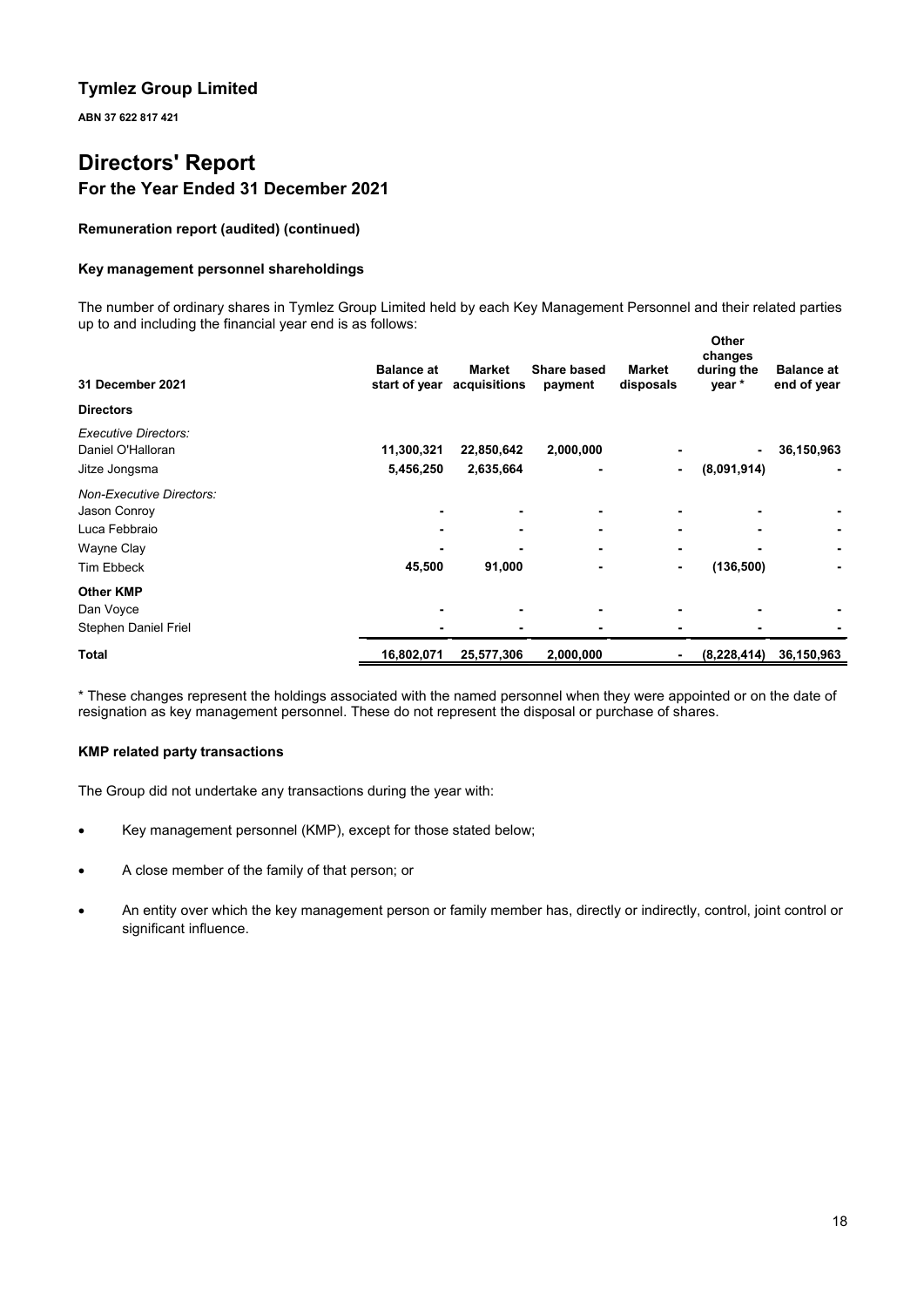# Tymlez Group Limited

**ABN 37 622 817 421**

# Directors' Report

## For the Year Ended 31 December 2021

### Remuneration report (audited) (continued)

#### Key management personnel shareholdings

The number of ordinary shares in Tymlez Group Limited held by each Key Management Personnel and their related parties up to and including the financial year end is as follows:

| 31 December 2021 | Balance at start of year | Market acquisitions | Share based payment | Market disposals | Other changes during the year * | Balance at end of year |
|---|---|---|---|---|---|---|
| **Directors** | | | | | | |
| *Executive Directors:* | | | | | | |
| Daniel O'Halloran | 11,300,321 | 22,850,642 | 2,000,000 | - | - | 36,150,963 |
| Jitze Jongsma | 5,456,250 | 2,635,664 | - | - | (8,091,914) | - |
| *Non-Executive Directors:* | | | | | | |
| Jason Conroy | - | - | - | - | - | - |
| Luca Febbraio | - | - | - | - | - | - |
| Wayne Clay | - | - | - | - | - | - |
| Tim Ebbeck | 45,500 | 91,000 | - | - | (136,500) | - |
| **Other KMP** | | | | | | |
| Dan Voyce | - | - | - | - | - | - |
| Stephen Daniel Friel | - | - | - | - | - | - |
| **Total** | 16,802,071 | 25,577,306 | 2,000,000 | - | (8,228,414) | 36,150,963 |

* These changes represent the holdings associated with the named personnel when they were appointed or on the date of resignation as key management personnel. These do not represent the disposal or purchase of shares.

#### KMP related party transactions

The Group did not undertake any transactions during the year with:

- Key management personnel (KMP), except for those stated below;
- A close member of the family of that person; or
- An entity over which the key management person or family member has, directly or indirectly, control, joint control or significant influence.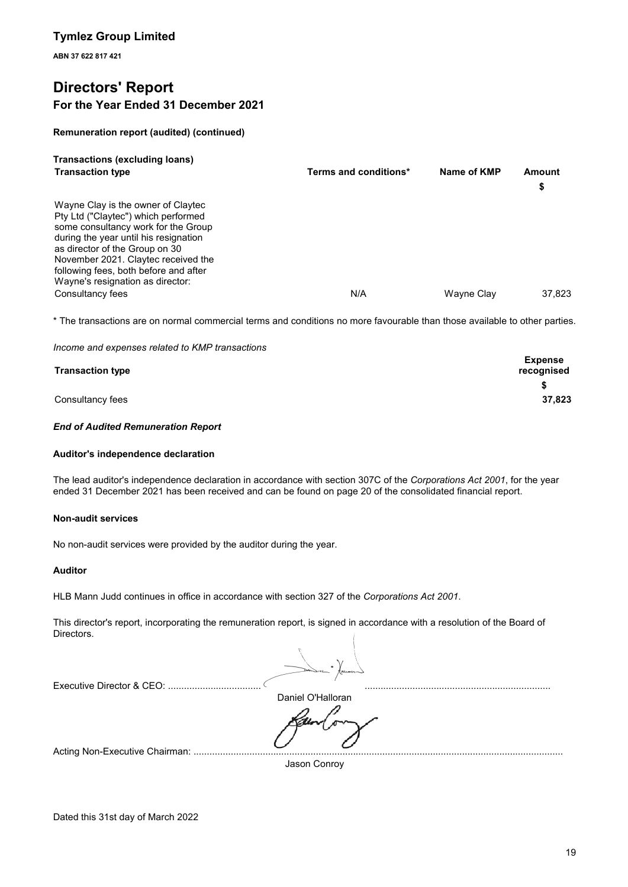# Tymlez Group Limited

**ABN 37 622 817 421**

# Directors' Report

## For the Year Ended 31 December 2021

**Remuneration report (audited) (continued)**

**Transactions (excluding loans)**

| Transaction type | Terms and conditions* | Name of KMP | Amount $ |
|---|---|---|---|
| Wayne Clay is the owner of Claytec Pty Ltd ("Claytec") which performed some consultancy work for the Group during the year until his resignation as director of the Group on 30 November 2021. Claytec received the following fees, both before and after Wayne's resignation as director: | | | |
| Consultancy fees | N/A | Wayne Clay | 37,823 |

\* The transactions are on normal commercial terms and conditions no more favourable than those available to other parties.

*Income and expenses related to KMP transactions*

| Transaction type | Expense recognised $ |
|---|---|
| Consultancy fees | **37,823** |

***End of Audited Remuneration Report***

**Auditor's independence declaration**

The lead auditor's independence declaration in accordance with section 307C of the *Corporations Act 2001*, for the year ended 31 December 2021 has been received and can be found on page 20 of the consolidated financial report.

**Non-audit services**

No non-audit services were provided by the auditor during the year.

**Auditor**

HLB Mann Judd continues in office in accordance with section 327 of the *Corporations Act 2001*.

This director's report, incorporating the remuneration report, is signed in accordance with a resolution of the Board of Directors.

Executive Director & CEO: ..................................
Daniel O'Halloran

Acting Non-Executive Chairman: ..................................
Jason Conroy

Dated this 31st day of March 2022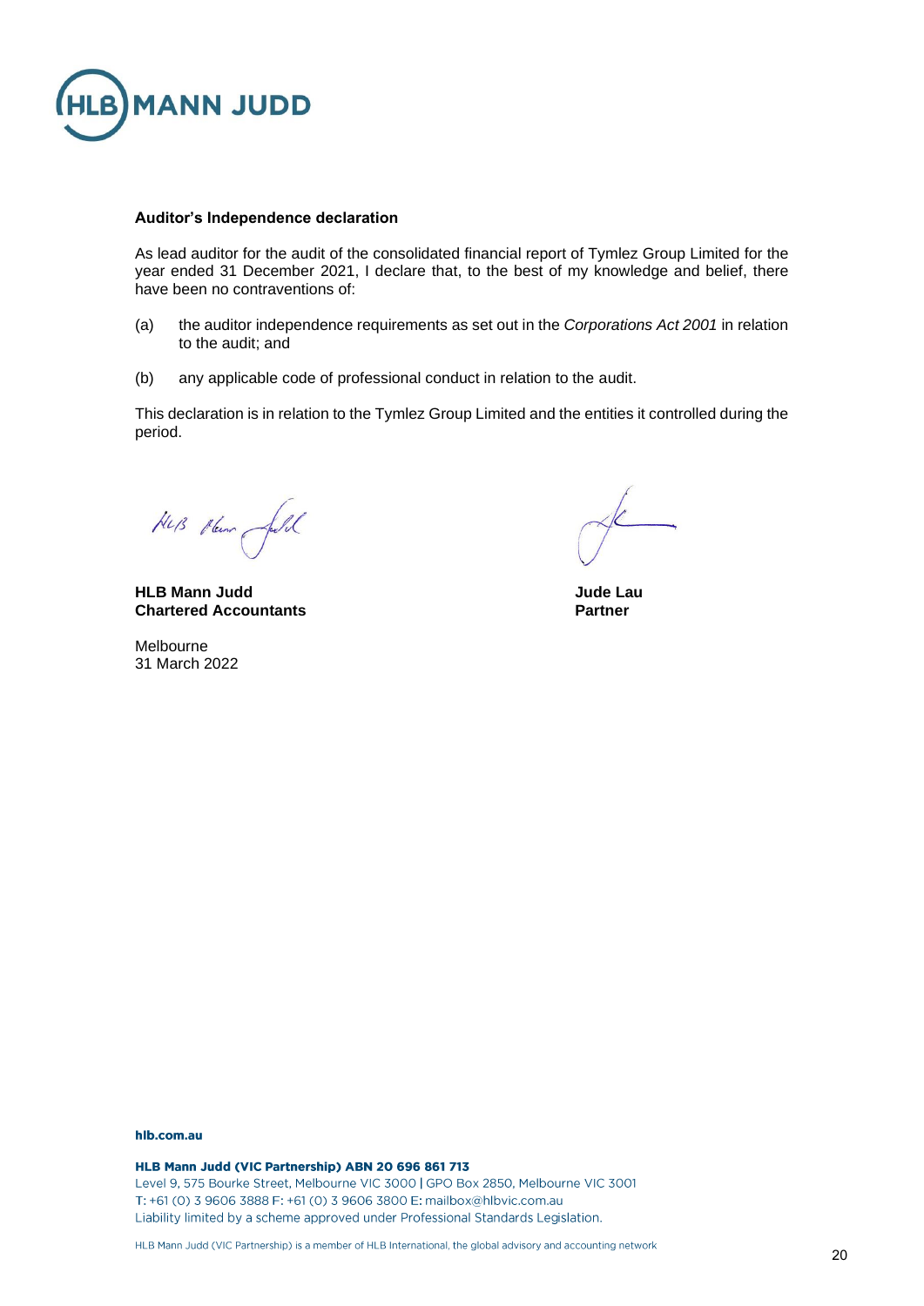**Auditor's Independence declaration**

As lead auditor for the audit of the consolidated financial report of Tymlez Group Limited for the year ended 31 December 2021, I declare that, to the best of my knowledge and belief, there have been no contraventions of:

(a) the auditor independence requirements as set out in the *Corporations Act 2001* in relation to the audit; and

(b) any applicable code of professional conduct in relation to the audit.

This declaration is in relation to the Tymlez Group Limited and the entities it controlled during the period.

**HLB Mann Judd**
**Chartered Accountants**

Melbourne
31 March 2022

**Jude Lau**
**Partner**

hlb.com.au

**HLB Mann Judd (VIC Partnership) ABN 20 696 861 713**
Level 9, 575 Bourke Street, Melbourne VIC 3000 | GPO Box 2850, Melbourne VIC 3001
T: +61 (0) 3 9606 3888 F: +61 (0) 3 9606 3800 E: mailbox@hlbvic.com.au
Liability limited by a scheme approved under Professional Standards Legislation.

HLB Mann Judd (VIC Partnership) is a member of HLB International, the global advisory and accounting network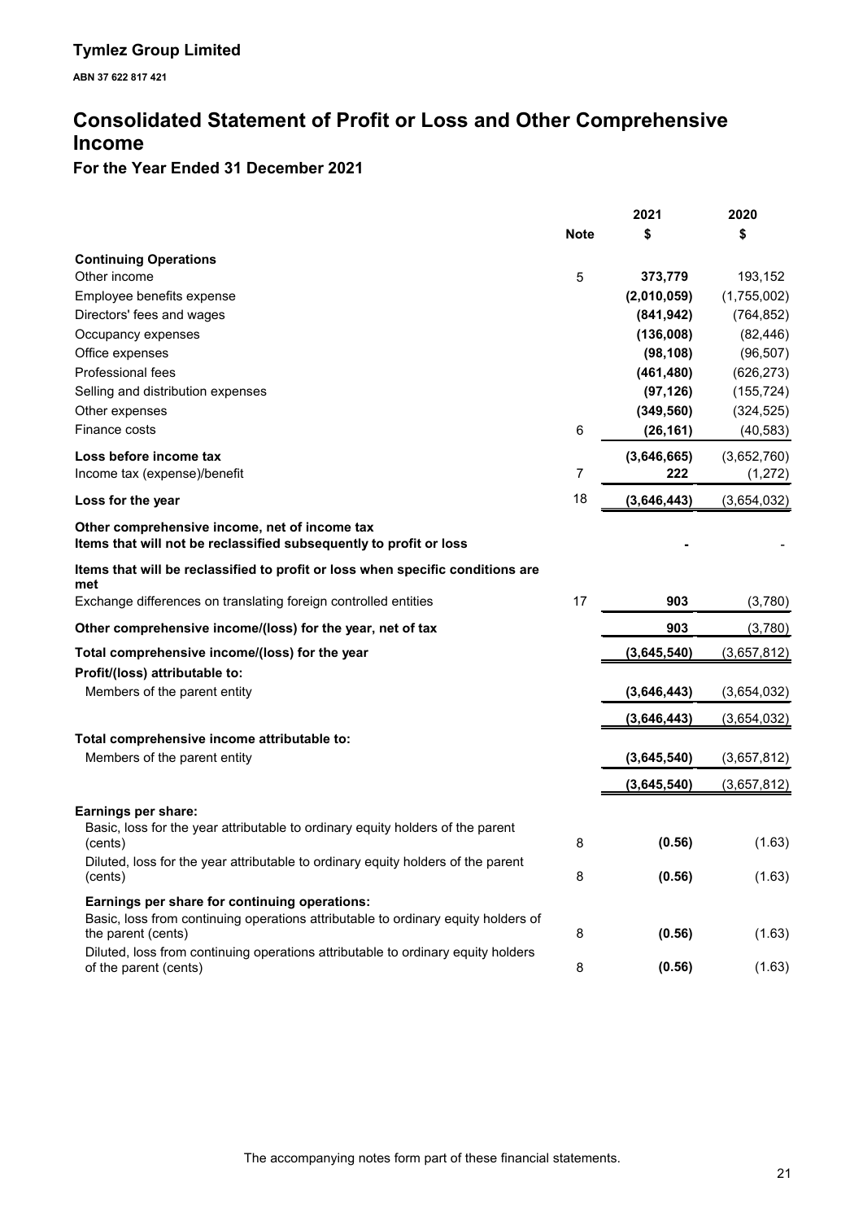## Tymlez Group Limited

**ABN 37 622 817 421**

# Consolidated Statement of Profit or Loss and Other Comprehensive Income

### For the Year Ended 31 December 2021

| | Note | 2021 $ | 2020 $ |
|---|---|---|---|
| **Continuing Operations** | | | |
| Other income | 5 | **373,779** | 193,152 |
| Employee benefits expense | | **(2,010,059)** | (1,755,002) |
| Directors' fees and wages | | **(841,942)** | (764,852) |
| Occupancy expenses | | **(136,008)** | (82,446) |
| Office expenses | | **(98,108)** | (96,507) |
| Professional fees | | **(461,480)** | (626,273) |
| Selling and distribution expenses | | **(97,126)** | (155,724) |
| Other expenses | | **(349,560)** | (324,525) |
| Finance costs | 6 | **(26,161)** | (40,583) |
| **Loss before income tax** | | **(3,646,665)** | (3,652,760) |
| Income tax (expense)/benefit | 7 | **222** | (1,272) |
| **Loss for the year** | 18 | **(3,646,443)** | (3,654,032) |
| **Other comprehensive income, net of income tax** | | | |
| **Items that will not be reclassified subsequently to profit or loss** | | **-** | - |
| **Items that will be reclassified to profit or loss when specific conditions are met** | | | |
| Exchange differences on translating foreign controlled entities | 17 | **903** | (3,780) |
| **Other comprehensive income/(loss) for the year, net of tax** | | **903** | (3,780) |
| **Total comprehensive income/(loss) for the year** | | **(3,645,540)** | (3,657,812) |
| **Profit/(loss) attributable to:** | | | |
| Members of the parent entity | | **(3,646,443)** | (3,654,032) |
| | | **(3,646,443)** | (3,654,032) |
| **Total comprehensive income attributable to:** | | | |
| Members of the parent entity | | **(3,645,540)** | (3,657,812) |
| | | **(3,645,540)** | (3,657,812) |
| **Earnings per share:** | | | |
| Basic, loss for the year attributable to ordinary equity holders of the parent (cents) | 8 | **(0.56)** | (1.63) |
| Diluted, loss for the year attributable to ordinary equity holders of the parent (cents) | 8 | **(0.56)** | (1.63) |
| **Earnings per share for continuing operations:** | | | |
| Basic, loss from continuing operations attributable to ordinary equity holders of the parent (cents) | 8 | **(0.56)** | (1.63) |
| Diluted, loss from continuing operations attributable to ordinary equity holders of the parent (cents) | 8 | **(0.56)** | (1.63) |

The accompanying notes form part of these financial statements.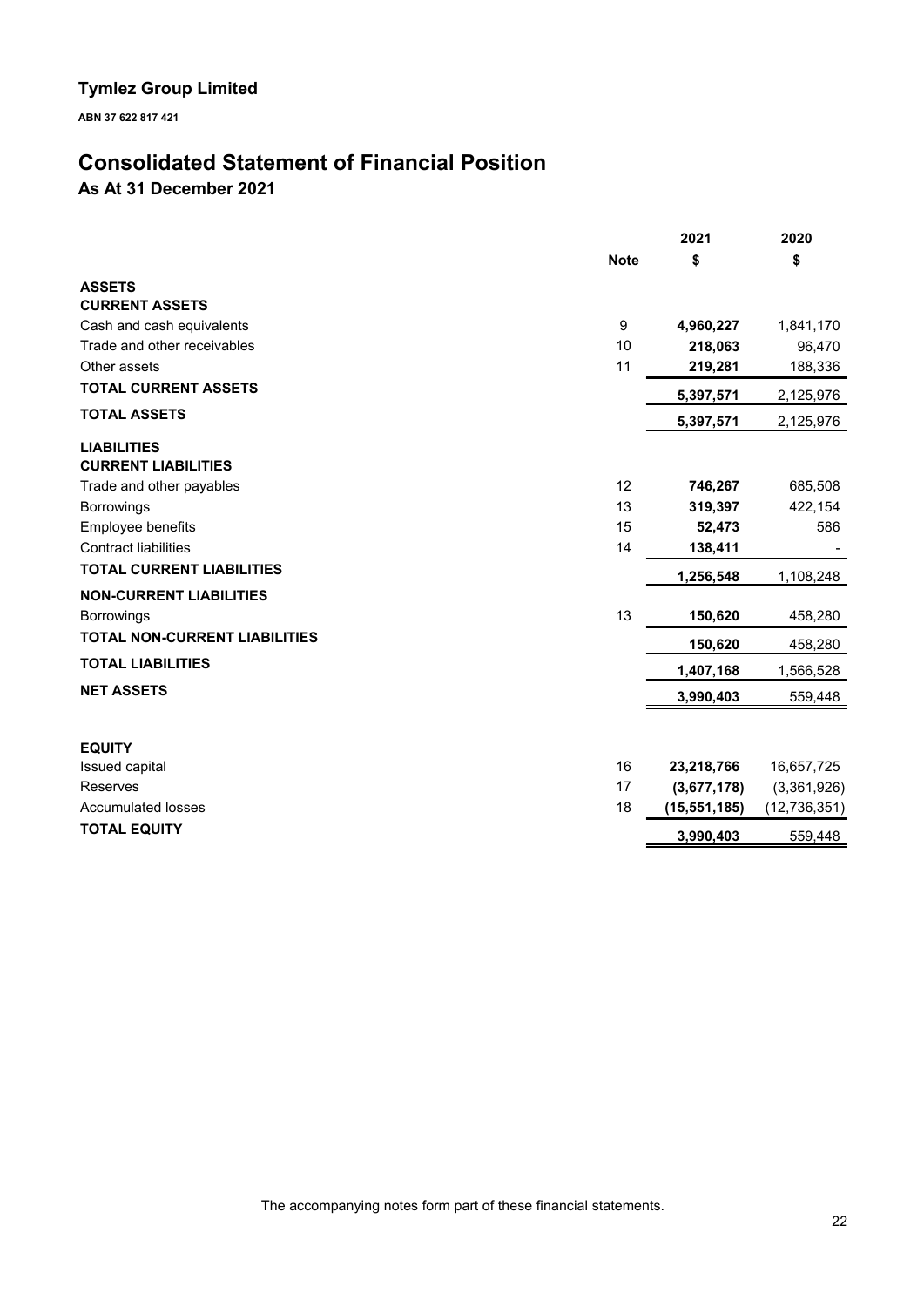# Tymlez Group Limited

**ABN 37 622 817 421**

# Consolidated Statement of Financial Position

## As At 31 December 2021

| | Note | 2021<br>$ | 2020<br>$ |
|---|---|---|---|
| **ASSETS** | | | |
| **CURRENT ASSETS** | | | |
| Cash and cash equivalents | 9 | **4,960,227** | 1,841,170 |
| Trade and other receivables | 10 | **218,063** | 96,470 |
| Other assets | 11 | **219,281** | 188,336 |
| **TOTAL CURRENT ASSETS** | | **5,397,571** | 2,125,976 |
| **TOTAL ASSETS** | | **5,397,571** | 2,125,976 |
| **LIABILITIES** | | | |
| **CURRENT LIABILITIES** | | | |
| Trade and other payables | 12 | **746,267** | 685,508 |
| Borrowings | 13 | **319,397** | 422,154 |
| Employee benefits | 15 | **52,473** | 586 |
| Contract liabilities | 14 | **138,411** | - |
| **TOTAL CURRENT LIABILITIES** | | **1,256,548** | 1,108,248 |
| **NON-CURRENT LIABILITIES** | | | |
| Borrowings | 13 | **150,620** | 458,280 |
| **TOTAL NON-CURRENT LIABILITIES** | | **150,620** | 458,280 |
| **TOTAL LIABILITIES** | | **1,407,168** | 1,566,528 |
| **NET ASSETS** | | **3,990,403** | 559,448 |
| | | | |
| **EQUITY** | | | |
| Issued capital | 16 | **23,218,766** | 16,657,725 |
| Reserves | 17 | **(3,677,178)** | (3,361,926) |
| Accumulated losses | 18 | **(15,551,185)** | (12,736,351) |
| **TOTAL EQUITY** | | **3,990,403** | 559,448 |

The accompanying notes form part of these financial statements.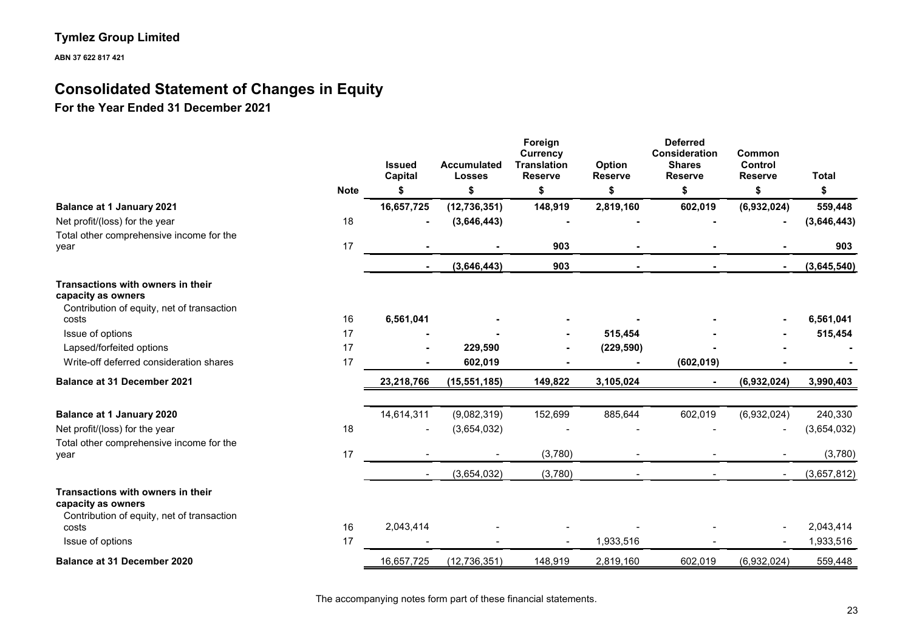**Tymlez Group Limited**

**ABN 37 622 817 421**

# Consolidated Statement of Changes in Equity

## For the Year Ended 31 December 2021

| | Note | Issued Capital<br>$ | Accumulated Losses<br>$ | Foreign Currency Translation Reserve<br>$ | Option Reserve<br>$ | Deferred Consideration Shares Reserve<br>$ | Common Control Reserve<br>$ | Total<br>$ |
|---|---|---|---|---|---|---|---|---|
| **Balance at 1 January 2021** | | **16,657,725** | **(12,736,351)** | **148,919** | **2,819,160** | **602,019** | **(6,932,024)** | **559,448** |
| Net profit/(loss) for the year | 18 | **-** | **(3,646,443)** | **-** | **-** | **-** | **-** | **(3,646,443)** |
| Total other comprehensive income for the year | 17 | **-** | **-** | **903** | **-** | **-** | **-** | **903** |
| | | **-** | **(3,646,443)** | **903** | **-** | **-** | **-** | **(3,645,540)** |
| **Transactions with owners in their capacity as owners** | | | | | | | | |
| Contribution of equity, net of transaction costs | 16 | **6,561,041** | **-** | **-** | **-** | **-** | **-** | **6,561,041** |
| Issue of options | 17 | **-** | **-** | **-** | **515,454** | **-** | **-** | **515,454** |
| Lapsed/forfeited options | 17 | **-** | **229,590** | **-** | **(229,590)** | **-** | **-** | **-** |
| Write-off deferred consideration shares | 17 | **-** | **602,019** | **-** | **-** | **(602,019)** | **-** | **-** |
| **Balance at 31 December 2021** | | **23,218,766** | **(15,551,185)** | **149,822** | **3,105,024** | **-** | **(6,932,024)** | **3,990,403** |
| | | | | | | | | |
| **Balance at 1 January 2020** | | 14,614,311 | (9,082,319) | 152,699 | 885,644 | 602,019 | (6,932,024) | 240,330 |
| Net profit/(loss) for the year | 18 | - | (3,654,032) | - | - | - | - | (3,654,032) |
| Total other comprehensive income for the year | 17 | - | - | (3,780) | - | - | - | (3,780) |
| | | - | (3,654,032) | (3,780) | - | - | - | (3,657,812) |
| **Transactions with owners in their capacity as owners** | | | | | | | | |
| Contribution of equity, net of transaction costs | 16 | 2,043,414 | - | - | - | - | - | 2,043,414 |
| Issue of options | 17 | - | - | - | 1,933,516 | - | - | 1,933,516 |
| **Balance at 31 December 2020** | | 16,657,725 | (12,736,351) | 148,919 | 2,819,160 | 602,019 | (6,932,024) | 559,448 |

The accompanying notes form part of these financial statements.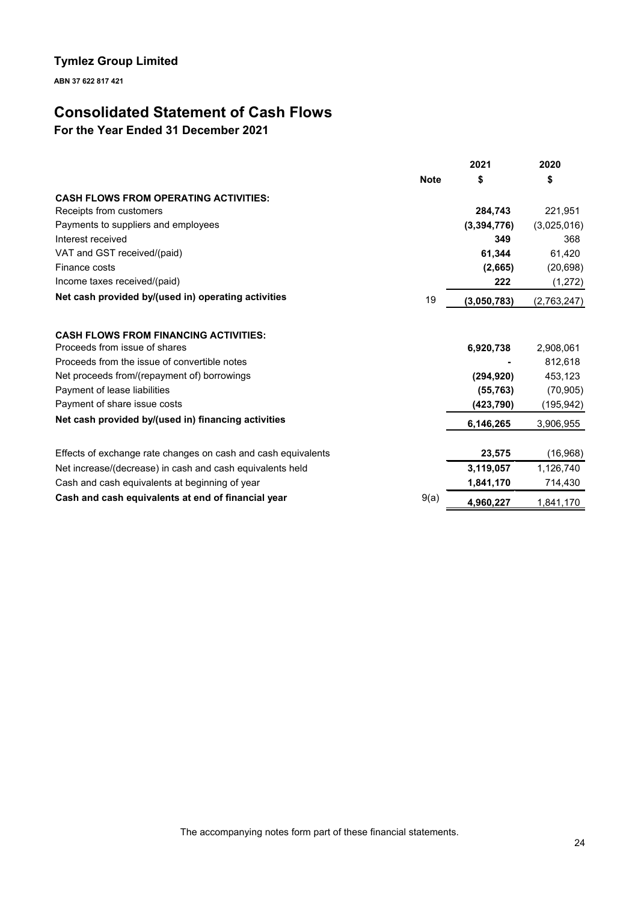**Tymlez Group Limited**

**ABN 37 622 817 421**

# Consolidated Statement of Cash Flows

## For the Year Ended 31 December 2021

| | Note | 2021<br>$ | 2020<br>$ |
|---|---|---|---|
| **CASH FLOWS FROM OPERATING ACTIVITIES:** | | | |
| Receipts from customers | | **284,743** | 221,951 |
| Payments to suppliers and employees | | **(3,394,776)** | (3,025,016) |
| Interest received | | **349** | 368 |
| VAT and GST received/(paid) | | **61,344** | 61,420 |
| Finance costs | | **(2,665)** | (20,698) |
| Income taxes received/(paid) | | **222** | (1,272) |
| **Net cash provided by/(used in) operating activities** | 19 | **(3,050,783)** | (2,763,247) |
| | | | |
| **CASH FLOWS FROM FINANCING ACTIVITIES:** | | | |
| Proceeds from issue of shares | | **6,920,738** | 2,908,061 |
| Proceeds from the issue of convertible notes | | **-** | 812,618 |
| Net proceeds from/(repayment of) borrowings | | **(294,920)** | 453,123 |
| Payment of lease liabilities | | **(55,763)** | (70,905) |
| Payment of share issue costs | | **(423,790)** | (195,942) |
| **Net cash provided by/(used in) financing activities** | | **6,146,265** | 3,906,955 |
| | | | |
| Effects of exchange rate changes on cash and cash equivalents | | **23,575** | (16,968) |
| Net increase/(decrease) in cash and cash equivalents held | | **3,119,057** | 1,126,740 |
| Cash and cash equivalents at beginning of year | | **1,841,170** | 714,430 |
| **Cash and cash equivalents at end of financial year** | 9(a) | **4,960,227** | 1,841,170 |

The accompanying notes form part of these financial statements.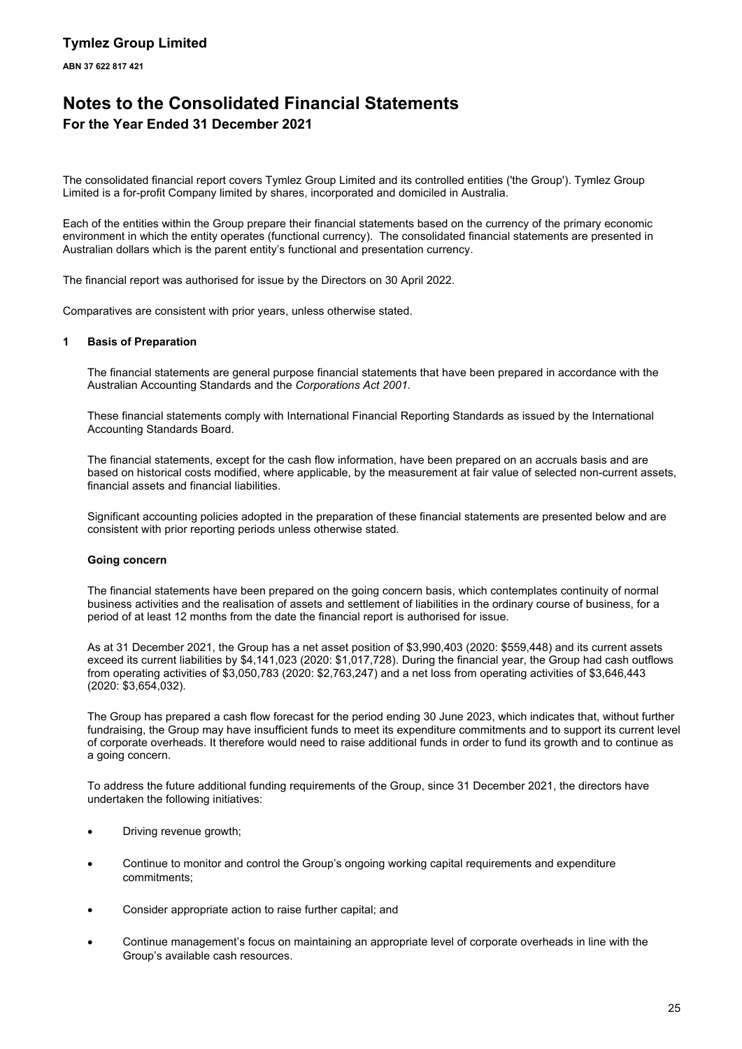# Tymlez Group Limited

**ABN 37 622 817 421**

# Notes to the Consolidated Financial Statements

## For the Year Ended 31 December 2021

The consolidated financial report covers Tymlez Group Limited and its controlled entities ('the Group'). Tymlez Group Limited is a for-profit Company limited by shares, incorporated and domiciled in Australia.

Each of the entities within the Group prepare their financial statements based on the currency of the primary economic environment in which the entity operates (functional currency). The consolidated financial statements are presented in Australian dollars which is the parent entity's functional and presentation currency.

The financial report was authorised for issue by the Directors on 30 April 2022.

Comparatives are consistent with prior years, unless otherwise stated.

### 1 Basis of Preparation

The financial statements are general purpose financial statements that have been prepared in accordance with the Australian Accounting Standards and the *Corporations Act 2001*.

These financial statements comply with International Financial Reporting Standards as issued by the International Accounting Standards Board.

The financial statements, except for the cash flow information, have been prepared on an accruals basis and are based on historical costs modified, where applicable, by the measurement at fair value of selected non-current assets, financial assets and financial liabilities.

Significant accounting policies adopted in the preparation of these financial statements are presented below and are consistent with prior reporting periods unless otherwise stated.

**Going concern**

The financial statements have been prepared on the going concern basis, which contemplates continuity of normal business activities and the realisation of assets and settlement of liabilities in the ordinary course of business, for a period of at least 12 months from the date the financial report is authorised for issue.

As at 31 December 2021, the Group has a net asset position of $3,990,403 (2020: $559,448) and its current assets exceed its current liabilities by $4,141,023 (2020: $1,017,728). During the financial year, the Group had cash outflows from operating activities of $3,050,783 (2020: $2,763,247) and a net loss from operating activities of $3,646,443 (2020: $3,654,032).

The Group has prepared a cash flow forecast for the period ending 30 June 2023, which indicates that, without further fundraising, the Group may have insufficient funds to meet its expenditure commitments and to support its current level of corporate overheads. It therefore would need to raise additional funds in order to fund its growth and to continue as a going concern.

To address the future additional funding requirements of the Group, since 31 December 2021, the directors have undertaken the following initiatives:

- Driving revenue growth;
- Continue to monitor and control the Group's ongoing working capital requirements and expenditure commitments;
- Consider appropriate action to raise further capital; and
- Continue management's focus on maintaining an appropriate level of corporate overheads in line with the Group's available cash resources.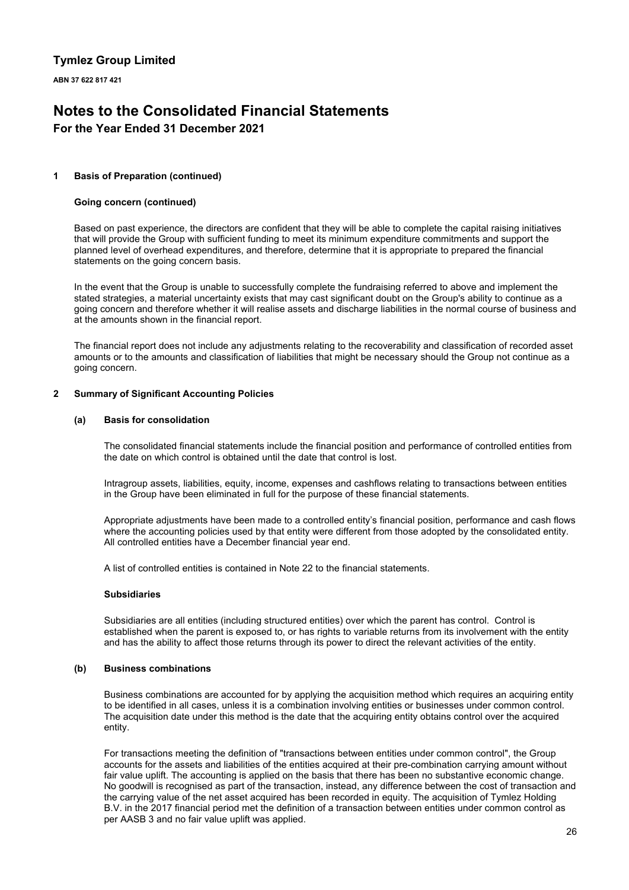## 1 Basis of Preparation (continued)

### Going concern (continued)

Based on past experience, the directors are confident that they will be able to complete the capital raising initiatives that will provide the Group with sufficient funding to meet its minimum expenditure commitments and support the planned level of overhead expenditures, and therefore, determine that it is appropriate to prepared the financial statements on the going concern basis.

In the event that the Group is unable to successfully complete the fundraising referred to above and implement the stated strategies, a material uncertainty exists that may cast significant doubt on the Group's ability to continue as a going concern and therefore whether it will realise assets and discharge liabilities in the normal course of business and at the amounts shown in the financial report.

The financial report does not include any adjustments relating to the recoverability and classification of recorded asset amounts or to the amounts and classification of liabilities that might be necessary should the Group not continue as a going concern.

## 2 Summary of Significant Accounting Policies

### (a) Basis for consolidation

The consolidated financial statements include the financial position and performance of controlled entities from the date on which control is obtained until the date that control is lost.

Intragroup assets, liabilities, equity, income, expenses and cashflows relating to transactions between entities in the Group have been eliminated in full for the purpose of these financial statements.

Appropriate adjustments have been made to a controlled entity's financial position, performance and cash flows where the accounting policies used by that entity were different from those adopted by the consolidated entity. All controlled entities have a December financial year end.

A list of controlled entities is contained in Note 22 to the financial statements.

#### Subsidiaries

Subsidiaries are all entities (including structured entities) over which the parent has control. Control is established when the parent is exposed to, or has rights to variable returns from its involvement with the entity and has the ability to affect those returns through its power to direct the relevant activities of the entity.

### (b) Business combinations

Business combinations are accounted for by applying the acquisition method which requires an acquiring entity to be identified in all cases, unless it is a combination involving entities or businesses under common control. The acquisition date under this method is the date that the acquiring entity obtains control over the acquired entity.

For transactions meeting the definition of "transactions between entities under common control", the Group accounts for the assets and liabilities of the entities acquired at their pre-combination carrying amount without fair value uplift. The accounting is applied on the basis that there has been no substantive economic change. No goodwill is recognised as part of the transaction, instead, any difference between the cost of transaction and the carrying value of the net asset acquired has been recorded in equity. The acquisition of Tymlez Holding B.V. in the 2017 financial period met the definition of a transaction between entities under common control as per AASB 3 and no fair value uplift was applied.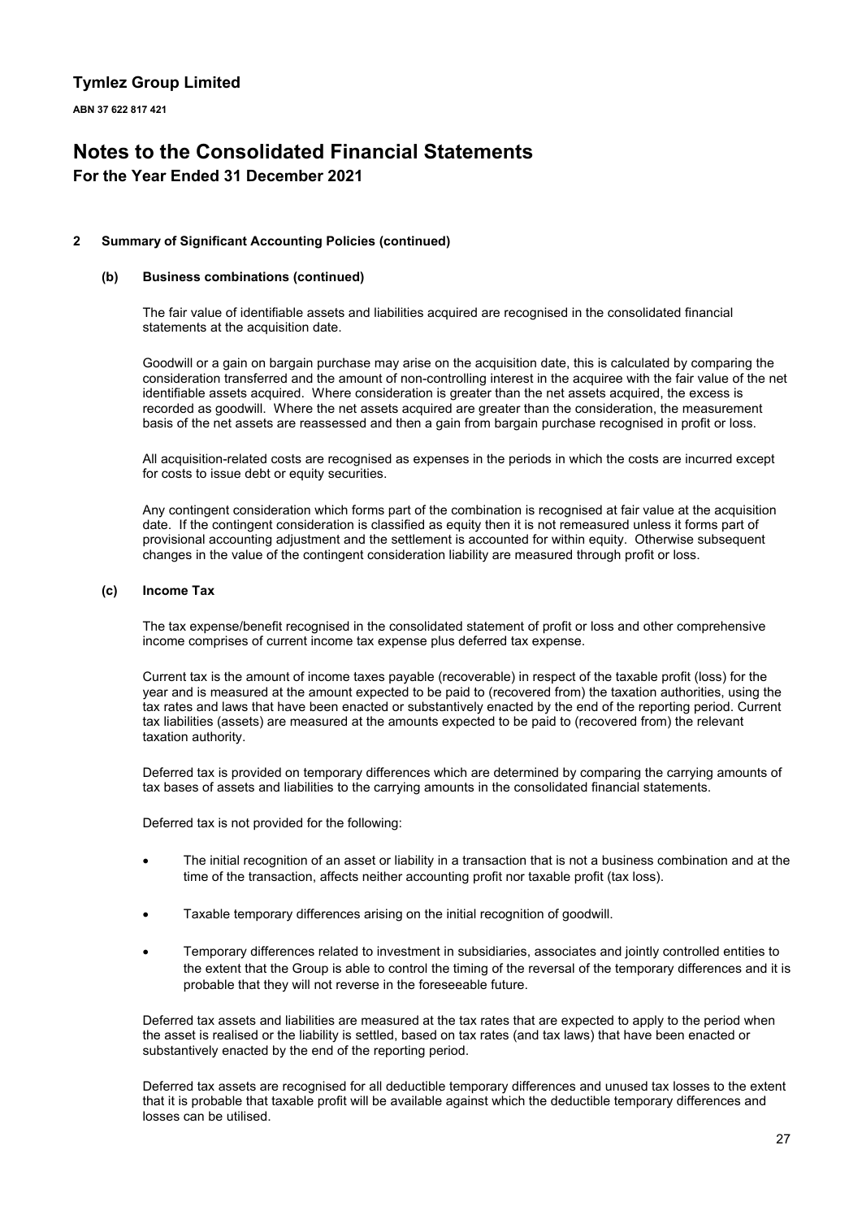## 2 Summary of Significant Accounting Policies (continued)

### (b) Business combinations (continued)

The fair value of identifiable assets and liabilities acquired are recognised in the consolidated financial statements at the acquisition date.

Goodwill or a gain on bargain purchase may arise on the acquisition date, this is calculated by comparing the consideration transferred and the amount of non-controlling interest in the acquiree with the fair value of the net identifiable assets acquired. Where consideration is greater than the net assets acquired, the excess is recorded as goodwill. Where the net assets acquired are greater than the consideration, the measurement basis of the net assets are reassessed and then a gain from bargain purchase recognised in profit or loss.

All acquisition-related costs are recognised as expenses in the periods in which the costs are incurred except for costs to issue debt or equity securities.

Any contingent consideration which forms part of the combination is recognised at fair value at the acquisition date. If the contingent consideration is classified as equity then it is not remeasured unless it forms part of provisional accounting adjustment and the settlement is accounted for within equity. Otherwise subsequent changes in the value of the contingent consideration liability are measured through profit or loss.

### (c) Income Tax

The tax expense/benefit recognised in the consolidated statement of profit or loss and other comprehensive income comprises of current income tax expense plus deferred tax expense.

Current tax is the amount of income taxes payable (recoverable) in respect of the taxable profit (loss) for the year and is measured at the amount expected to be paid to (recovered from) the taxation authorities, using the tax rates and laws that have been enacted or substantively enacted by the end of the reporting period. Current tax liabilities (assets) are measured at the amounts expected to be paid to (recovered from) the relevant taxation authority.

Deferred tax is provided on temporary differences which are determined by comparing the carrying amounts of tax bases of assets and liabilities to the carrying amounts in the consolidated financial statements.

Deferred tax is not provided for the following:

- The initial recognition of an asset or liability in a transaction that is not a business combination and at the time of the transaction, affects neither accounting profit nor taxable profit (tax loss).
- Taxable temporary differences arising on the initial recognition of goodwill.
- Temporary differences related to investment in subsidiaries, associates and jointly controlled entities to the extent that the Group is able to control the timing of the reversal of the temporary differences and it is probable that they will not reverse in the foreseeable future.

Deferred tax assets and liabilities are measured at the tax rates that are expected to apply to the period when the asset is realised or the liability is settled, based on tax rates (and tax laws) that have been enacted or substantively enacted by the end of the reporting period.

Deferred tax assets are recognised for all deductible temporary differences and unused tax losses to the extent that it is probable that taxable profit will be available against which the deductible temporary differences and losses can be utilised.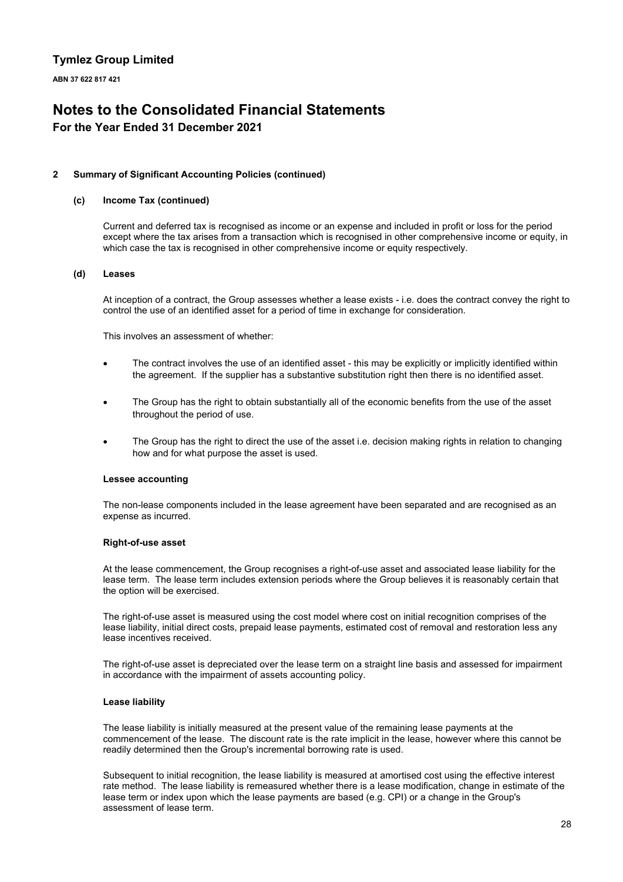# Tymlez Group Limited

**ABN 37 622 817 421**

# Notes to the Consolidated Financial Statements

## For the Year Ended 31 December 2021

### 2 Summary of Significant Accounting Policies (continued)

#### (c) Income Tax (continued)

Current and deferred tax is recognised as income or an expense and included in profit or loss for the period except where the tax arises from a transaction which is recognised in other comprehensive income or equity, in which case the tax is recognised in other comprehensive income or equity respectively.

#### (d) Leases

At inception of a contract, the Group assesses whether a lease exists - i.e. does the contract convey the right to control the use of an identified asset for a period of time in exchange for consideration.

This involves an assessment of whether:

- The contract involves the use of an identified asset - this may be explicitly or implicitly identified within the agreement. If the supplier has a substantive substitution right then there is no identified asset.
- The Group has the right to obtain substantially all of the economic benefits from the use of the asset throughout the period of use.
- The Group has the right to direct the use of the asset i.e. decision making rights in relation to changing how and for what purpose the asset is used.

**Lessee accounting**

The non-lease components included in the lease agreement have been separated and are recognised as an expense as incurred.

**Right-of-use asset**

At the lease commencement, the Group recognises a right-of-use asset and associated lease liability for the lease term. The lease term includes extension periods where the Group believes it is reasonably certain that the option will be exercised.

The right-of-use asset is measured using the cost model where cost on initial recognition comprises of the lease liability, initial direct costs, prepaid lease payments, estimated cost of removal and restoration less any lease incentives received.

The right-of-use asset is depreciated over the lease term on a straight line basis and assessed for impairment in accordance with the impairment of assets accounting policy.

**Lease liability**

The lease liability is initially measured at the present value of the remaining lease payments at the commencement of the lease. The discount rate is the rate implicit in the lease, however where this cannot be readily determined then the Group's incremental borrowing rate is used.

Subsequent to initial recognition, the lease liability is measured at amortised cost using the effective interest rate method. The lease liability is remeasured whether there is a lease modification, change in estimate of the lease term or index upon which the lease payments are based (e.g. CPI) or a change in the Group's assessment of lease term.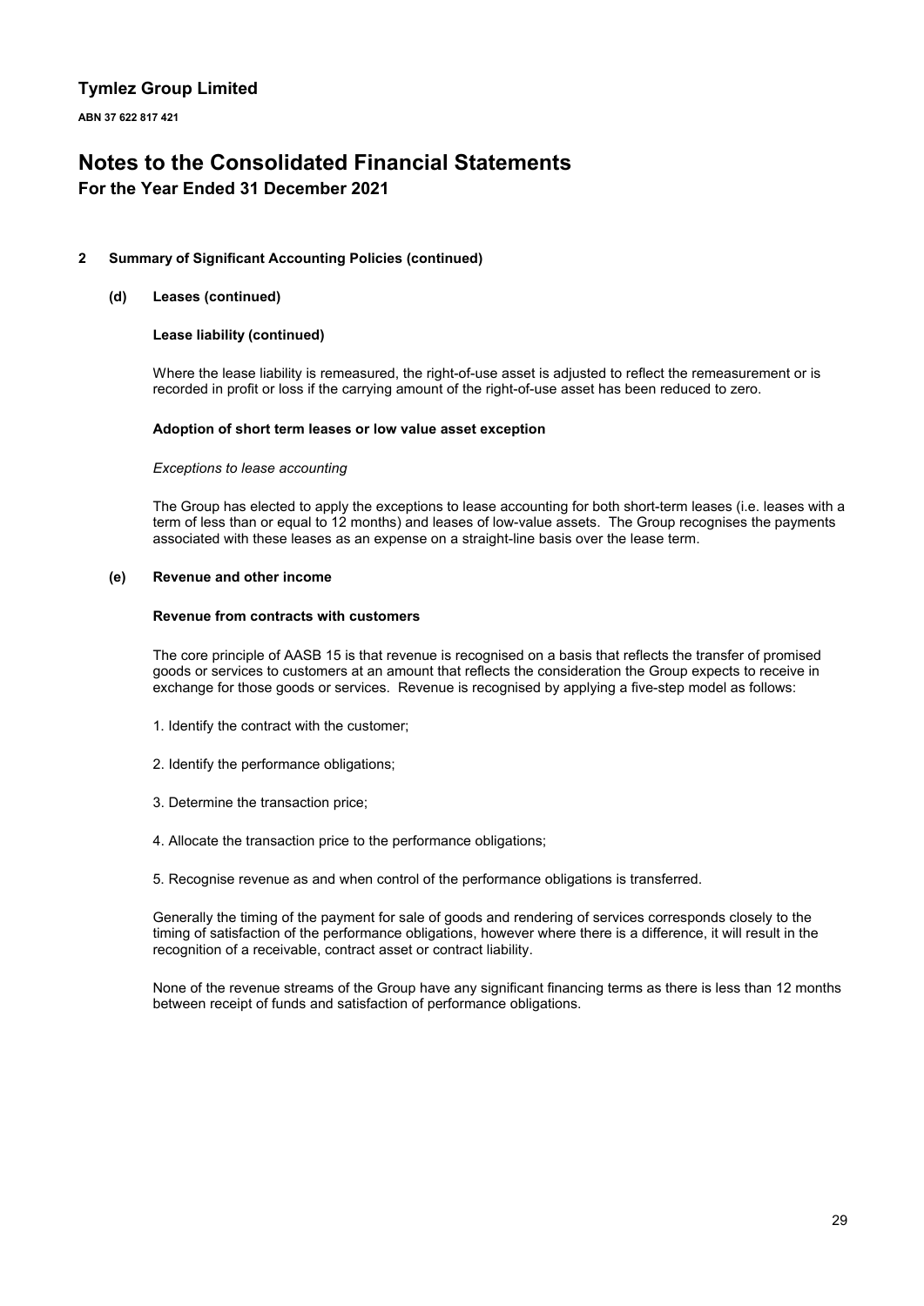## 2 Summary of Significant Accounting Policies (continued)

### (d) Leases (continued)

**Lease liability (continued)**

Where the lease liability is remeasured, the right-of-use asset is adjusted to reflect the remeasurement or is recorded in profit or loss if the carrying amount of the right-of-use asset has been reduced to zero.

**Adoption of short term leases or low value asset exception**

*Exceptions to lease accounting*

The Group has elected to apply the exceptions to lease accounting for both short-term leases (i.e. leases with a term of less than or equal to 12 months) and leases of low-value assets. The Group recognises the payments associated with these leases as an expense on a straight-line basis over the lease term.

### (e) Revenue and other income

**Revenue from contracts with customers**

The core principle of AASB 15 is that revenue is recognised on a basis that reflects the transfer of promised goods or services to customers at an amount that reflects the consideration the Group expects to receive in exchange for those goods or services. Revenue is recognised by applying a five-step model as follows:

1. Identify the contract with the customer;

2. Identify the performance obligations;

3. Determine the transaction price;

4. Allocate the transaction price to the performance obligations;

5. Recognise revenue as and when control of the performance obligations is transferred.

Generally the timing of the payment for sale of goods and rendering of services corresponds closely to the timing of satisfaction of the performance obligations, however where there is a difference, it will result in the recognition of a receivable, contract asset or contract liability.

None of the revenue streams of the Group have any significant financing terms as there is less than 12 months between receipt of funds and satisfaction of performance obligations.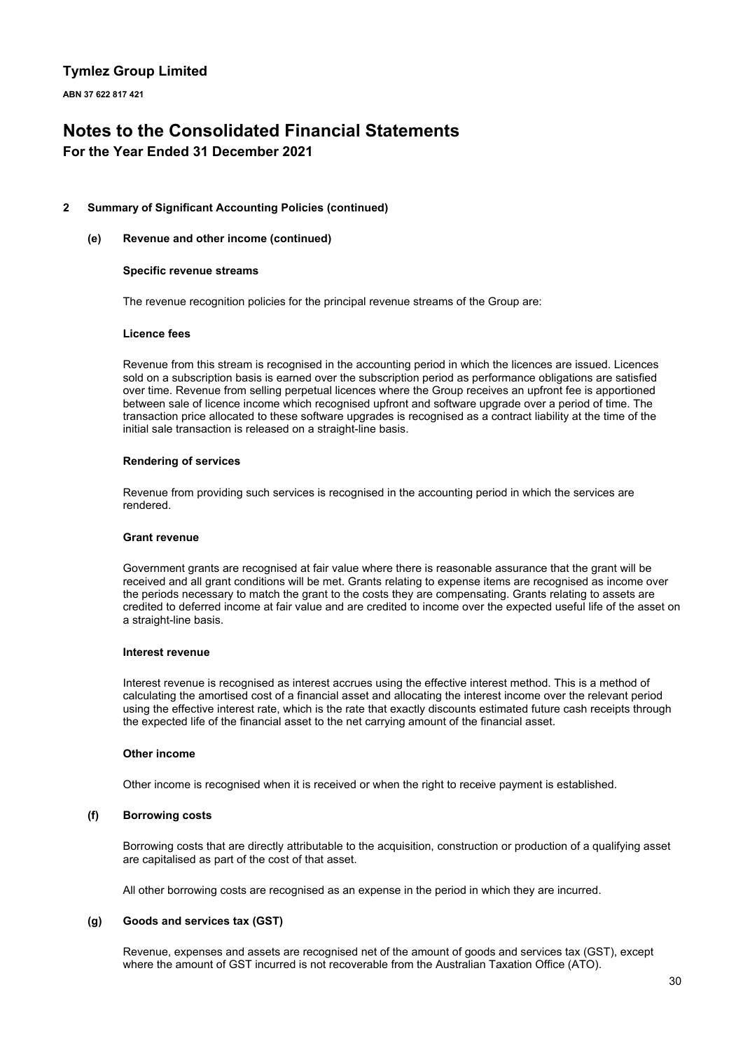# Tymlez Group Limited

**ABN 37 622 817 421**

# Notes to the Consolidated Financial Statements

## For the Year Ended 31 December 2021

### 2 Summary of Significant Accounting Policies (continued)

#### (e) Revenue and other income (continued)

**Specific revenue streams**

The revenue recognition policies for the principal revenue streams of the Group are:

**Licence fees**

Revenue from this stream is recognised in the accounting period in which the licences are issued. Licences sold on a subscription basis is earned over the subscription period as performance obligations are satisfied over time. Revenue from selling perpetual licences where the Group receives an upfront fee is apportioned between sale of licence income which recognised upfront and software upgrade over a period of time. The transaction price allocated to these software upgrades is recognised as a contract liability at the time of the initial sale transaction is released on a straight-line basis.

**Rendering of services**

Revenue from providing such services is recognised in the accounting period in which the services are rendered.

**Grant revenue**

Government grants are recognised at fair value where there is reasonable assurance that the grant will be received and all grant conditions will be met. Grants relating to expense items are recognised as income over the periods necessary to match the grant to the costs they are compensating. Grants relating to assets are credited to deferred income at fair value and are credited to income over the expected useful life of the asset on a straight-line basis.

**Interest revenue**

Interest revenue is recognised as interest accrues using the effective interest method. This is a method of calculating the amortised cost of a financial asset and allocating the interest income over the relevant period using the effective interest rate, which is the rate that exactly discounts estimated future cash receipts through the expected life of the financial asset to the net carrying amount of the financial asset.

**Other income**

Other income is recognised when it is received or when the right to receive payment is established.

#### (f) Borrowing costs

Borrowing costs that are directly attributable to the acquisition, construction or production of a qualifying asset are capitalised as part of the cost of that asset.

All other borrowing costs are recognised as an expense in the period in which they are incurred.

#### (g) Goods and services tax (GST)

Revenue, expenses and assets are recognised net of the amount of goods and services tax (GST), except where the amount of GST incurred is not recoverable from the Australian Taxation Office (ATO).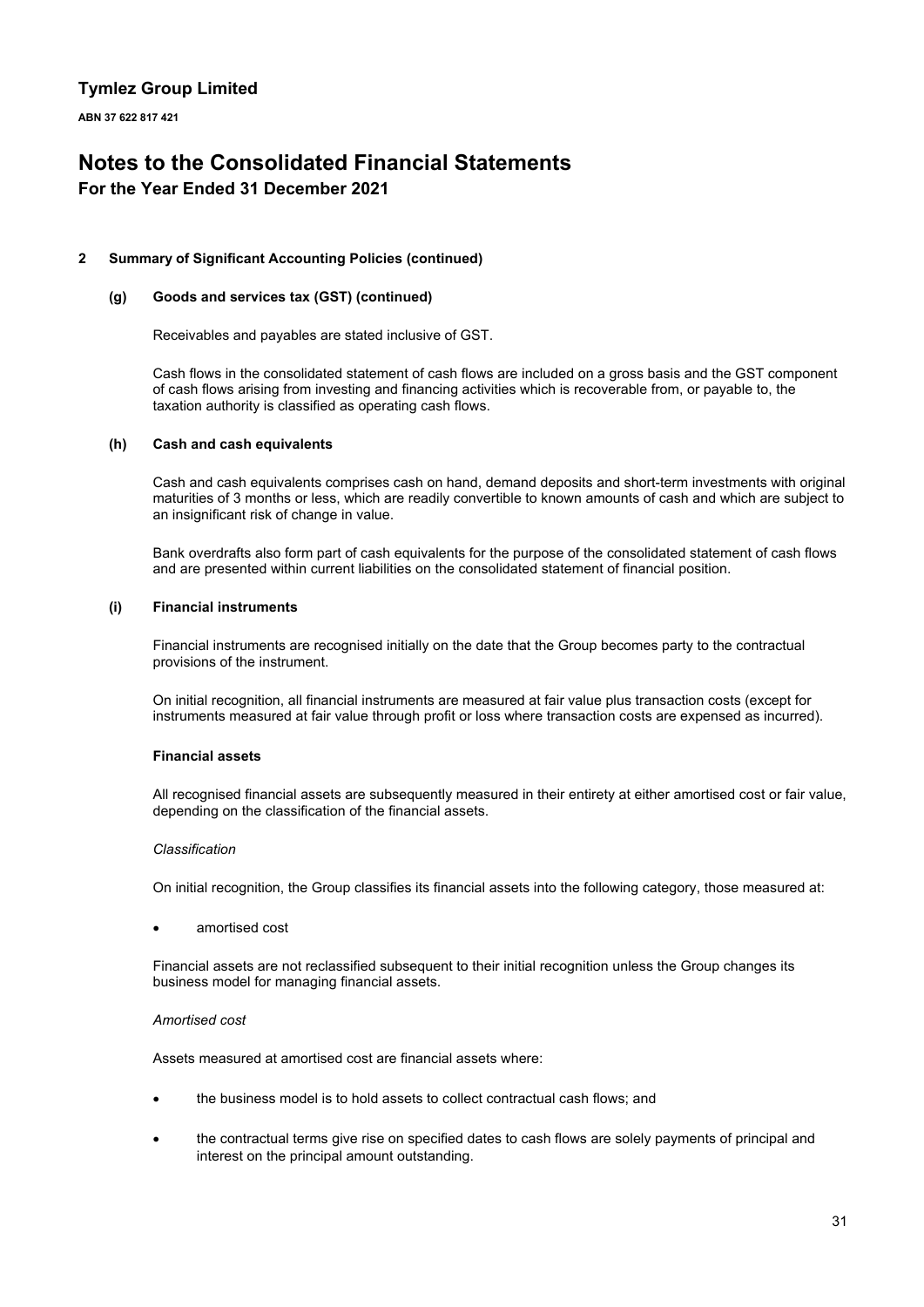# Tymlez Group Limited

**ABN 37 622 817 421**

# Notes to the Consolidated Financial Statements

## For the Year Ended 31 December 2021

### 2 Summary of Significant Accounting Policies (continued)

#### (g) Goods and services tax (GST) (continued)

Receivables and payables are stated inclusive of GST.

Cash flows in the consolidated statement of cash flows are included on a gross basis and the GST component of cash flows arising from investing and financing activities which is recoverable from, or payable to, the taxation authority is classified as operating cash flows.

#### (h) Cash and cash equivalents

Cash and cash equivalents comprises cash on hand, demand deposits and short-term investments with original maturities of 3 months or less, which are readily convertible to known amounts of cash and which are subject to an insignificant risk of change in value.

Bank overdrafts also form part of cash equivalents for the purpose of the consolidated statement of cash flows and are presented within current liabilities on the consolidated statement of financial position.

#### (i) Financial instruments

Financial instruments are recognised initially on the date that the Group becomes party to the contractual provisions of the instrument.

On initial recognition, all financial instruments are measured at fair value plus transaction costs (except for instruments measured at fair value through profit or loss where transaction costs are expensed as incurred).

**Financial assets**

All recognised financial assets are subsequently measured in their entirety at either amortised cost or fair value, depending on the classification of the financial assets.

*Classification*

On initial recognition, the Group classifies its financial assets into the following category, those measured at:

- amortised cost

Financial assets are not reclassified subsequent to their initial recognition unless the Group changes its business model for managing financial assets.

*Amortised cost*

Assets measured at amortised cost are financial assets where:

- the business model is to hold assets to collect contractual cash flows; and
- the contractual terms give rise on specified dates to cash flows are solely payments of principal and interest on the principal amount outstanding.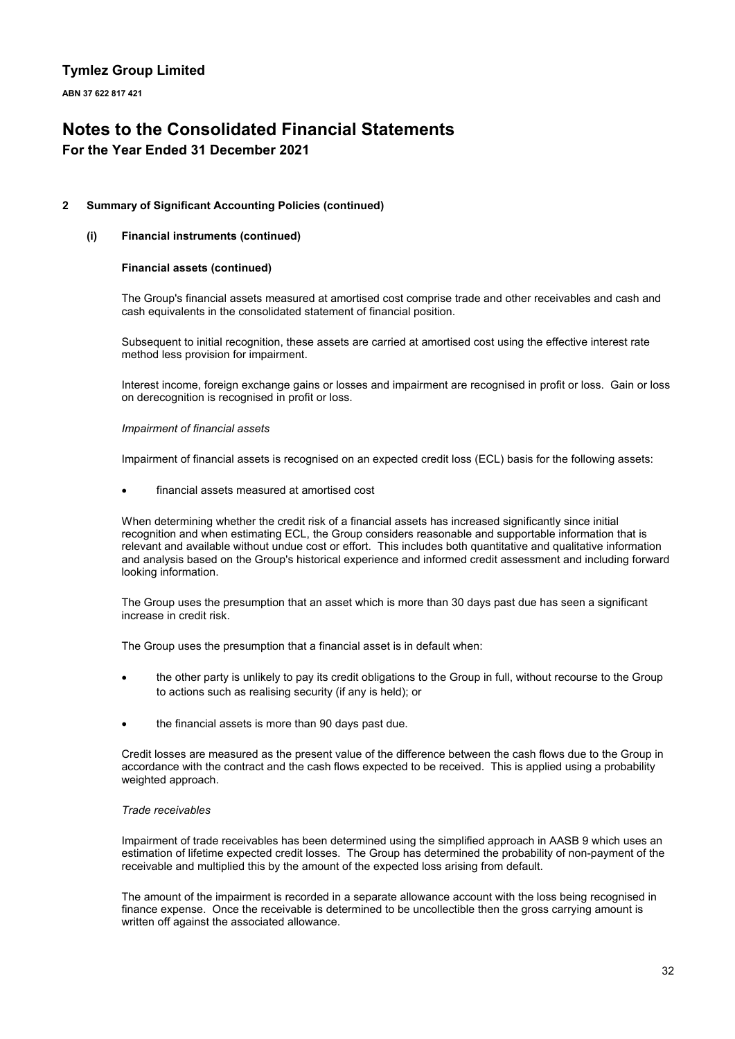**Tymlez Group Limited**

**ABN 37 622 817 421**

# Notes to the Consolidated Financial Statements

## For the Year Ended 31 December 2021

### 2 Summary of Significant Accounting Policies (continued)

#### (i) Financial instruments (continued)

**Financial assets (continued)**

The Group's financial assets measured at amortised cost comprise trade and other receivables and cash and cash equivalents in the consolidated statement of financial position.

Subsequent to initial recognition, these assets are carried at amortised cost using the effective interest rate method less provision for impairment.

Interest income, foreign exchange gains or losses and impairment are recognised in profit or loss. Gain or loss on derecognition is recognised in profit or loss.

*Impairment of financial assets*

Impairment of financial assets is recognised on an expected credit loss (ECL) basis for the following assets:

- financial assets measured at amortised cost

When determining whether the credit risk of a financial assets has increased significantly since initial recognition and when estimating ECL, the Group considers reasonable and supportable information that is relevant and available without undue cost or effort. This includes both quantitative and qualitative information and analysis based on the Group's historical experience and informed credit assessment and including forward looking information.

The Group uses the presumption that an asset which is more than 30 days past due has seen a significant increase in credit risk.

The Group uses the presumption that a financial asset is in default when:

- the other party is unlikely to pay its credit obligations to the Group in full, without recourse to the Group to actions such as realising security (if any is held); or
- the financial assets is more than 90 days past due.

Credit losses are measured as the present value of the difference between the cash flows due to the Group in accordance with the contract and the cash flows expected to be received. This is applied using a probability weighted approach.

*Trade receivables*

Impairment of trade receivables has been determined using the simplified approach in AASB 9 which uses an estimation of lifetime expected credit losses. The Group has determined the probability of non-payment of the receivable and multiplied this by the amount of the expected loss arising from default.

The amount of the impairment is recorded in a separate allowance account with the loss being recognised in finance expense. Once the receivable is determined to be uncollectible then the gross carrying amount is written off against the associated allowance.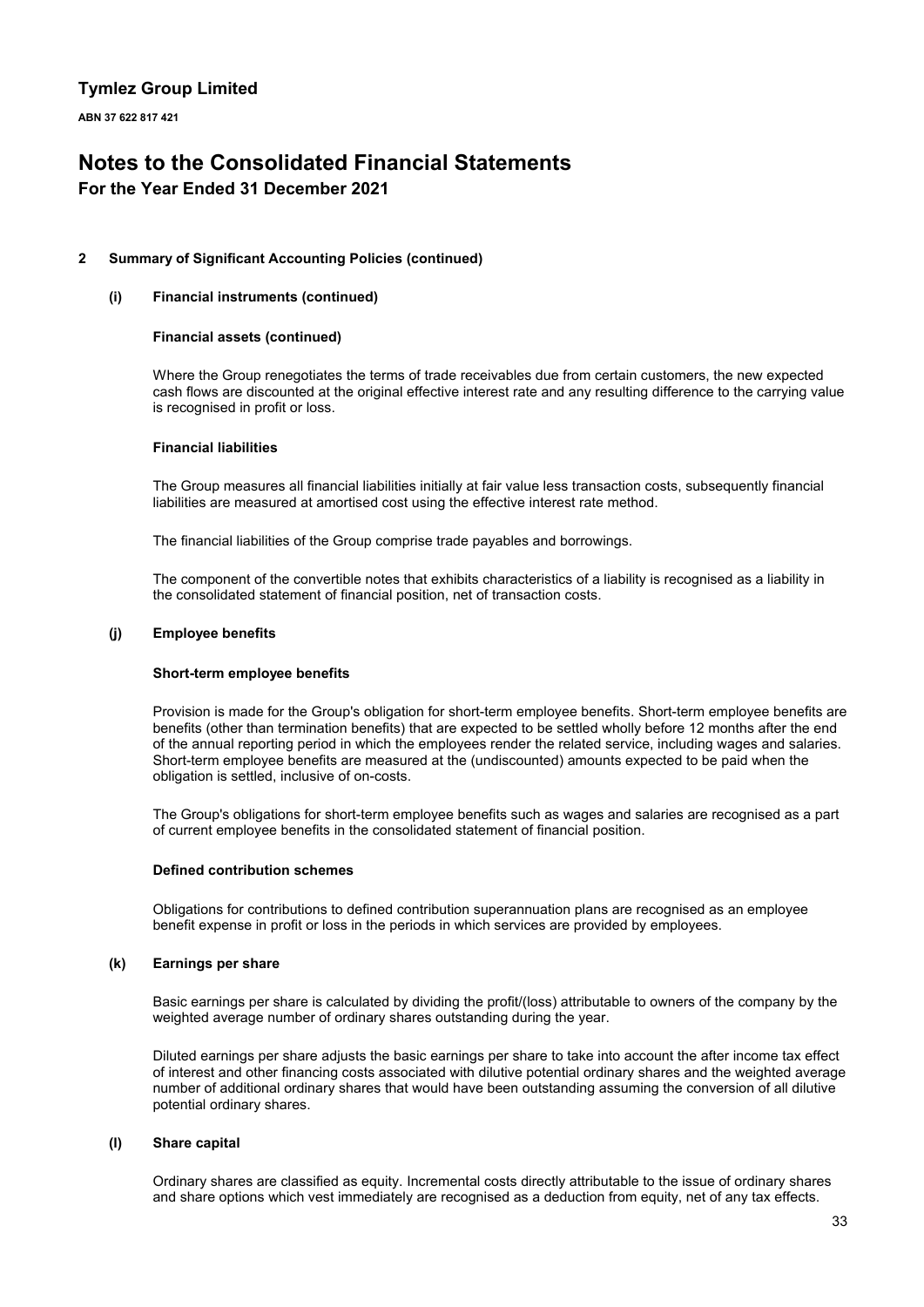**Tymlez Group Limited**

**ABN 37 622 817 421**

# Notes to the Consolidated Financial Statements

## For the Year Ended 31 December 2021

### 2 Summary of Significant Accounting Policies (continued)

#### (i) Financial instruments (continued)

**Financial assets (continued)**

Where the Group renegotiates the terms of trade receivables due from certain customers, the new expected cash flows are discounted at the original effective interest rate and any resulting difference to the carrying value is recognised in profit or loss.

**Financial liabilities**

The Group measures all financial liabilities initially at fair value less transaction costs, subsequently financial liabilities are measured at amortised cost using the effective interest rate method.

The financial liabilities of the Group comprise trade payables and borrowings.

The component of the convertible notes that exhibits characteristics of a liability is recognised as a liability in the consolidated statement of financial position, net of transaction costs.

#### (j) Employee benefits

**Short-term employee benefits**

Provision is made for the Group's obligation for short-term employee benefits. Short-term employee benefits are benefits (other than termination benefits) that are expected to be settled wholly before 12 months after the end of the annual reporting period in which the employees render the related service, including wages and salaries. Short-term employee benefits are measured at the (undiscounted) amounts expected to be paid when the obligation is settled, inclusive of on-costs.

The Group's obligations for short-term employee benefits such as wages and salaries are recognised as a part of current employee benefits in the consolidated statement of financial position.

**Defined contribution schemes**

Obligations for contributions to defined contribution superannuation plans are recognised as an employee benefit expense in profit or loss in the periods in which services are provided by employees.

#### (k) Earnings per share

Basic earnings per share is calculated by dividing the profit/(loss) attributable to owners of the company by the weighted average number of ordinary shares outstanding during the year.

Diluted earnings per share adjusts the basic earnings per share to take into account the after income tax effect of interest and other financing costs associated with dilutive potential ordinary shares and the weighted average number of additional ordinary shares that would have been outstanding assuming the conversion of all dilutive potential ordinary shares.

#### (l) Share capital

Ordinary shares are classified as equity. Incremental costs directly attributable to the issue of ordinary shares and share options which vest immediately are recognised as a deduction from equity, net of any tax effects.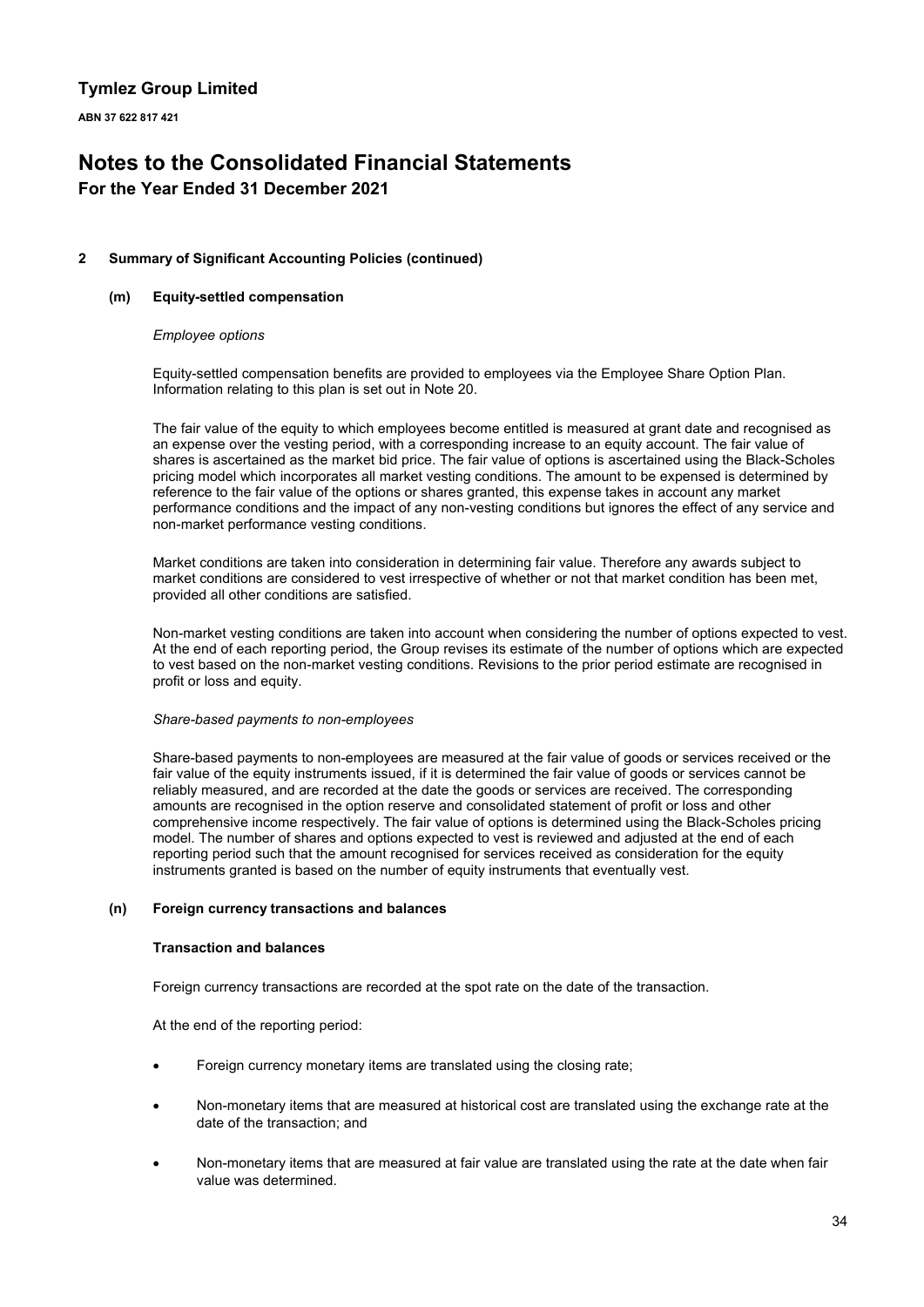## 2 Summary of Significant Accounting Policies (continued)

### (m) Equity-settled compensation

*Employee options*

Equity-settled compensation benefits are provided to employees via the Employee Share Option Plan. Information relating to this plan is set out in Note 20.

The fair value of the equity to which employees become entitled is measured at grant date and recognised as an expense over the vesting period, with a corresponding increase to an equity account. The fair value of shares is ascertained as the market bid price. The fair value of options is ascertained using the Black-Scholes pricing model which incorporates all market vesting conditions. The amount to be expensed is determined by reference to the fair value of the options or shares granted, this expense takes in account any market performance conditions and the impact of any non-vesting conditions but ignores the effect of any service and non-market performance vesting conditions.

Market conditions are taken into consideration in determining fair value. Therefore any awards subject to market conditions are considered to vest irrespective of whether or not that market condition has been met, provided all other conditions are satisfied.

Non-market vesting conditions are taken into account when considering the number of options expected to vest. At the end of each reporting period, the Group revises its estimate of the number of options which are expected to vest based on the non-market vesting conditions. Revisions to the prior period estimate are recognised in profit or loss and equity.

*Share-based payments to non-employees*

Share-based payments to non-employees are measured at the fair value of goods or services received or the fair value of the equity instruments issued, if it is determined the fair value of goods or services cannot be reliably measured, and are recorded at the date the goods or services are received. The corresponding amounts are recognised in the option reserve and consolidated statement of profit or loss and other comprehensive income respectively. The fair value of options is determined using the Black-Scholes pricing model. The number of shares and options expected to vest is reviewed and adjusted at the end of each reporting period such that the amount recognised for services received as consideration for the equity instruments granted is based on the number of equity instruments that eventually vest.

### (n) Foreign currency transactions and balances

**Transaction and balances**

Foreign currency transactions are recorded at the spot rate on the date of the transaction.

At the end of the reporting period:

- Foreign currency monetary items are translated using the closing rate;
- Non-monetary items that are measured at historical cost are translated using the exchange rate at the date of the transaction; and
- Non-monetary items that are measured at fair value are translated using the rate at the date when fair value was determined.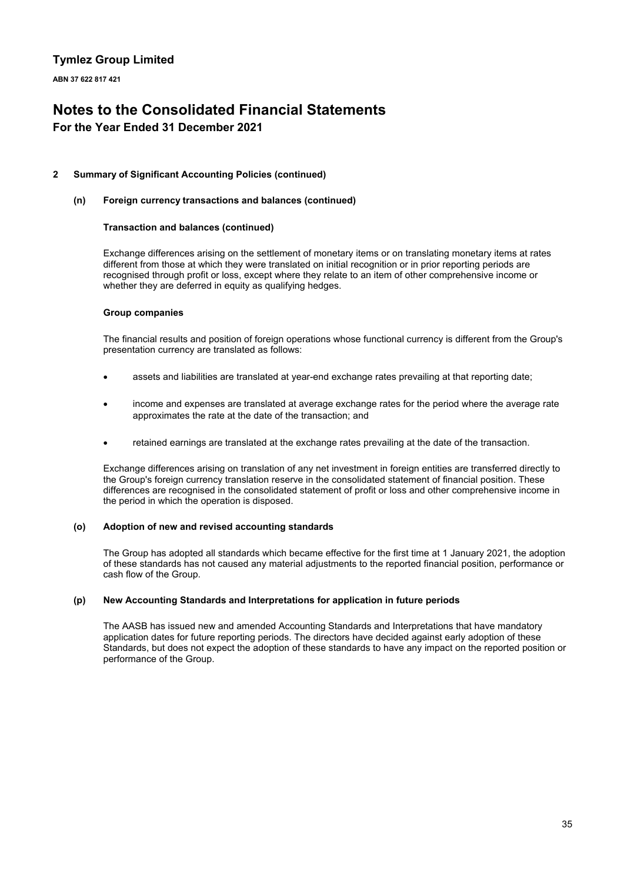## 2 Summary of Significant Accounting Policies (continued)

### (n) Foreign currency transactions and balances (continued)

**Transaction and balances (continued)**

Exchange differences arising on the settlement of monetary items or on translating monetary items at rates different from those at which they were translated on initial recognition or in prior reporting periods are recognised through profit or loss, except where they relate to an item of other comprehensive income or whether they are deferred in equity as qualifying hedges.

**Group companies**

The financial results and position of foreign operations whose functional currency is different from the Group's presentation currency are translated as follows:

- assets and liabilities are translated at year-end exchange rates prevailing at that reporting date;
- income and expenses are translated at average exchange rates for the period where the average rate approximates the rate at the date of the transaction; and
- retained earnings are translated at the exchange rates prevailing at the date of the transaction.

Exchange differences arising on translation of any net investment in foreign entities are transferred directly to the Group's foreign currency translation reserve in the consolidated statement of financial position. These differences are recognised in the consolidated statement of profit or loss and other comprehensive income in the period in which the operation is disposed.

### (o) Adoption of new and revised accounting standards

The Group has adopted all standards which became effective for the first time at 1 January 2021, the adoption of these standards has not caused any material adjustments to the reported financial position, performance or cash flow of the Group.

### (p) New Accounting Standards and Interpretations for application in future periods

The AASB has issued new and amended Accounting Standards and Interpretations that have mandatory application dates for future reporting periods. The directors have decided against early adoption of these Standards, but does not expect the adoption of these standards to have any impact on the reported position or performance of the Group.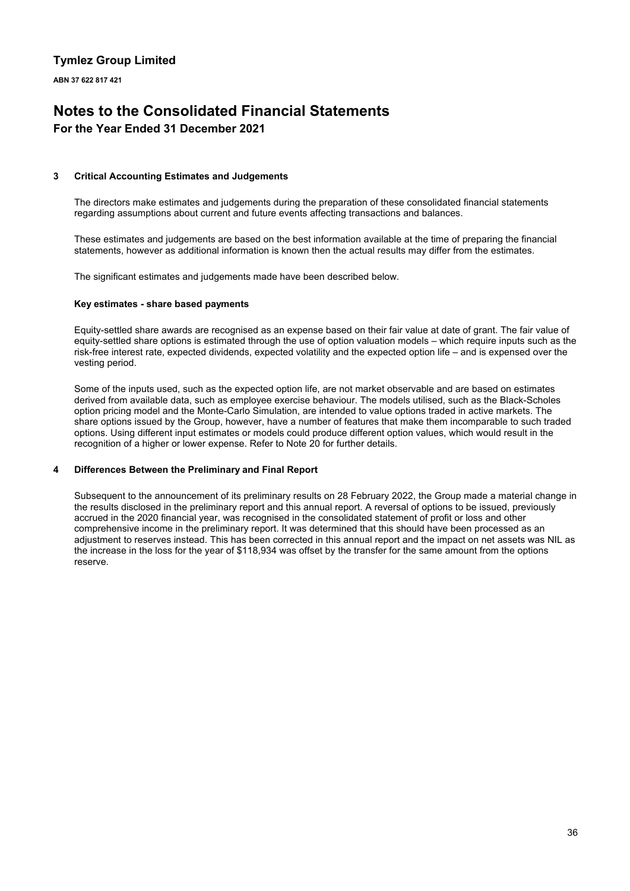## 3 Critical Accounting Estimates and Judgements

The directors make estimates and judgements during the preparation of these consolidated financial statements regarding assumptions about current and future events affecting transactions and balances.

These estimates and judgements are based on the best information available at the time of preparing the financial statements, however as additional information is known then the actual results may differ from the estimates.

The significant estimates and judgements made have been described below.

### Key estimates - share based payments

Equity-settled share awards are recognised as an expense based on their fair value at date of grant. The fair value of equity-settled share options is estimated through the use of option valuation models – which require inputs such as the risk-free interest rate, expected dividends, expected volatility and the expected option life – and is expensed over the vesting period.

Some of the inputs used, such as the expected option life, are not market observable and are based on estimates derived from available data, such as employee exercise behaviour. The models utilised, such as the Black-Scholes option pricing model and the Monte-Carlo Simulation, are intended to value options traded in active markets. The share options issued by the Group, however, have a number of features that make them incomparable to such traded options. Using different input estimates or models could produce different option values, which would result in the recognition of a higher or lower expense. Refer to Note 20 for further details.

## 4 Differences Between the Preliminary and Final Report

Subsequent to the announcement of its preliminary results on 28 February 2022, the Group made a material change in the results disclosed in the preliminary report and this annual report. A reversal of options to be issued, previously accrued in the 2020 financial year, was recognised in the consolidated statement of profit or loss and other comprehensive income in the preliminary report. It was determined that this should have been processed as an adjustment to reserves instead. This has been corrected in this annual report and the impact on net assets was NIL as the increase in the loss for the year of $118,934 was offset by the transfer for the same amount from the options reserve.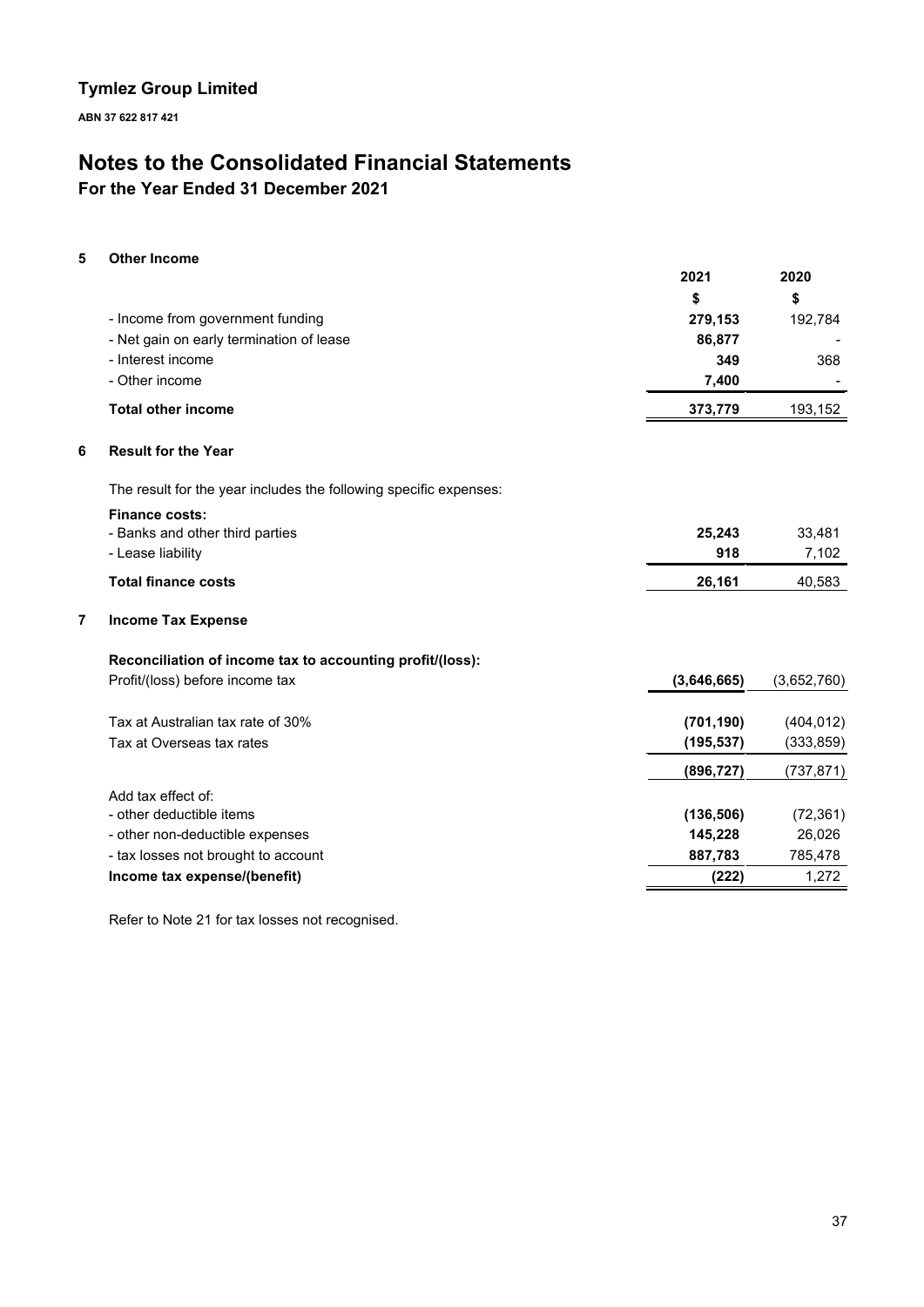# Tymlez Group Limited

**ABN 37 622 817 421**

# Notes to the Consolidated Financial Statements

## For the Year Ended 31 December 2021

### 5 Other Income

| | 2021 | 2020 |
|---|---|---|
| | $ | $ |
| - Income from government funding | **279,153** | 192,784 |
| - Net gain on early termination of lease | **86,877** | - |
| - Interest income | **349** | 368 |
| - Other income | **7,400** | - |
| **Total other income** | **373,779** | 193,152 |

### 6 Result for the Year

The result for the year includes the following specific expenses:

| | 2021 | 2020 |
|---|---|---|
| **Finance costs:** | | |
| - Banks and other third parties | **25,243** | 33,481 |
| - Lease liability | **918** | 7,102 |
| **Total finance costs** | **26,161** | 40,583 |

### 7 Income Tax Expense

| | 2021 | 2020 |
|---|---|---|
| **Reconciliation of income tax to accounting profit/(loss):** | | |
| Profit/(loss) before income tax | **(3,646,665)** | (3,652,760) |
| Tax at Australian tax rate of 30% | **(701,190)** | (404,012) |
| Tax at Overseas tax rates | **(195,537)** | (333,859) |
| | **(896,727)** | (737,871) |
| Add tax effect of: | | |
| - other deductible items | **(136,506)** | (72,361) |
| - other non-deductible expenses | **145,228** | 26,026 |
| - tax losses not brought to account | **887,783** | 785,478 |
| **Income tax expense/(benefit)** | **(222)** | 1,272 |

Refer to Note 21 for tax losses not recognised.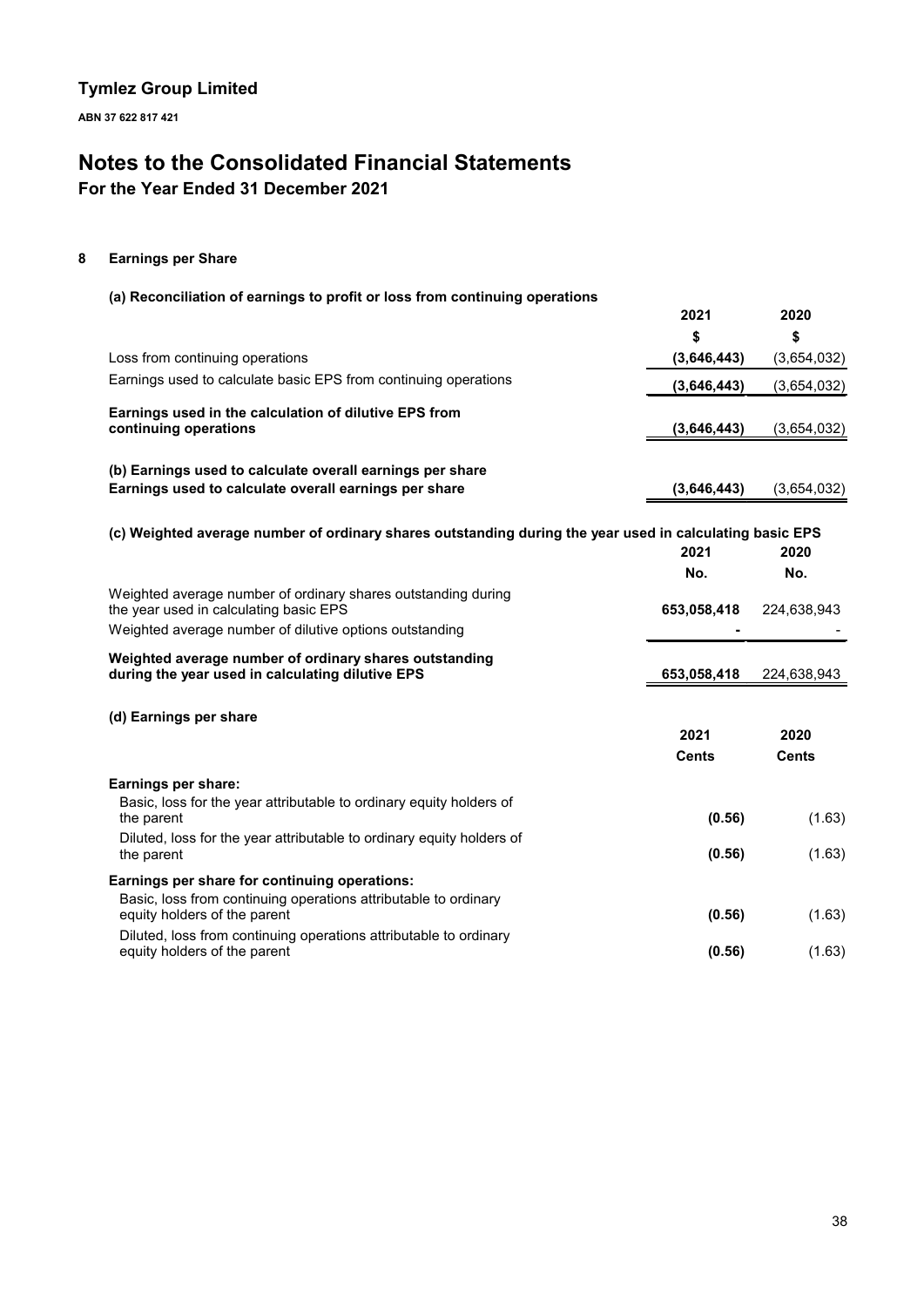# Notes to the Consolidated Financial Statements

## For the Year Ended 31 December 2021

### 8 Earnings per Share

**(a) Reconciliation of earnings to profit or loss from continuing operations**

| | 2021 | 2020 |
|---|---|---|
| | $ | $ |
| Loss from continuing operations | **(3,646,443)** | (3,654,032) |
| Earnings used to calculate basic EPS from continuing operations | **(3,646,443)** | (3,654,032) |
| **Earnings used in the calculation of dilutive EPS from continuing operations** | **(3,646,443)** | (3,654,032) |

**(b) Earnings used to calculate overall earnings per share**

| | 2021 | 2020 |
|---|---|---|
| **Earnings used to calculate overall earnings per share** | **(3,646,443)** | (3,654,032) |

**(c) Weighted average number of ordinary shares outstanding during the year used in calculating basic EPS**

| | 2021 | 2020 |
|---|---|---|
| | No. | No. |
| Weighted average number of ordinary shares outstanding during the year used in calculating basic EPS | **653,058,418** | 224,638,943 |
| Weighted average number of dilutive options outstanding | **-** | - |
| **Weighted average number of ordinary shares outstanding during the year used in calculating dilutive EPS** | **653,058,418** | 224,638,943 |

**(d) Earnings per share**

| | 2021 | 2020 |
|---|---|---|
| | Cents | Cents |
| **Earnings per share:** | | |
| Basic, loss for the year attributable to ordinary equity holders of the parent | **(0.56)** | (1.63) |
| Diluted, loss for the year attributable to ordinary equity holders of the parent | **(0.56)** | (1.63) |
| **Earnings per share for continuing operations:** | | |
| Basic, loss from continuing operations attributable to ordinary equity holders of the parent | **(0.56)** | (1.63) |
| Diluted, loss from continuing operations attributable to ordinary equity holders of the parent | **(0.56)** | (1.63) |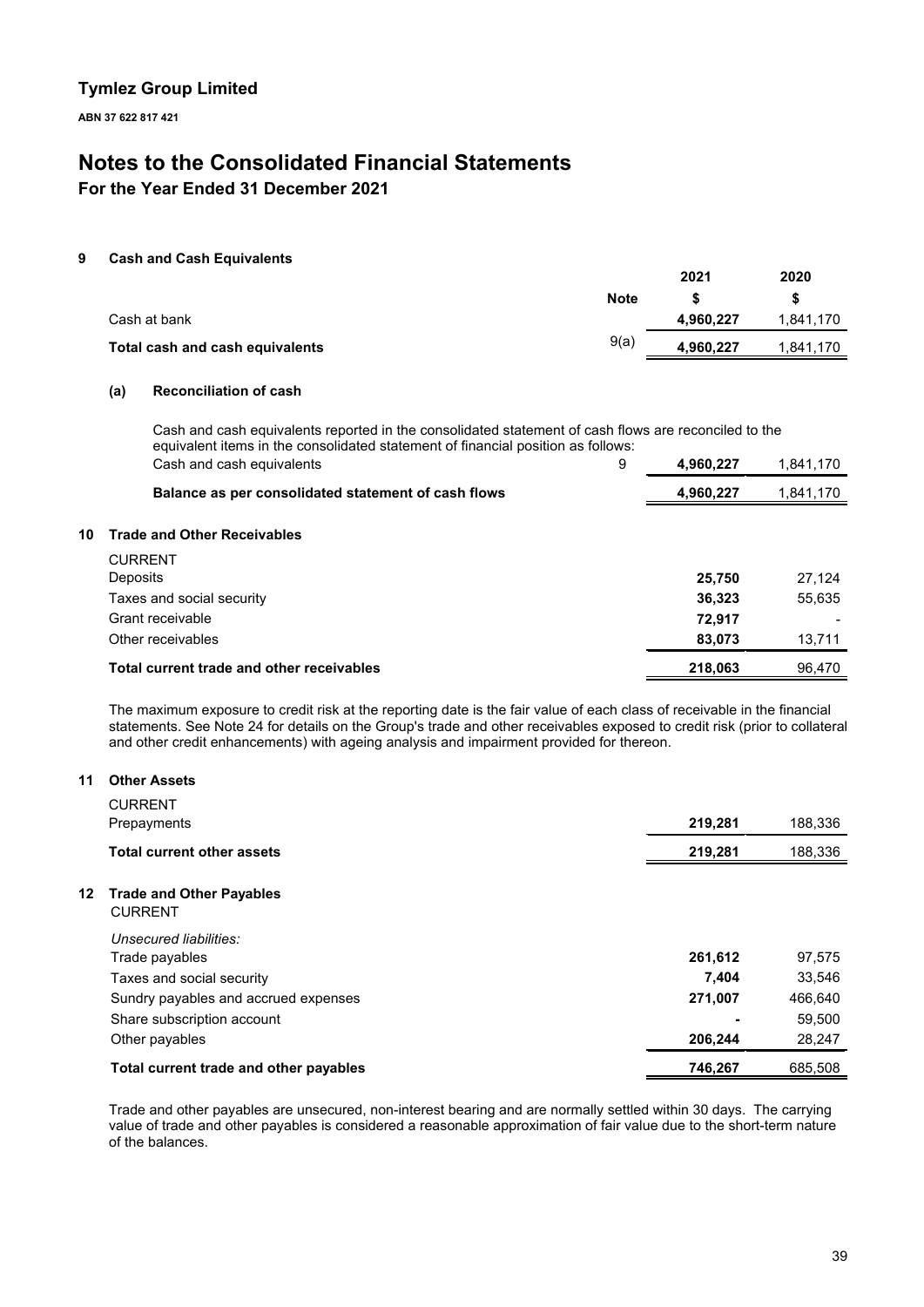**Tymlez Group Limited**

**ABN 37 622 817 421**

# Notes to the Consolidated Financial Statements

## For the Year Ended 31 December 2021

### 9 Cash and Cash Equivalents

| | Note | 2021 $ | 2020 $ |
|---|---|---|---|
| Cash at bank | | **4,960,227** | 1,841,170 |
| **Total cash and cash equivalents** | 9(a) | **4,960,227** | 1,841,170 |

#### (a) Reconciliation of cash

Cash and cash equivalents reported in the consolidated statement of cash flows are reconciled to the equivalent items in the consolidated statement of financial position as follows:

| | Note | 2021 $ | 2020 $ |
|---|---|---|---|
| Cash and cash equivalents | 9 | **4,960,227** | 1,841,170 |
| **Balance as per consolidated statement of cash flows** | | **4,960,227** | 1,841,170 |

### 10 Trade and Other Receivables

| | 2021 $ | 2020 $ |
|---|---|---|
| CURRENT | | |
| Deposits | **25,750** | 27,124 |
| Taxes and social security | **36,323** | 55,635 |
| Grant receivable | **72,917** | - |
| Other receivables | **83,073** | 13,711 |
| **Total current trade and other receivables** | **218,063** | 96,470 |

The maximum exposure to credit risk at the reporting date is the fair value of each class of receivable in the financial statements. See Note 24 for details on the Group's trade and other receivables exposed to credit risk (prior to collateral and other credit enhancements) with ageing analysis and impairment provided for thereon.

### 11 Other Assets

| | 2021 $ | 2020 $ |
|---|---|---|
| CURRENT | | |
| Prepayments | **219,281** | 188,336 |
| **Total current other assets** | **219,281** | 188,336 |

### 12 Trade and Other Payables

| | 2021 $ | 2020 $ |
|---|---|---|
| CURRENT | | |
| *Unsecured liabilities:* | | |
| Trade payables | **261,612** | 97,575 |
| Taxes and social security | **7,404** | 33,546 |
| Sundry payables and accrued expenses | **271,007** | 466,640 |
| Share subscription account | **-** | 59,500 |
| Other payables | **206,244** | 28,247 |
| **Total current trade and other payables** | **746,267** | 685,508 |

Trade and other payables are unsecured, non-interest bearing and are normally settled within 30 days. The carrying value of trade and other payables is considered a reasonable approximation of fair value due to the short-term nature of the balances.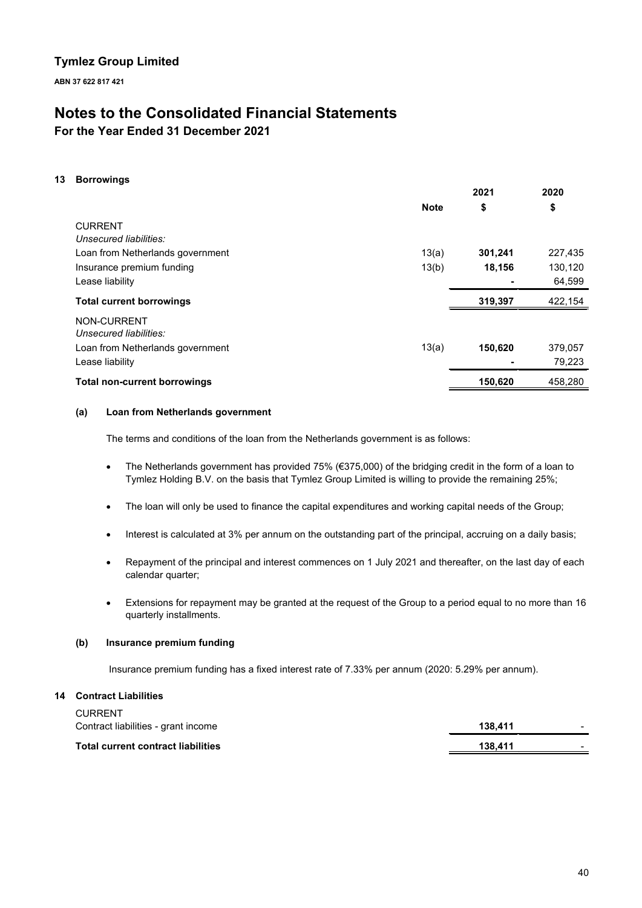## Tymlez Group Limited

**ABN 37 622 817 421**

# Notes to the Consolidated Financial Statements

## For the Year Ended 31 December 2021

### 13 Borrowings

| | Note | 2021 $ | 2020 $ |
|---|---|---|---|
| CURRENT | | | |
| *Unsecured liabilities:* | | | |
| Loan from Netherlands government | 13(a) | **301,241** | 227,435 |
| Insurance premium funding | 13(b) | **18,156** | 130,120 |
| Lease liability | | **-** | 64,599 |
| **Total current borrowings** | | **319,397** | 422,154 |
| NON-CURRENT | | | |
| *Unsecured liabilities:* | | | |
| Loan from Netherlands government | 13(a) | **150,620** | 379,057 |
| Lease liability | | **-** | 79,223 |
| **Total non-current borrowings** | | **150,620** | 458,280 |

#### (a) Loan from Netherlands government

The terms and conditions of the loan from the Netherlands government is as follows:

- The Netherlands government has provided 75% (€375,000) of the bridging credit in the form of a loan to Tymlez Holding B.V. on the basis that Tymlez Group Limited is willing to provide the remaining 25%;
- The loan will only be used to finance the capital expenditures and working capital needs of the Group;
- Interest is calculated at 3% per annum on the outstanding part of the principal, accruing on a daily basis;
- Repayment of the principal and interest commences on 1 July 2021 and thereafter, on the last day of each calendar quarter;
- Extensions for repayment may be granted at the request of the Group to a period equal to no more than 16 quarterly installments.

#### (b) Insurance premium funding

Insurance premium funding has a fixed interest rate of 7.33% per annum (2020: 5.29% per annum).

### 14 Contract Liabilities

| | 2021 $ | 2020 $ |
|---|---|---|
| CURRENT | | |
| Contract liabilities - grant income | **138,411** | - |
| **Total current contract liabilities** | **138,411** | - |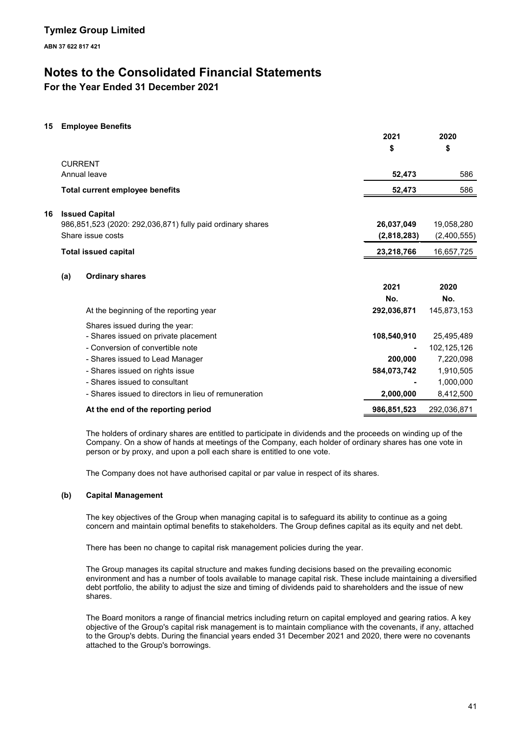# Tymlez Group Limited

**ABN 37 622 817 421**

# Notes to the Consolidated Financial Statements

## For the Year Ended 31 December 2021

### 15 Employee Benefits

| | 2021 | 2020 |
|---|---|---|
| | $ | $ |
| CURRENT | | |
| Annual leave | **52,473** | 586 |
| **Total current employee benefits** | **52,473** | 586 |

### 16 Issued Capital

| | 2021 | 2020 |
|---|---|---|
| 986,851,523 (2020: 292,036,871) fully paid ordinary shares | **26,037,049** | 19,058,280 |
| Share issue costs | **(2,818,283)** | (2,400,555) |
| **Total issued capital** | **23,218,766** | 16,657,725 |

#### (a) Ordinary shares

| | 2021 | 2020 |
|---|---|---|
| | No. | No. |
| At the beginning of the reporting year | **292,036,871** | 145,873,153 |
| Shares issued during the year: | | |
| - Shares issued on private placement | **108,540,910** | 25,495,489 |
| - Conversion of convertible note | **-** | 102,125,126 |
| - Shares issued to Lead Manager | **200,000** | 7,220,098 |
| - Shares issued on rights issue | **584,073,742** | 1,910,505 |
| - Shares issued to consultant | **-** | 1,000,000 |
| - Shares issued to directors in lieu of remuneration | **2,000,000** | 8,412,500 |
| **At the end of the reporting period** | **986,851,523** | 292,036,871 |

The holders of ordinary shares are entitled to participate in dividends and the proceeds on winding up of the Company. On a show of hands at meetings of the Company, each holder of ordinary shares has one vote in person or by proxy, and upon a poll each share is entitled to one vote.

The Company does not have authorised capital or par value in respect of its shares.

#### (b) Capital Management

The key objectives of the Group when managing capital is to safeguard its ability to continue as a going concern and maintain optimal benefits to stakeholders. The Group defines capital as its equity and net debt.

There has been no change to capital risk management policies during the year.

The Group manages its capital structure and makes funding decisions based on the prevailing economic environment and has a number of tools available to manage capital risk. These include maintaining a diversified debt portfolio, the ability to adjust the size and timing of dividends paid to shareholders and the issue of new shares.

The Board monitors a range of financial metrics including return on capital employed and gearing ratios. A key objective of the Group's capital risk management is to maintain compliance with the covenants, if any, attached to the Group's debts. During the financial years ended 31 December 2021 and 2020, there were no covenants attached to the Group's borrowings.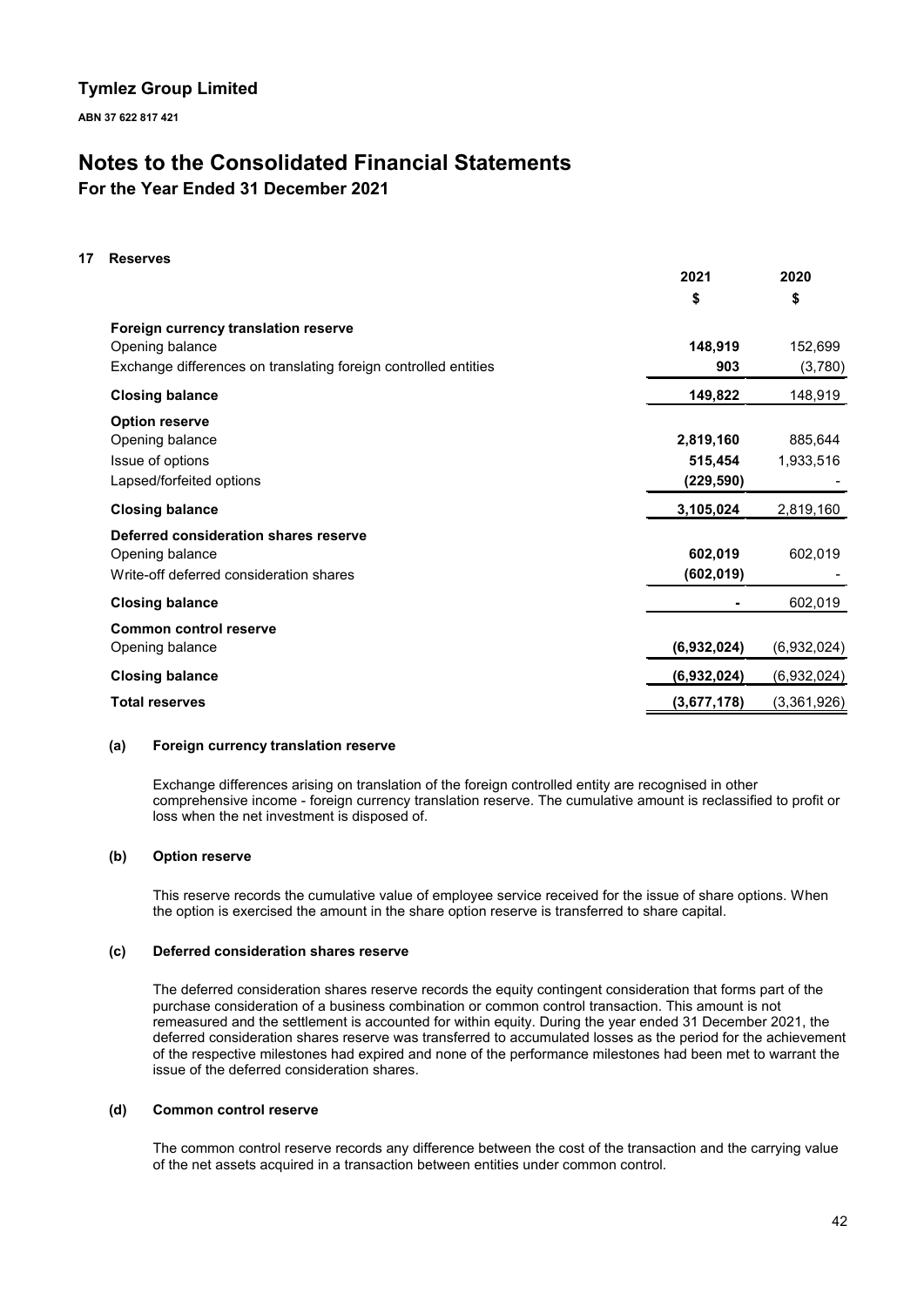# Tymlez Group Limited

**ABN 37 622 817 421**

# Notes to the Consolidated Financial Statements

## For the Year Ended 31 December 2021

### 17 Reserves

| | 2021 | 2020 |
|---|---|---|
| | $ | $ |
| **Foreign currency translation reserve** | | |
| Opening balance | **148,919** | 152,699 |
| Exchange differences on translating foreign controlled entities | **903** | (3,780) |
| **Closing balance** | **149,822** | 148,919 |
| **Option reserve** | | |
| Opening balance | **2,819,160** | 885,644 |
| Issue of options | **515,454** | 1,933,516 |
| Lapsed/forfeited options | **(229,590)** | - |
| **Closing balance** | **3,105,024** | 2,819,160 |
| **Deferred consideration shares reserve** | | |
| Opening balance | **602,019** | 602,019 |
| Write-off deferred consideration shares | **(602,019)** | - |
| **Closing balance** | **-** | 602,019 |
| **Common control reserve** | | |
| Opening balance | **(6,932,024)** | (6,932,024) |
| **Closing balance** | **(6,932,024)** | (6,932,024) |
| **Total reserves** | **(3,677,178)** | (3,361,926) |

#### (a) Foreign currency translation reserve

Exchange differences arising on translation of the foreign controlled entity are recognised in other comprehensive income - foreign currency translation reserve. The cumulative amount is reclassified to profit or loss when the net investment is disposed of.

#### (b) Option reserve

This reserve records the cumulative value of employee service received for the issue of share options. When the option is exercised the amount in the share option reserve is transferred to share capital.

#### (c) Deferred consideration shares reserve

The deferred consideration shares reserve records the equity contingent consideration that forms part of the purchase consideration of a business combination or common control transaction. This amount is not remeasured and the settlement is accounted for within equity. During the year ended 31 December 2021, the deferred consideration shares reserve was transferred to accumulated losses as the period for the achievement of the respective milestones had expired and none of the performance milestones had been met to warrant the issue of the deferred consideration shares.

#### (d) Common control reserve

The common control reserve records any difference between the cost of the transaction and the carrying value of the net assets acquired in a transaction between entities under common control.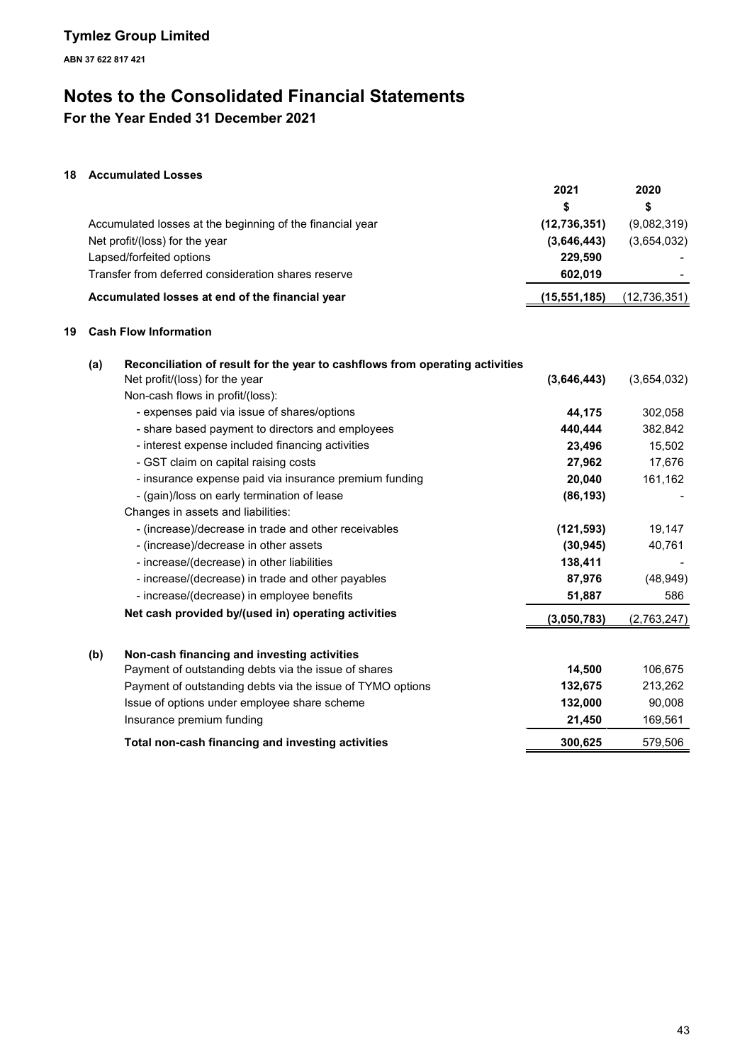**Tymlez Group Limited**

**ABN 37 622 817 421**

# Notes to the Consolidated Financial Statements

## For the Year Ended 31 December 2021

### 18 Accumulated Losses

| | 2021 | 2020 |
|---|---|---|
| | $ | $ |
| Accumulated losses at the beginning of the financial year | (12,736,351) | (9,082,319) |
| Net profit/(loss) for the year | (3,646,443) | (3,654,032) |
| Lapsed/forfeited options | 229,590 | - |
| Transfer from deferred consideration shares reserve | 602,019 | - |
| **Accumulated losses at end of the financial year** | **(15,551,185)** | (12,736,351) |

### 19 Cash Flow Information

**(a) Reconciliation of result for the year to cashflows from operating activities**

| | 2021 | 2020 |
|---|---|---|
| Net profit/(loss) for the year | (3,646,443) | (3,654,032) |
| Non-cash flows in profit/(loss): | | |
| - expenses paid via issue of shares/options | 44,175 | 302,058 |
| - share based payment to directors and employees | 440,444 | 382,842 |
| - interest expense included financing activities | 23,496 | 15,502 |
| - GST claim on capital raising costs | 27,962 | 17,676 |
| - insurance expense paid via insurance premium funding | 20,040 | 161,162 |
| - (gain)/loss on early termination of lease | (86,193) | - |
| Changes in assets and liabilities: | | |
| - (increase)/decrease in trade and other receivables | (121,593) | 19,147 |
| - (increase)/decrease in other assets | (30,945) | 40,761 |
| - increase/(decrease) in other liabilities | 138,411 | - |
| - increase/(decrease) in trade and other payables | 87,976 | (48,949) |
| - increase/(decrease) in employee benefits | 51,887 | 586 |
| **Net cash provided by/(used in) operating activities** | **(3,050,783)** | (2,763,247) |

**(b) Non-cash financing and investing activities**

| | 2021 | 2020 |
|---|---|---|
| Payment of outstanding debts via the issue of shares | 14,500 | 106,675 |
| Payment of outstanding debts via the issue of TYMO options | 132,675 | 213,262 |
| Issue of options under employee share scheme | 132,000 | 90,008 |
| Insurance premium funding | 21,450 | 169,561 |
| **Total non-cash financing and investing activities** | **300,625** | 579,506 |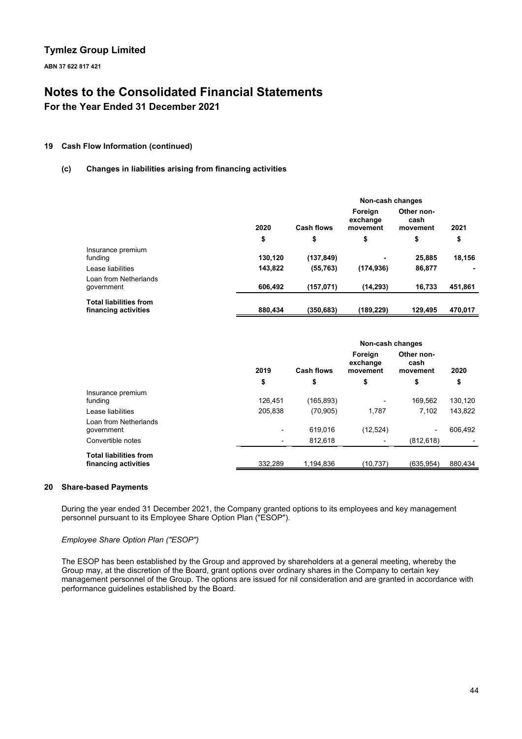# Tymlez Group Limited

**ABN 37 622 817 421**

# Notes to the Consolidated Financial Statements

## For the Year Ended 31 December 2021

### 19 Cash Flow Information (continued)

#### (c) Changes in liabilities arising from financing activities

| | | | Non-cash changes | | |
|---|---|---|---|---|---|
| | **2020** | **Cash flows** | **Foreign exchange movement** | **Other non-cash movement** | **2021** |
| | **$** | **$** | **$** | **$** | **$** |
| Insurance premium funding | **130,120** | **(137,849)** | **-** | **25,885** | **18,156** |
| Lease liabilities | **143,822** | **(55,763)** | **(174,936)** | **86,877** | **-** |
| Loan from Netherlands government | **606,492** | **(157,071)** | **(14,293)** | **16,733** | **451,861** |
| **Total liabilities from financing activities** | **880,434** | **(350,683)** | **(189,229)** | **129,495** | **470,017** |

| | | | Non-cash changes | | |
|---|---|---|---|---|---|
| | **2019** | **Cash flows** | **Foreign exchange movement** | **Other non-cash movement** | **2020** |
| | **$** | **$** | **$** | **$** | **$** |
| Insurance premium funding | 126,451 | (165,893) | - | 169,562 | 130,120 |
| Lease liabilities | 205,838 | (70,905) | 1,787 | 7,102 | 143,822 |
| Loan from Netherlands government | - | 619,016 | (12,524) | - | 606,492 |
| Convertible notes | - | 812,618 | - | (812,618) | - |
| **Total liabilities from financing activities** | 332,289 | 1,194,836 | (10,737) | (635,954) | 880,434 |

### 20 Share-based Payments

During the year ended 31 December 2021, the Company granted options to its employees and key management personnel pursuant to its Employee Share Option Plan ("ESOP").

*Employee Share Option Plan ("ESOP")*

The ESOP has been established by the Group and approved by shareholders at a general meeting, whereby the Group may, at the discretion of the Board, grant options over ordinary shares in the Company to certain key management personnel of the Group. The options are issued for nil consideration and are granted in accordance with performance guidelines established by the Board.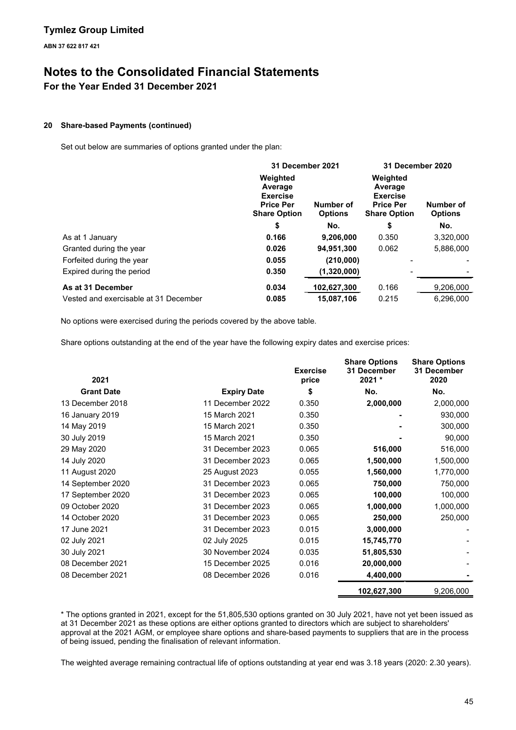**20 Share-based Payments (continued)**

Set out below are summaries of options granted under the plan:

| | 31 December 2021 | | 31 December 2020 | |
|---|---|---|---|---|
| | Weighted Average Exercise Price Per Share Option | Number of Options | Weighted Average Exercise Price Per Share Option | Number of Options |
| | $ | No. | $ | No. |
| As at 1 January | **0.166** | **9,206,000** | 0.350 | 3,320,000 |
| Granted during the year | **0.026** | **94,951,300** | 0.062 | 5,886,000 |
| Forfeited during the year | **0.055** | **(210,000)** | - | - |
| Expired during the period | **0.350** | **(1,320,000)** | - | - |
| **As at 31 December** | **0.034** | **102,627,300** | 0.166 | 9,206,000 |
| Vested and exercisable at 31 December | **0.085** | **15,087,106** | 0.215 | 6,296,000 |

No options were exercised during the periods covered by the above table.

Share options outstanding at the end of the year have the following expiry dates and exercise prices:

| 2021 | | Exercise price | Share Options 31 December 2021 * | Share Options 31 December 2020 |
|---|---|---|---|---|
| Grant Date | Expiry Date | $ | No. | No. |
| 13 December 2018 | 11 December 2022 | 0.350 | **2,000,000** | 2,000,000 |
| 16 January 2019 | 15 March 2021 | 0.350 | **-** | 930,000 |
| 14 May 2019 | 15 March 2021 | 0.350 | **-** | 300,000 |
| 30 July 2019 | 15 March 2021 | 0.350 | **-** | 90,000 |
| 29 May 2020 | 31 December 2023 | 0.065 | **516,000** | 516,000 |
| 14 July 2020 | 31 December 2023 | 0.065 | **1,500,000** | 1,500,000 |
| 11 August 2020 | 25 August 2023 | 0.055 | **1,560,000** | 1,770,000 |
| 14 September 2020 | 31 December 2023 | 0.065 | **750,000** | 750,000 |
| 17 September 2020 | 31 December 2023 | 0.065 | **100,000** | 100,000 |
| 09 October 2020 | 31 December 2023 | 0.065 | **1,000,000** | 1,000,000 |
| 14 October 2020 | 31 December 2023 | 0.065 | **250,000** | 250,000 |
| 17 June 2021 | 31 December 2023 | 0.015 | **3,000,000** | - |
| 02 July 2021 | 02 July 2025 | 0.015 | **15,745,770** | - |
| 30 July 2021 | 30 November 2024 | 0.035 | **51,805,530** | - |
| 08 December 2021 | 15 December 2025 | 0.016 | **20,000,000** | - |
| 08 December 2021 | 08 December 2026 | 0.016 | **4,400,000** | **-** |
| | | | **102,627,300** | 9,206,000 |

\* The options granted in 2021, except for the 51,805,530 options granted on 30 July 2021, have not yet been issued as at 31 December 2021 as these options are either options granted to directors which are subject to shareholders' approval at the 2021 AGM, or employee share options and share-based payments to suppliers that are in the process of being issued, pending the finalisation of relevant information.

The weighted average remaining contractual life of options outstanding at year end was 3.18 years (2020: 2.30 years).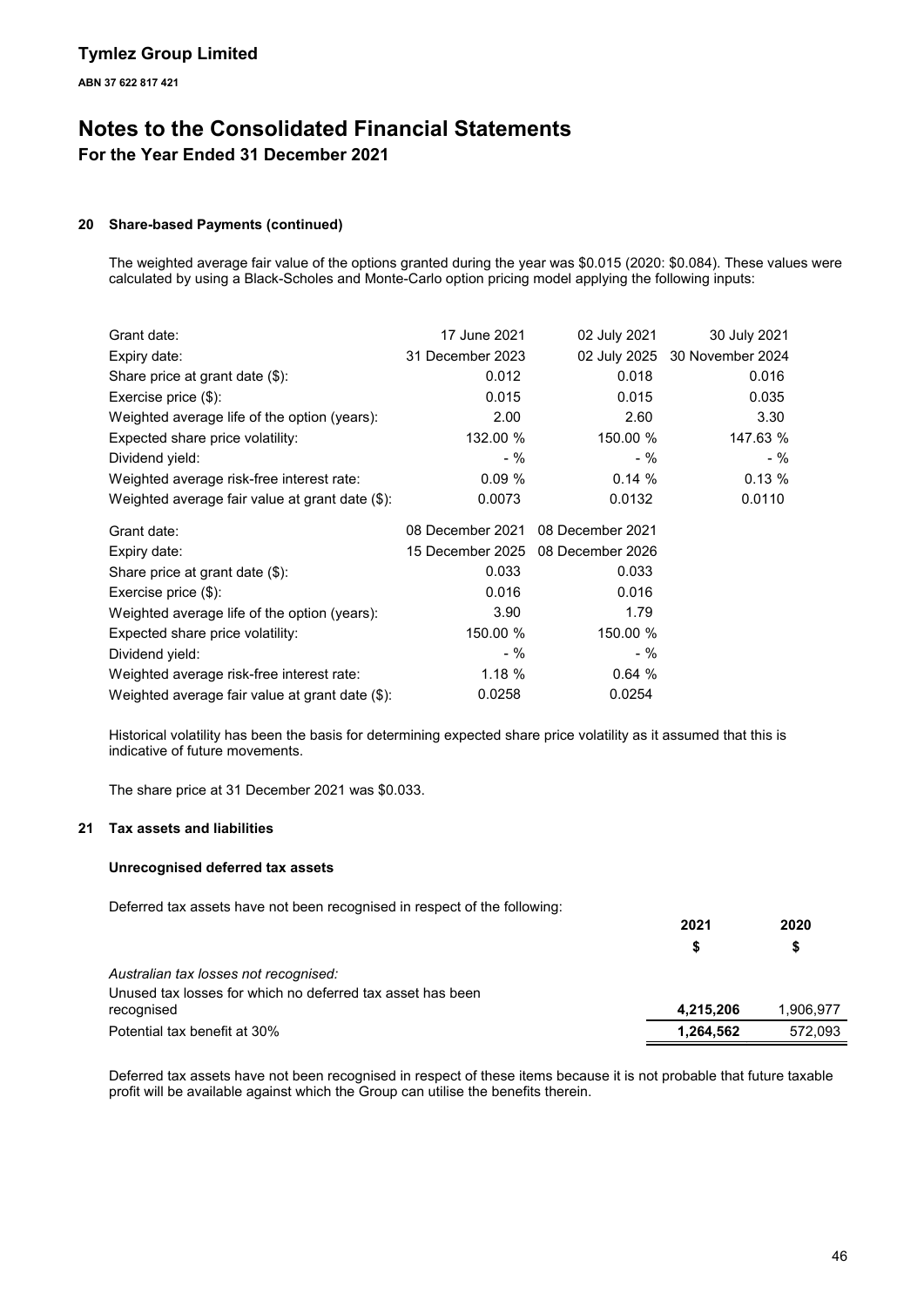## 20 Share-based Payments (continued)

The weighted average fair value of the options granted during the year was \$0.015 (2020: \$0.084). These values were calculated by using a Black-Scholes and Monte-Carlo option pricing model applying the following inputs:

| | | | |
|---|---|---|---|
| Grant date: | 17 June 2021 | 02 July 2021 | 30 July 2021 |
| Expiry date: | 31 December 2023 | 02 July 2025 | 30 November 2024 |
| Share price at grant date (\$): | 0.012 | 0.018 | 0.016 |
| Exercise price (\$): | 0.015 | 0.015 | 0.035 |
| Weighted average life of the option (years): | 2.00 | 2.60 | 3.30 |
| Expected share price volatility: | 132.00 % | 150.00 % | 147.63 % |
| Dividend yield: | - % | - % | - % |
| Weighted average risk-free interest rate: | 0.09 % | 0.14 % | 0.13 % |
| Weighted average fair value at grant date (\$): | 0.0073 | 0.0132 | 0.0110 |
| Grant date: | 08 December 2021 | 08 December 2021 | |
| Expiry date: | 15 December 2025 | 08 December 2026 | |
| Share price at grant date (\$): | 0.033 | 0.033 | |
| Exercise price (\$): | 0.016 | 0.016 | |
| Weighted average life of the option (years): | 3.90 | 1.79 | |
| Expected share price volatility: | 150.00 % | 150.00 % | |
| Dividend yield: | - % | - % | |
| Weighted average risk-free interest rate: | 1.18 % | 0.64 % | |
| Weighted average fair value at grant date (\$): | 0.0258 | 0.0254 | |

Historical volatility has been the basis for determining expected share price volatility as it assumed that this is indicative of future movements.

The share price at 31 December 2021 was \$0.033.

## 21 Tax assets and liabilities

### Unrecognised deferred tax assets

Deferred tax assets have not been recognised in respect of the following:

| | 2021 | 2020 |
|---|---|---|
| | \$ | \$ |
| *Australian tax losses not recognised:* | | |
| Unused tax losses for which no deferred tax asset has been recognised | **4,215,206** | 1,906,977 |
| Potential tax benefit at 30% | **1,264,562** | 572,093 |

Deferred tax assets have not been recognised in respect of these items because it is not probable that future taxable profit will be available against which the Group can utilise the benefits therein.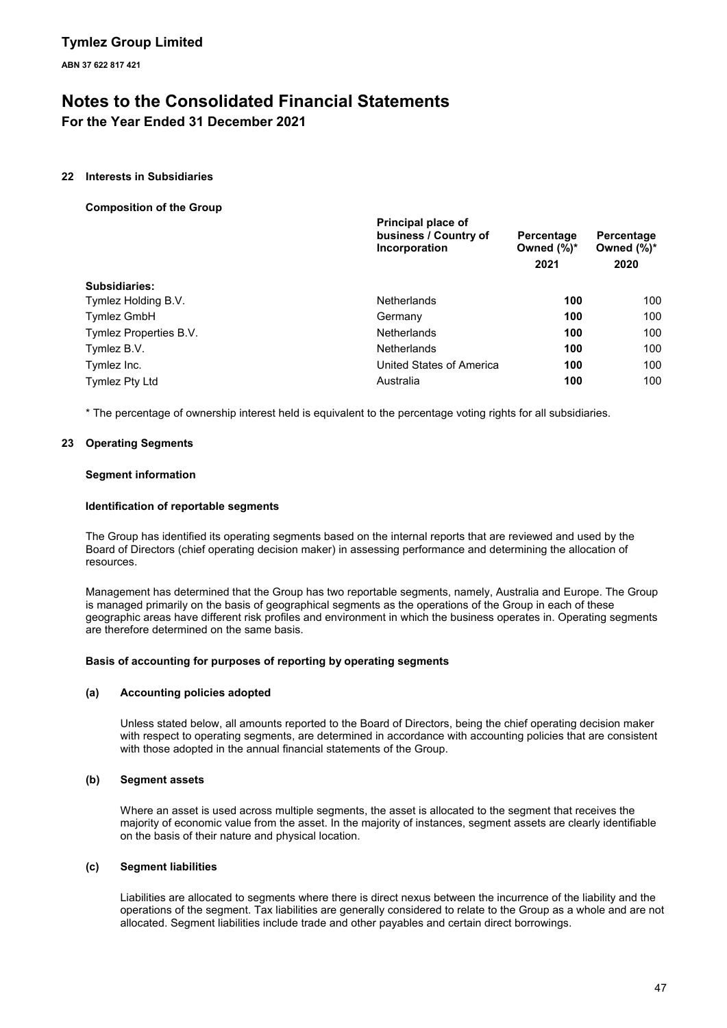# Tymlez Group Limited

**ABN 37 622 817 421**

# Notes to the Consolidated Financial Statements

## For the Year Ended 31 December 2021

### 22 Interests in Subsidiaries

**Composition of the Group**

| | Principal place of business / Country of Incorporation | Percentage Owned (%)* 2021 | Percentage Owned (%)* 2020 |
|---|---|---|---|
| **Subsidiaries:** | | | |
| Tymlez Holding B.V. | Netherlands | **100** | 100 |
| Tymlez GmbH | Germany | **100** | 100 |
| Tymlez Properties B.V. | Netherlands | **100** | 100 |
| Tymlez B.V. | Netherlands | **100** | 100 |
| Tymlez Inc. | United States of America | **100** | 100 |
| Tymlez Pty Ltd | Australia | **100** | 100 |

* The percentage of ownership interest held is equivalent to the percentage voting rights for all subsidiaries.

### 23 Operating Segments

**Segment information**

**Identification of reportable segments**

The Group has identified its operating segments based on the internal reports that are reviewed and used by the Board of Directors (chief operating decision maker) in assessing performance and determining the allocation of resources.

Management has determined that the Group has two reportable segments, namely, Australia and Europe. The Group is managed primarily on the basis of geographical segments as the operations of the Group in each of these geographic areas have different risk profiles and environment in which the business operates in. Operating segments are therefore determined on the same basis.

**Basis of accounting for purposes of reporting by operating segments**

**(a) Accounting policies adopted**

Unless stated below, all amounts reported to the Board of Directors, being the chief operating decision maker with respect to operating segments, are determined in accordance with accounting policies that are consistent with those adopted in the annual financial statements of the Group.

**(b) Segment assets**

Where an asset is used across multiple segments, the asset is allocated to the segment that receives the majority of economic value from the asset. In the majority of instances, segment assets are clearly identifiable on the basis of their nature and physical location.

**(c) Segment liabilities**

Liabilities are allocated to segments where there is direct nexus between the incurrence of the liability and the operations of the segment. Tax liabilities are generally considered to relate to the Group as a whole and are not allocated. Segment liabilities include trade and other payables and certain direct borrowings.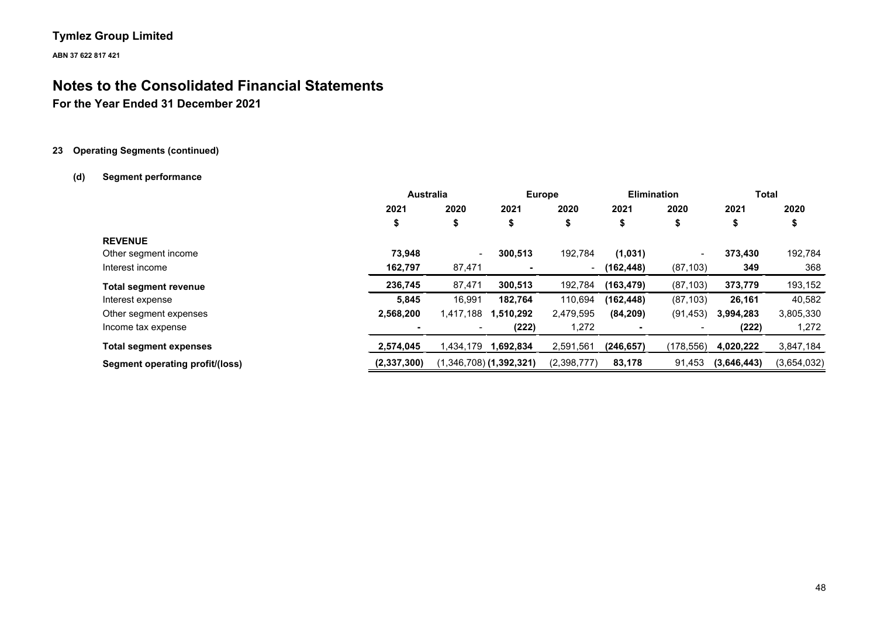**Tymlez Group Limited**

**ABN 37 622 817 421**

# Notes to the Consolidated Financial Statements

## For the Year Ended 31 December 2021

### 23 Operating Segments (continued)

#### (d) Segment performance

| | Australia | | Europe | | Elimination | | Total | |
|---|---|---|---|---|---|---|---|---|
| | 2021 | 2020 | 2021 | 2020 | 2021 | 2020 | 2021 | 2020 |
| | $ | $ | $ | $ | $ | $ | $ | $ |
| **REVENUE** | | | | | | | | |
| Other segment income | **73,948** | - | **300,513** | 192,784 | **(1,031)** | - | **373,430** | 192,784 |
| Interest income | **162,797** | 87,471 | **-** | - | **(162,448)** | (87,103) | **349** | 368 |
| **Total segment revenue** | **236,745** | 87,471 | **300,513** | 192,784 | **(163,479)** | (87,103) | **373,779** | 193,152 |
| Interest expense | **5,845** | 16,991 | **182,764** | 110,694 | **(162,448)** | (87,103) | **26,161** | 40,582 |
| Other segment expenses | **2,568,200** | 1,417,188 | **1,510,292** | 2,479,595 | **(84,209)** | (91,453) | **3,994,283** | 3,805,330 |
| Income tax expense | **-** | - | **(222)** | 1,272 | **-** | - | **(222)** | 1,272 |
| **Total segment expenses** | **2,574,045** | 1,434,179 | **1,692,834** | 2,591,561 | **(246,657)** | (178,556) | **4,020,222** | 3,847,184 |
| **Segment operating profit/(loss)** | **(2,337,300)** | (1,346,708) | **(1,392,321)** | (2,398,777) | **83,178** | 91,453 | **(3,646,443)** | (3,654,032) |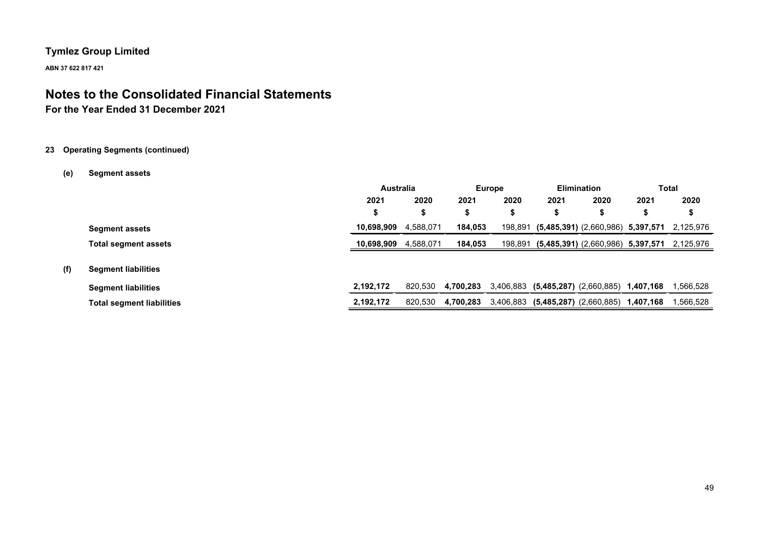**Tymlez Group Limited**

**ABN 37 622 817 421**

# Notes to the Consolidated Financial Statements

**For the Year Ended 31 December 2021**

**23 Operating Segments (continued)**

**(e) Segment assets**

| | Australia | | Europe | | Elimination | | Total | |
|---|---|---|---|---|---|---|---|---|
| | 2021 | 2020 | 2021 | 2020 | 2021 | 2020 | 2021 | 2020 |
| | $ | $ | $ | $ | $ | $ | $ | $ |
| **Segment assets** | **10,698,909** | 4,588,071 | **184,053** | 198,891 | **(5,485,391)** | (2,660,986) | **5,397,571** | 2,125,976 |
| **Total segment assets** | **10,698,909** | 4,588,071 | **184,053** | 198,891 | **(5,485,391)** | (2,660,986) | **5,397,571** | 2,125,976 |

**(f) Segment liabilities**

| | Australia | | Europe | | Elimination | | Total | |
|---|---|---|---|---|---|---|---|---|
| | 2021 | 2020 | 2021 | 2020 | 2021 | 2020 | 2021 | 2020 |
| | $ | $ | $ | $ | $ | $ | $ | $ |
| **Segment liabilities** | **2,192,172** | 820,530 | **4,700,283** | 3,406,883 | **(5,485,287)** | (2,660,885) | **1,407,168** | 1,566,528 |
| **Total segment liabilities** | **2,192,172** | 820,530 | **4,700,283** | 3,406,883 | **(5,485,287)** | (2,660,885) | **1,407,168** | 1,566,528 |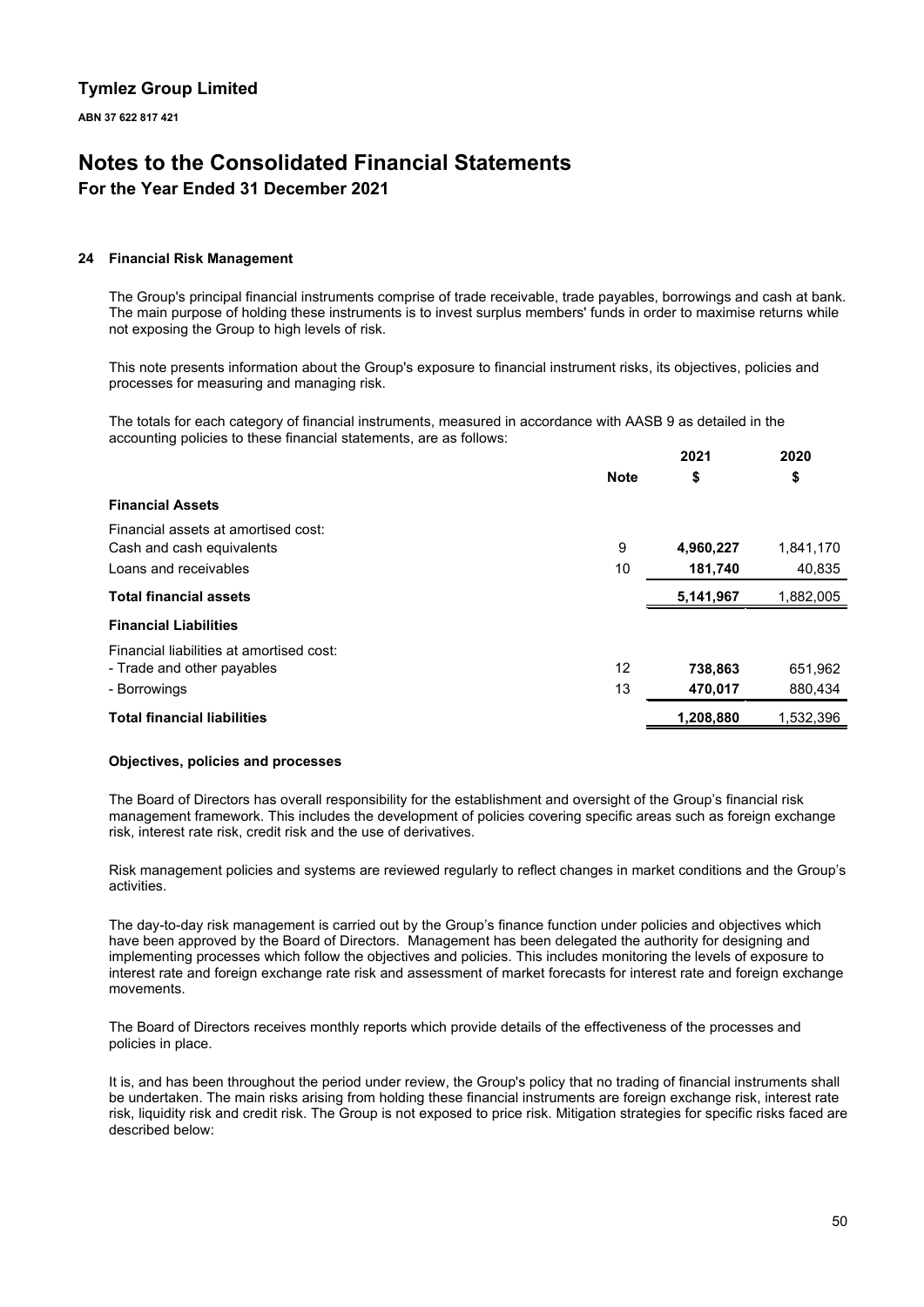# Tymlez Group Limited

**ABN 37 622 817 421**

# Notes to the Consolidated Financial Statements

## For the Year Ended 31 December 2021

### 24 Financial Risk Management

The Group's principal financial instruments comprise of trade receivable, trade payables, borrowings and cash at bank. The main purpose of holding these instruments is to invest surplus members' funds in order to maximise returns while not exposing the Group to high levels of risk.

This note presents information about the Group's exposure to financial instrument risks, its objectives, policies and processes for measuring and managing risk.

The totals for each category of financial instruments, measured in accordance with AASB 9 as detailed in the accounting policies to these financial statements, are as follows:

| | Note | 2021<br>$ | 2020<br>$ |
|---|---|---|---|
| **Financial Assets** | | | |
| Financial assets at amortised cost: | | | |
| Cash and cash equivalents | 9 | **4,960,227** | 1,841,170 |
| Loans and receivables | 10 | **181,740** | 40,835 |
| **Total financial assets** | | **5,141,967** | 1,882,005 |
| **Financial Liabilities** | | | |
| Financial liabilities at amortised cost: | | | |
| - Trade and other payables | 12 | **738,863** | 651,962 |
| - Borrowings | 13 | **470,017** | 880,434 |
| **Total financial liabilities** | | **1,208,880** | 1,532,396 |

**Objectives, policies and processes**

The Board of Directors has overall responsibility for the establishment and oversight of the Group's financial risk management framework. This includes the development of policies covering specific areas such as foreign exchange risk, interest rate risk, credit risk and the use of derivatives.

Risk management policies and systems are reviewed regularly to reflect changes in market conditions and the Group's activities.

The day-to-day risk management is carried out by the Group's finance function under policies and objectives which have been approved by the Board of Directors. Management has been delegated the authority for designing and implementing processes which follow the objectives and policies. This includes monitoring the levels of exposure to interest rate and foreign exchange rate risk and assessment of market forecasts for interest rate and foreign exchange movements.

The Board of Directors receives monthly reports which provide details of the effectiveness of the processes and policies in place.

It is, and has been throughout the period under review, the Group's policy that no trading of financial instruments shall be undertaken. The main risks arising from holding these financial instruments are foreign exchange risk, interest rate risk, liquidity risk and credit risk. The Group is not exposed to price risk. Mitigation strategies for specific risks faced are described below: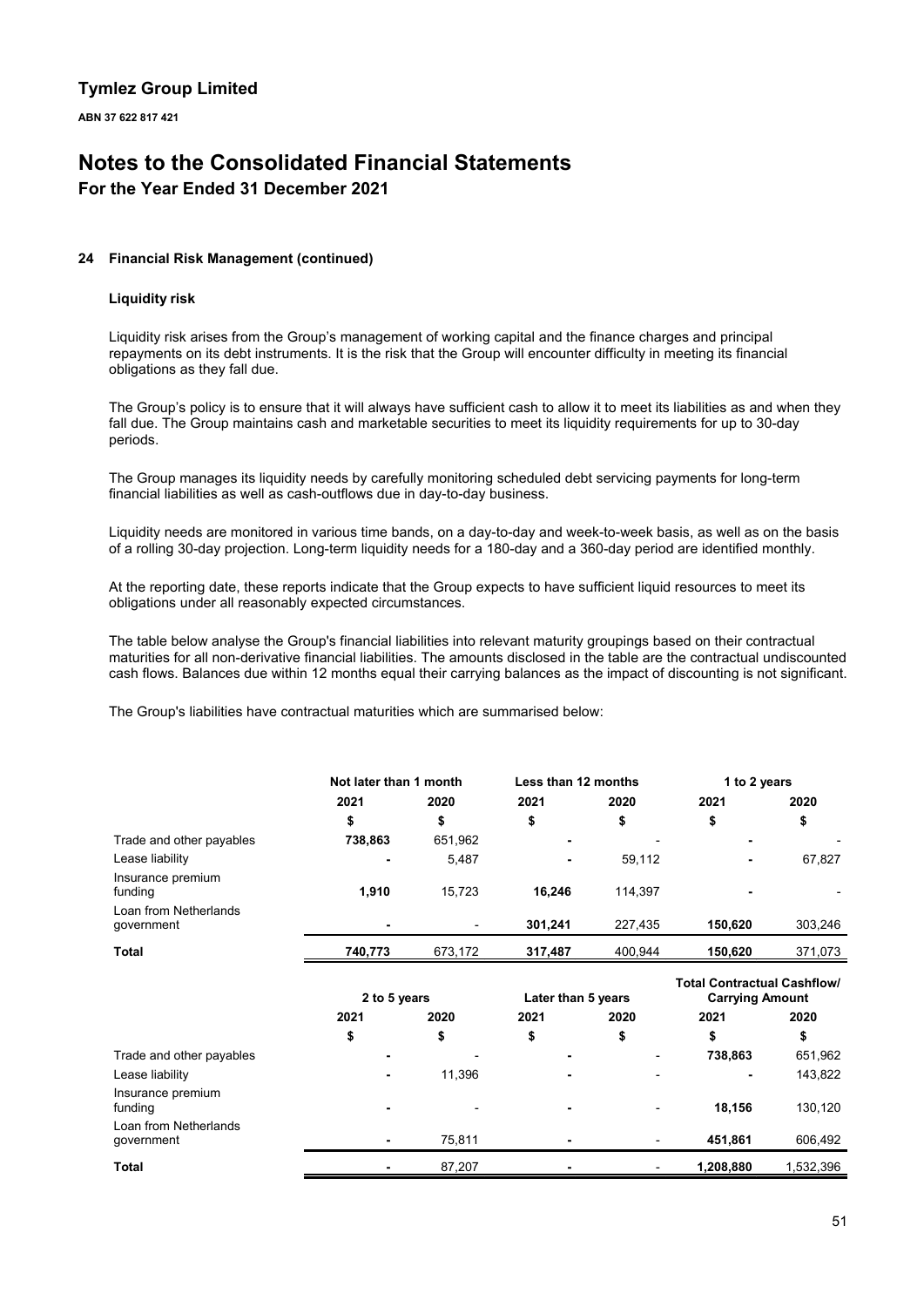## 24 Financial Risk Management (continued)

### Liquidity risk

Liquidity risk arises from the Group's management of working capital and the finance charges and principal repayments on its debt instruments. It is the risk that the Group will encounter difficulty in meeting its financial obligations as they fall due.

The Group's policy is to ensure that it will always have sufficient cash to allow it to meet its liabilities as and when they fall due. The Group maintains cash and marketable securities to meet its liquidity requirements for up to 30-day periods.

The Group manages its liquidity needs by carefully monitoring scheduled debt servicing payments for long-term financial liabilities as well as cash-outflows due in day-to-day business.

Liquidity needs are monitored in various time bands, on a day-to-day and week-to-week basis, as well as on the basis of a rolling 30-day projection. Long-term liquidity needs for a 180-day and a 360-day period are identified monthly.

At the reporting date, these reports indicate that the Group expects to have sufficient liquid resources to meet its obligations under all reasonably expected circumstances.

The table below analyse the Group's financial liabilities into relevant maturity groupings based on their contractual maturities for all non-derivative financial liabilities. The amounts disclosed in the table are the contractual undiscounted cash flows. Balances due within 12 months equal their carrying balances as the impact of discounting is not significant.

The Group's liabilities have contractual maturities which are summarised below:

| | Not later than 1 month | | Less than 12 months | | 1 to 2 years | |
|---|---|---|---|---|---|---|
| | 2021 | 2020 | 2021 | 2020 | 2021 | 2020 |
| | $ | $ | $ | $ | $ | $ |
| Trade and other payables | **738,863** | 651,962 | **-** | - | **-** | - |
| Lease liability | **-** | 5,487 | **-** | 59,112 | **-** | 67,827 |
| Insurance premium funding | **1,910** | 15,723 | **16,246** | 114,397 | **-** | - |
| Loan from Netherlands government | **-** | - | **301,241** | 227,435 | **150,620** | 303,246 |
| **Total** | **740,773** | 673,172 | **317,487** | 400,944 | **150,620** | 371,073 |

| | 2 to 5 years | | Later than 5 years | | Total Contractual Cashflow/ Carrying Amount | |
|---|---|---|---|---|---|---|
| | 2021 | 2020 | 2021 | 2020 | 2021 | 2020 |
| | $ | $ | $ | $ | $ | $ |
| Trade and other payables | **-** | - | **-** | - | **738,863** | 651,962 |
| Lease liability | **-** | 11,396 | **-** | - | **-** | 143,822 |
| Insurance premium funding | **-** | - | **-** | - | **18,156** | 130,120 |
| Loan from Netherlands government | **-** | 75,811 | **-** | - | **451,861** | 606,492 |
| **Total** | **-** | 87,207 | **-** | - | **1,208,880** | 1,532,396 |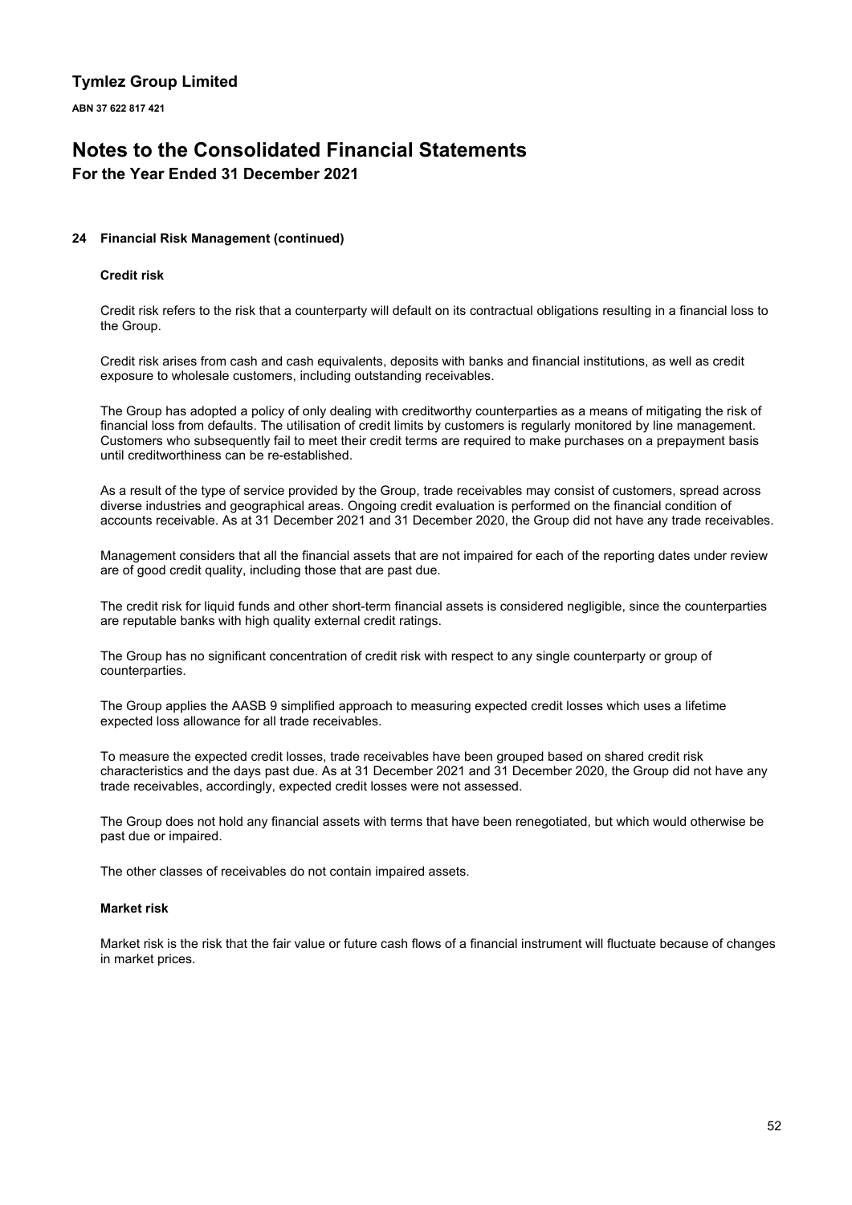## 24 Financial Risk Management (continued)

### Credit risk

Credit risk refers to the risk that a counterparty will default on its contractual obligations resulting in a financial loss to the Group.

Credit risk arises from cash and cash equivalents, deposits with banks and financial institutions, as well as credit exposure to wholesale customers, including outstanding receivables.

The Group has adopted a policy of only dealing with creditworthy counterparties as a means of mitigating the risk of financial loss from defaults. The utilisation of credit limits by customers is regularly monitored by line management. Customers who subsequently fail to meet their credit terms are required to make purchases on a prepayment basis until creditworthiness can be re-established.

As a result of the type of service provided by the Group, trade receivables may consist of customers, spread across diverse industries and geographical areas. Ongoing credit evaluation is performed on the financial condition of accounts receivable. As at 31 December 2021 and 31 December 2020, the Group did not have any trade receivables.

Management considers that all the financial assets that are not impaired for each of the reporting dates under review are of good credit quality, including those that are past due.

The credit risk for liquid funds and other short-term financial assets is considered negligible, since the counterparties are reputable banks with high quality external credit ratings.

The Group has no significant concentration of credit risk with respect to any single counterparty or group of counterparties.

The Group applies the AASB 9 simplified approach to measuring expected credit losses which uses a lifetime expected loss allowance for all trade receivables.

To measure the expected credit losses, trade receivables have been grouped based on shared credit risk characteristics and the days past due. As at 31 December 2021 and 31 December 2020, the Group did not have any trade receivables, accordingly, expected credit losses were not assessed.

The Group does not hold any financial assets with terms that have been renegotiated, but which would otherwise be past due or impaired.

The other classes of receivables do not contain impaired assets.

### Market risk

Market risk is the risk that the fair value or future cash flows of a financial instrument will fluctuate because of changes in market prices.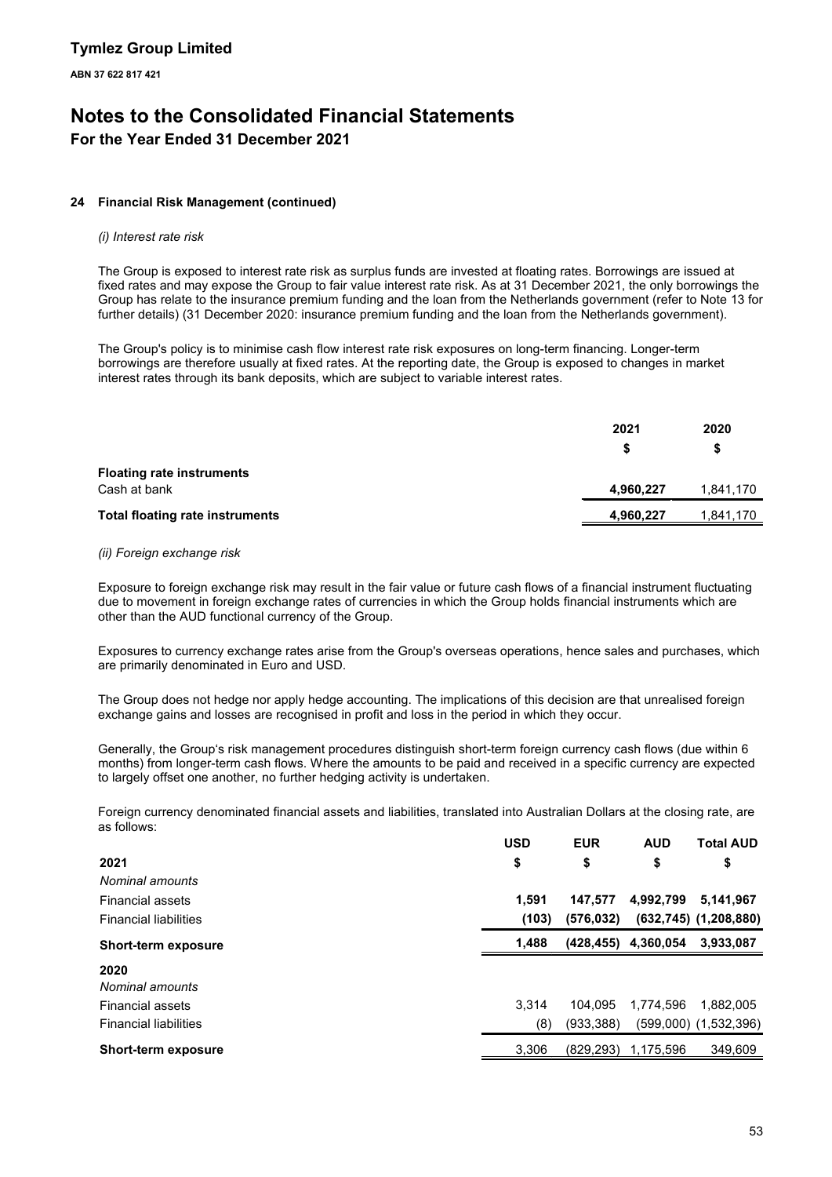**Tymlez Group Limited**

**ABN 37 622 817 421**

# Notes to the Consolidated Financial Statements

## For the Year Ended 31 December 2021

### 24 Financial Risk Management (continued)

*(i) Interest rate risk*

The Group is exposed to interest rate risk as surplus funds are invested at floating rates. Borrowings are issued at fixed rates and may expose the Group to fair value interest rate risk. As at 31 December 2021, the only borrowings the Group has relate to the insurance premium funding and the loan from the Netherlands government (refer to Note 13 for further details) (31 December 2020: insurance premium funding and the loan from the Netherlands government).

The Group's policy is to minimise cash flow interest rate risk exposures on long-term financing. Longer-term borrowings are therefore usually at fixed rates. At the reporting date, the Group is exposed to changes in market interest rates through its bank deposits, which are subject to variable interest rates.

| | 2021 | 2020 |
|---|---|---|
| | $ | $ |
| **Floating rate instruments** | | |
| Cash at bank | **4,960,227** | 1,841,170 |
| **Total floating rate instruments** | **4,960,227** | 1,841,170 |

*(ii) Foreign exchange risk*

Exposure to foreign exchange risk may result in the fair value or future cash flows of a financial instrument fluctuating due to movement in foreign exchange rates of currencies in which the Group holds financial instruments which are other than the AUD functional currency of the Group.

Exposures to currency exchange rates arise from the Group's overseas operations, hence sales and purchases, which are primarily denominated in Euro and USD.

The Group does not hedge nor apply hedge accounting. The implications of this decision are that unrealised foreign exchange gains and losses are recognised in profit and loss in the period in which they occur.

Generally, the Group's risk management procedures distinguish short-term foreign currency cash flows (due within 6 months) from longer-term cash flows. Where the amounts to be paid and received in a specific currency are expected to largely offset one another, no further hedging activity is undertaken.

Foreign currency denominated financial assets and liabilities, translated into Australian Dollars at the closing rate, are as follows:

| | USD | EUR | AUD | Total AUD |
|---|---|---|---|---|
| **2021** | $ | $ | $ | $ |
| *Nominal amounts* | | | | |
| Financial assets | **1,591** | **147,577** | **4,992,799** | **5,141,967** |
| Financial liabilities | **(103)** | **(576,032)** | **(632,745)** | **(1,208,880)** |
| **Short-term exposure** | **1,488** | **(428,455)** | **4,360,054** | **3,933,087** |
| **2020** | | | | |
| *Nominal amounts* | | | | |
| Financial assets | 3,314 | 104,095 | 1,774,596 | 1,882,005 |
| Financial liabilities | (8) | (933,388) | (599,000) | (1,532,396) |
| **Short-term exposure** | 3,306 | (829,293) | 1,175,596 | 349,609 |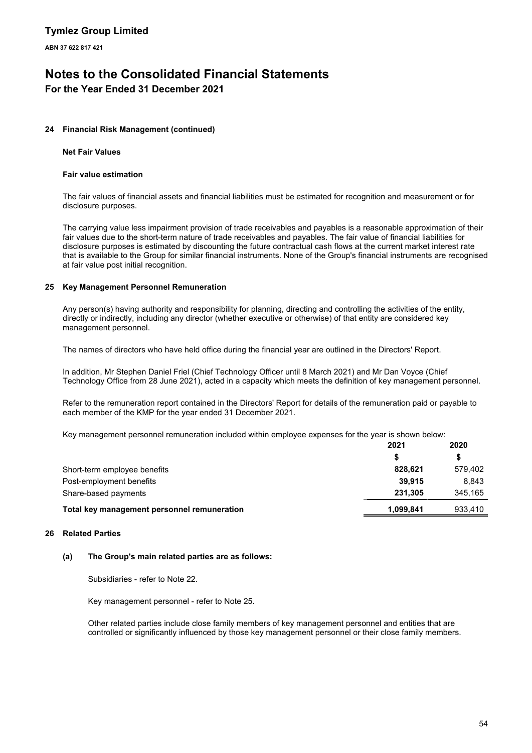## 24 Financial Risk Management (continued)

### Net Fair Values

#### Fair value estimation

The fair values of financial assets and financial liabilities must be estimated for recognition and measurement or for disclosure purposes.

The carrying value less impairment provision of trade receivables and payables is a reasonable approximation of their fair values due to the short-term nature of trade receivables and payables. The fair value of financial liabilities for disclosure purposes is estimated by discounting the future contractual cash flows at the current market interest rate that is available to the Group for similar financial instruments. None of the Group's financial instruments are recognised at fair value post initial recognition.

## 25 Key Management Personnel Remuneration

Any person(s) having authority and responsibility for planning, directing and controlling the activities of the entity, directly or indirectly, including any director (whether executive or otherwise) of that entity are considered key management personnel.

The names of directors who have held office during the financial year are outlined in the Directors' Report.

In addition, Mr Stephen Daniel Friel (Chief Technology Officer until 8 March 2021) and Mr Dan Voyce (Chief Technology Office from 28 June 2021), acted in a capacity which meets the definition of key management personnel.

Refer to the remuneration report contained in the Directors' Report for details of the remuneration paid or payable to each member of the KMP for the year ended 31 December 2021.

Key management personnel remuneration included within employee expenses for the year is shown below:

| | 2021 | 2020 |
|---|---|---|
| | $ | $ |
| Short-term employee benefits | **828,621** | 579,402 |
| Post-employment benefits | **39,915** | 8,843 |
| Share-based payments | **231,305** | 345,165 |
| **Total key management personnel remuneration** | **1,099,841** | 933,410 |

## 26 Related Parties

**(a) The Group's main related parties are as follows:**

Subsidiaries - refer to Note 22.

Key management personnel - refer to Note 25.

Other related parties include close family members of key management personnel and entities that are controlled or significantly influenced by those key management personnel or their close family members.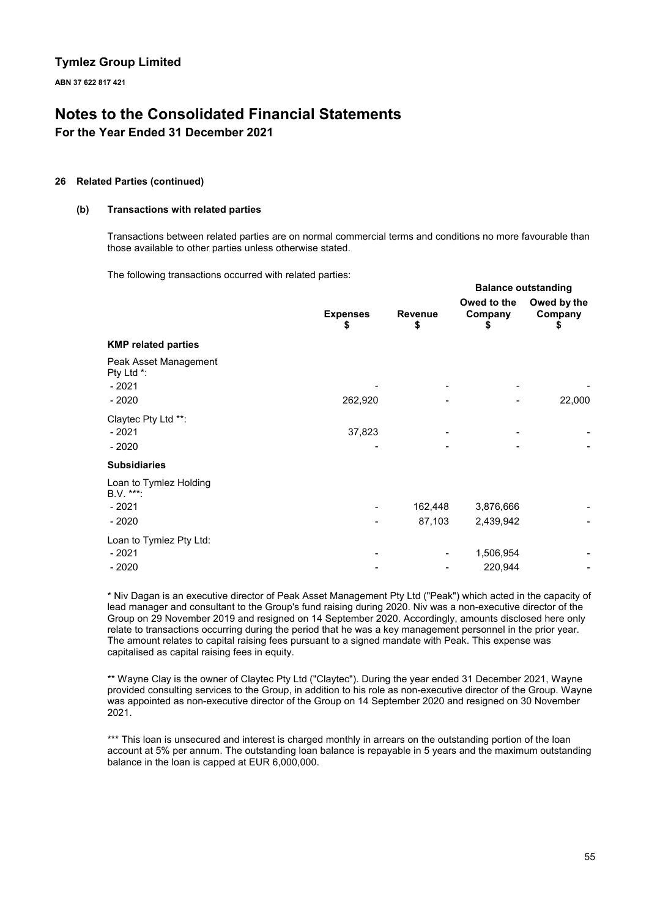**26 Related Parties (continued)**

**(b) Transactions with related parties**

Transactions between related parties are on normal commercial terms and conditions no more favourable than those available to other parties unless otherwise stated.

The following transactions occurred with related parties:

| | | | Balance outstanding | |
|---|---|---|---|---|
| | Expenses $ | Revenue $ | Owed to the Company $ | Owed by the Company $ |
| **KMP related parties** | | | | |
| Peak Asset Management Pty Ltd *: | | | | |
| - 2021 | - | - | - | - |
| - 2020 | 262,920 | - | - | 22,000 |
| Claytec Pty Ltd **: | | | | |
| - 2021 | 37,823 | - | - | - |
| - 2020 | - | - | - | - |
| **Subsidiaries** | | | | |
| Loan to Tymlez Holding B.V. ***: | | | | |
| - 2021 | - | 162,448 | 3,876,666 | - |
| - 2020 | - | 87,103 | 2,439,942 | - |
| Loan to Tymlez Pty Ltd: | | | | |
| - 2021 | - | - | 1,506,954 | - |
| - 2020 | - | - | 220,944 | - |

* Niv Dagan is an executive director of Peak Asset Management Pty Ltd ("Peak") which acted in the capacity of lead manager and consultant to the Group's fund raising during 2020. Niv was a non-executive director of the Group on 29 November 2019 and resigned on 14 September 2020. Accordingly, amounts disclosed here only relate to transactions occurring during the period that he was a key management personnel in the prior year. The amount relates to capital raising fees pursuant to a signed mandate with Peak. This expense was capitalised as capital raising fees in equity.

** Wayne Clay is the owner of Claytec Pty Ltd ("Claytec"). During the year ended 31 December 2021, Wayne provided consulting services to the Group, in addition to his role as non-executive director of the Group. Wayne was appointed as non-executive director of the Group on 14 September 2020 and resigned on 30 November 2021.

*** This loan is unsecured and interest is charged monthly in arrears on the outstanding portion of the loan account at 5% per annum. The outstanding loan balance is repayable in 5 years and the maximum outstanding balance in the loan is capped at EUR 6,000,000.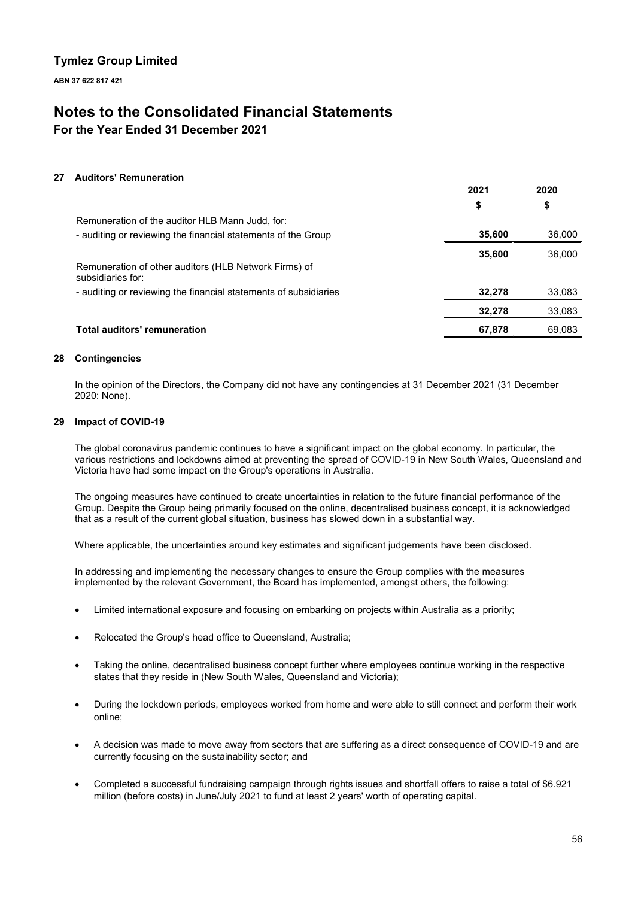# Tymlez Group Limited

**ABN 37 622 817 421**

# Notes to the Consolidated Financial Statements

## For the Year Ended 31 December 2021

### 27 Auditors' Remuneration

| | 2021 | 2020 |
|---|---|---|
| | $ | $ |
| Remuneration of the auditor HLB Mann Judd, for: | | |
| - auditing or reviewing the financial statements of the Group | **35,600** | 36,000 |
| | **35,600** | 36,000 |
| Remuneration of other auditors (HLB Network Firms) of subsidiaries for: | | |
| - auditing or reviewing the financial statements of subsidiaries | **32,278** | 33,083 |
| | **32,278** | 33,083 |
| **Total auditors' remuneration** | **67,878** | 69,083 |

### 28 Contingencies

In the opinion of the Directors, the Company did not have any contingencies at 31 December 2021 (31 December 2020: None).

### 29 Impact of COVID-19

The global coronavirus pandemic continues to have a significant impact on the global economy. In particular, the various restrictions and lockdowns aimed at preventing the spread of COVID-19 in New South Wales, Queensland and Victoria have had some impact on the Group's operations in Australia.

The ongoing measures have continued to create uncertainties in relation to the future financial performance of the Group. Despite the Group being primarily focused on the online, decentralised business concept, it is acknowledged that as a result of the current global situation, business has slowed down in a substantial way.

Where applicable, the uncertainties around key estimates and significant judgements have been disclosed.

In addressing and implementing the necessary changes to ensure the Group complies with the measures implemented by the relevant Government, the Board has implemented, amongst others, the following:

- Limited international exposure and focusing on embarking on projects within Australia as a priority;
- Relocated the Group's head office to Queensland, Australia;
- Taking the online, decentralised business concept further where employees continue working in the respective states that they reside in (New South Wales, Queensland and Victoria);
- During the lockdown periods, employees worked from home and were able to still connect and perform their work online;
- A decision was made to move away from sectors that are suffering as a direct consequence of COVID-19 and are currently focusing on the sustainability sector; and
- Completed a successful fundraising campaign through rights issues and shortfall offers to raise a total of $6.921 million (before costs) in June/July 2021 to fund at least 2 years' worth of operating capital.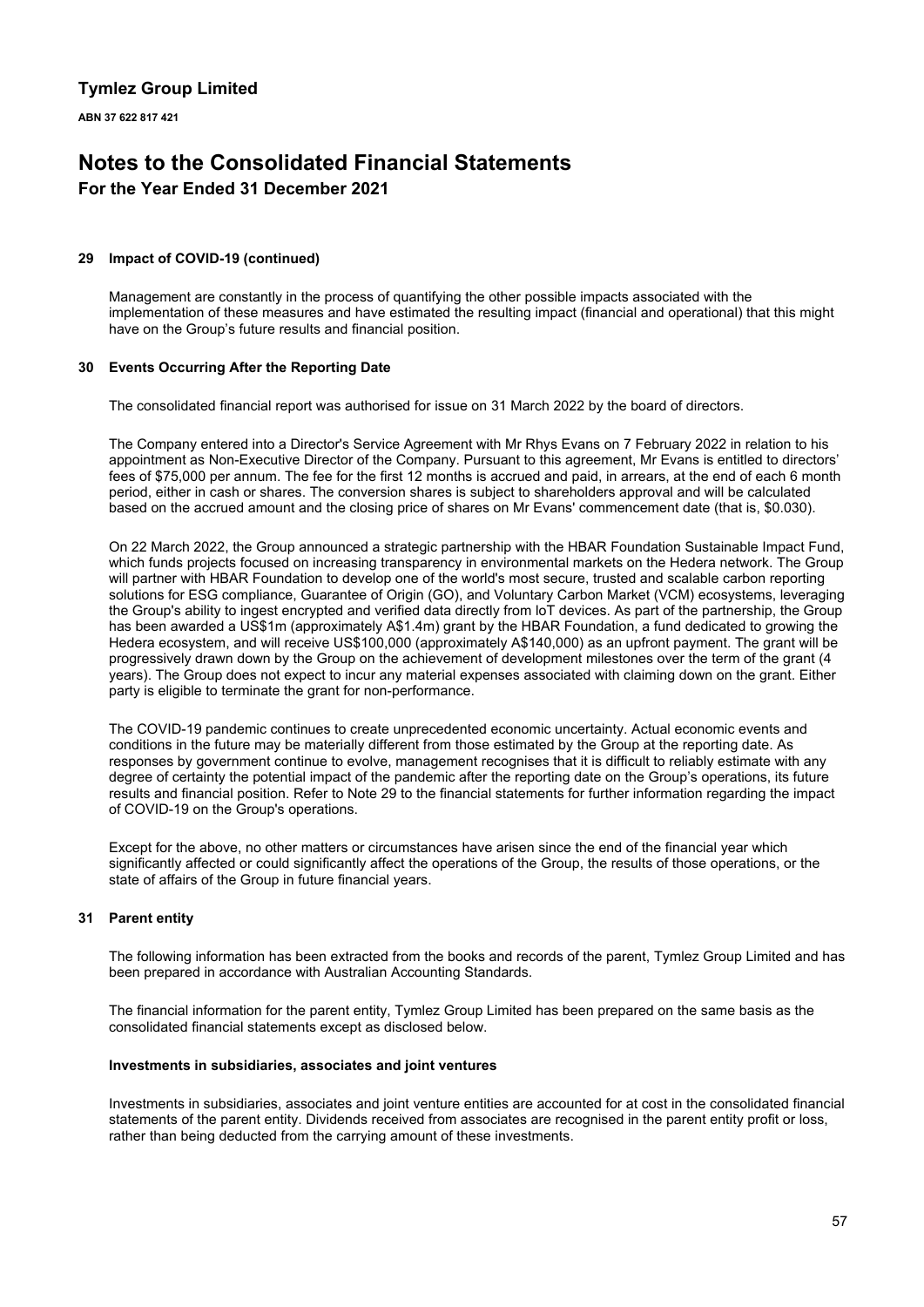# Tymlez Group Limited

**ABN 37 622 817 421**

# Notes to the Consolidated Financial Statements

## For the Year Ended 31 December 2021

### 29 Impact of COVID-19 (continued)

Management are constantly in the process of quantifying the other possible impacts associated with the implementation of these measures and have estimated the resulting impact (financial and operational) that this might have on the Group's future results and financial position.

### 30 Events Occurring After the Reporting Date

The consolidated financial report was authorised for issue on 31 March 2022 by the board of directors.

The Company entered into a Director's Service Agreement with Mr Rhys Evans on 7 February 2022 in relation to his appointment as Non-Executive Director of the Company. Pursuant to this agreement, Mr Evans is entitled to directors' fees of $75,000 per annum. The fee for the first 12 months is accrued and paid, in arrears, at the end of each 6 month period, either in cash or shares. The conversion shares is subject to shareholders approval and will be calculated based on the accrued amount and the closing price of shares on Mr Evans' commencement date (that is, $0.030).

On 22 March 2022, the Group announced a strategic partnership with the HBAR Foundation Sustainable Impact Fund, which funds projects focused on increasing transparency in environmental markets on the Hedera network. The Group will partner with HBAR Foundation to develop one of the world's most secure, trusted and scalable carbon reporting solutions for ESG compliance, Guarantee of Origin (GO), and Voluntary Carbon Market (VCM) ecosystems, leveraging the Group's ability to ingest encrypted and verified data directly from IoT devices. As part of the partnership, the Group has been awarded a US$1m (approximately A$1.4m) grant by the HBAR Foundation, a fund dedicated to growing the Hedera ecosystem, and will receive US$100,000 (approximately A$140,000) as an upfront payment. The grant will be progressively drawn down by the Group on the achievement of development milestones over the term of the grant (4 years). The Group does not expect to incur any material expenses associated with claiming down on the grant. Either party is eligible to terminate the grant for non-performance.

The COVID-19 pandemic continues to create unprecedented economic uncertainty. Actual economic events and conditions in the future may be materially different from those estimated by the Group at the reporting date. As responses by government continue to evolve, management recognises that it is difficult to reliably estimate with any degree of certainty the potential impact of the pandemic after the reporting date on the Group's operations, its future results and financial position. Refer to Note 29 to the financial statements for further information regarding the impact of COVID-19 on the Group's operations.

Except for the above, no other matters or circumstances have arisen since the end of the financial year which significantly affected or could significantly affect the operations of the Group, the results of those operations, or the state of affairs of the Group in future financial years.

### 31 Parent entity

The following information has been extracted from the books and records of the parent, Tymlez Group Limited and has been prepared in accordance with Australian Accounting Standards.

The financial information for the parent entity, Tymlez Group Limited has been prepared on the same basis as the consolidated financial statements except as disclosed below.

#### Investments in subsidiaries, associates and joint ventures

Investments in subsidiaries, associates and joint venture entities are accounted for at cost in the consolidated financial statements of the parent entity. Dividends received from associates are recognised in the parent entity profit or loss, rather than being deducted from the carrying amount of these investments.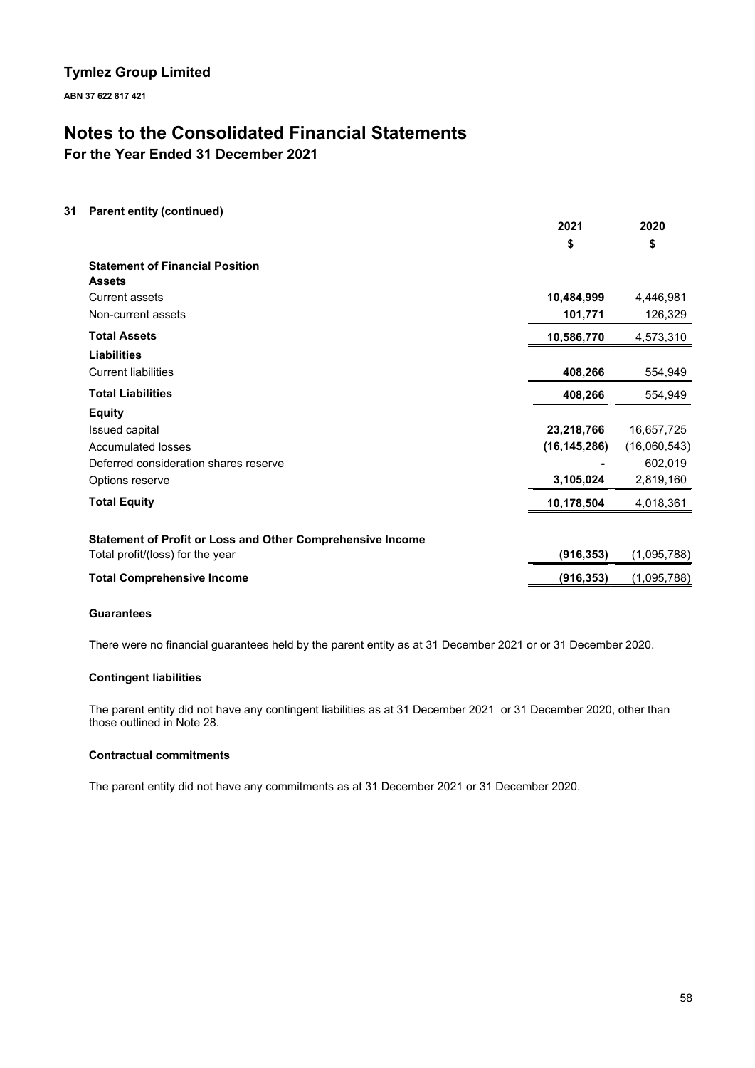# Tymlez Group Limited

**ABN 37 622 817 421**

# Notes to the Consolidated Financial Statements

## For the Year Ended 31 December 2021

### 31 Parent entity (continued)

| | 2021 | 2020 |
|---|---|---|
| | $ | $ |
| **Statement of Financial Position** | | |
| **Assets** | | |
| Current assets | **10,484,999** | 4,446,981 |
| Non-current assets | **101,771** | 126,329 |
| **Total Assets** | **10,586,770** | 4,573,310 |
| **Liabilities** | | |
| Current liabilities | **408,266** | 554,949 |
| **Total Liabilities** | **408,266** | 554,949 |
| **Equity** | | |
| Issued capital | **23,218,766** | 16,657,725 |
| Accumulated losses | **(16,145,286)** | (16,060,543) |
| Deferred consideration shares reserve | **-** | 602,019 |
| Options reserve | **3,105,024** | 2,819,160 |
| **Total Equity** | **10,178,504** | 4,018,361 |
| | | |
| **Statement of Profit or Loss and Other Comprehensive Income** | | |
| Total profit/(loss) for the year | **(916,353)** | (1,095,788) |
| **Total Comprehensive Income** | **(916,353)** | (1,095,788) |

**Guarantees**

There were no financial guarantees held by the parent entity as at 31 December 2021 or or 31 December 2020.

**Contingent liabilities**

The parent entity did not have any contingent liabilities as at 31 December 2021 or 31 December 2020, other than those outlined in Note 28.

**Contractual commitments**

The parent entity did not have any commitments as at 31 December 2021 or 31 December 2020.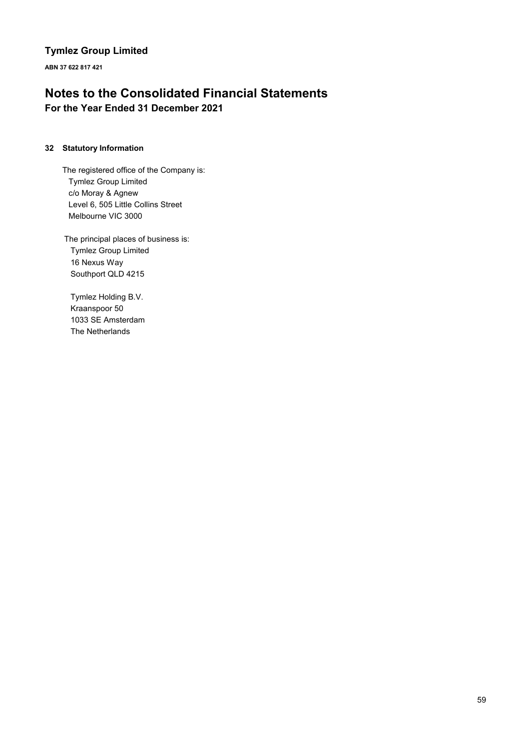## 32 Statutory Information

The registered office of the Company is:

Tymlez Group Limited
c/o Moray & Agnew
Level 6, 505 Little Collins Street
Melbourne VIC 3000

The principal places of business is:

Tymlez Group Limited
16 Nexus Way
Southport QLD 4215

Tymlez Holding B.V.
Kraanspoor 50
1033 SE Amsterdam
The Netherlands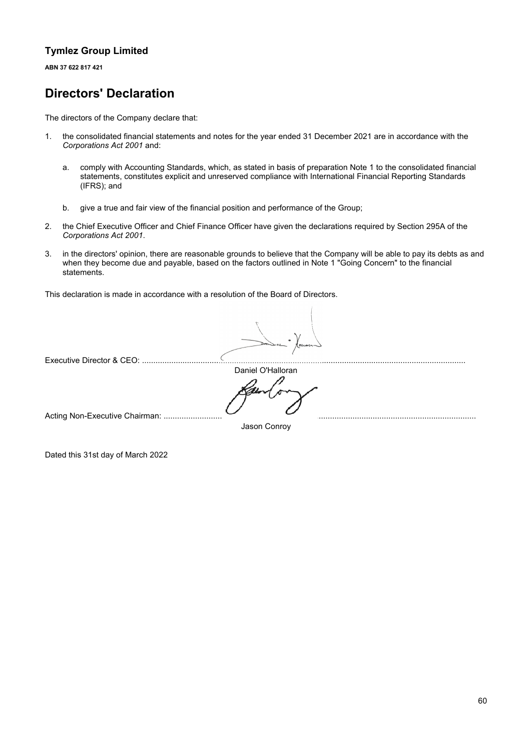**Tymlez Group Limited**

**ABN 37 622 817 421**

# Directors' Declaration

The directors of the Company declare that:

1. the consolidated financial statements and notes for the year ended 31 December 2021 are in accordance with the *Corporations Act 2001* and:

   a. comply with Accounting Standards, which, as stated in basis of preparation Note 1 to the consolidated financial statements, constitutes explicit and unreserved compliance with International Financial Reporting Standards (IFRS); and

   b. give a true and fair view of the financial position and performance of the Group;

2. the Chief Executive Officer and Chief Finance Officer have given the declarations required by Section 295A of the *Corporations Act 2001*.

3. in the directors' opinion, there are reasonable grounds to believe that the Company will be able to pay its debts as and when they become due and payable, based on the factors outlined in Note 1 "Going Concern" to the financial statements.

This declaration is made in accordance with a resolution of the Board of Directors.

Executive Director & CEO: ..........................................................................................................................................

Daniel O'Halloran

Acting Non-Executive Chairman: .......................... ....................................................................

Jason Conroy

Dated this 31st day of March 2022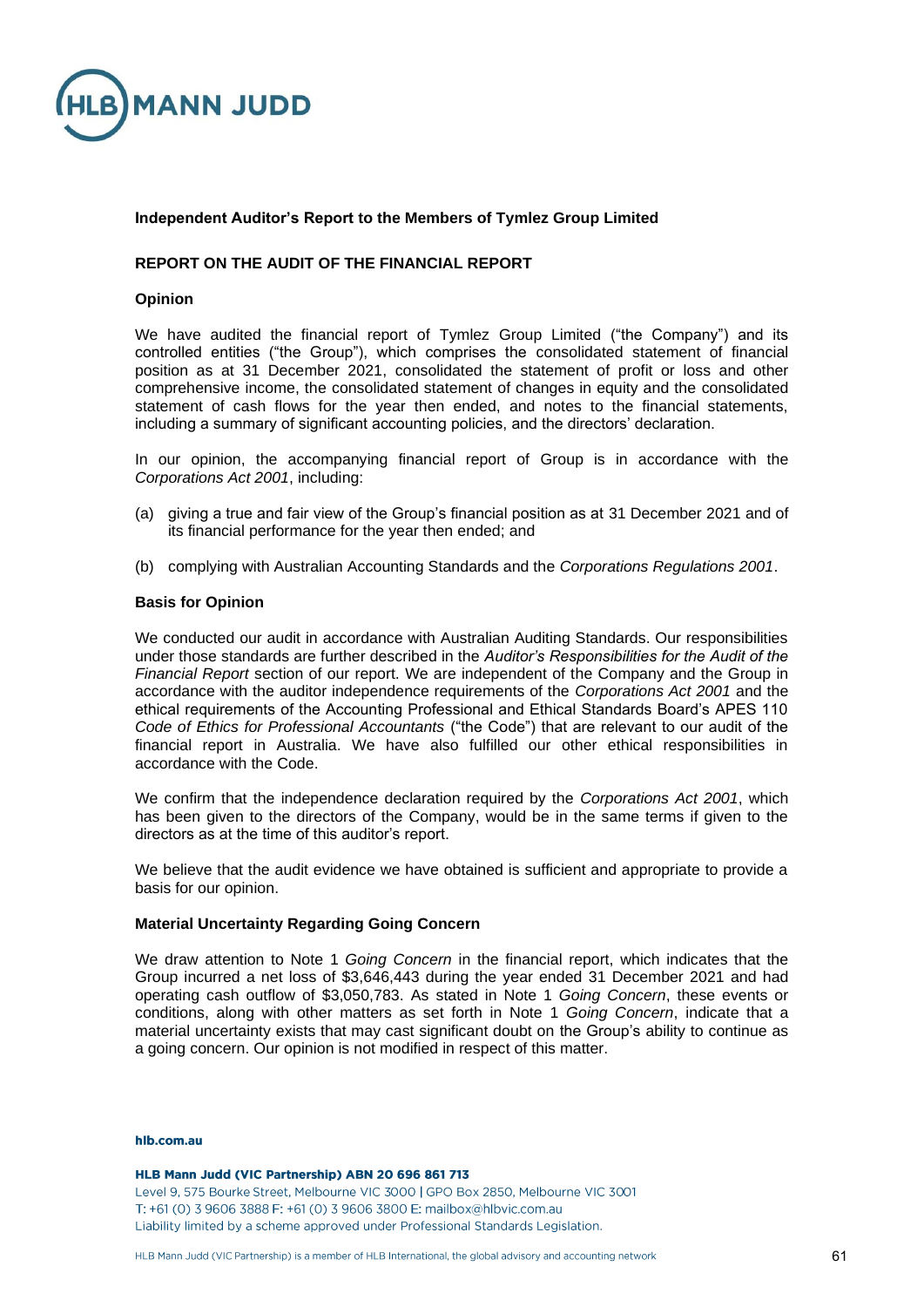## Independent Auditor's Report to the Members of Tymlez Group Limited

### REPORT ON THE AUDIT OF THE FINANCIAL REPORT

#### Opinion

We have audited the financial report of Tymlez Group Limited ("the Company") and its controlled entities ("the Group"), which comprises the consolidated statement of financial position as at 31 December 2021, consolidated the statement of profit or loss and other comprehensive income, the consolidated statement of changes in equity and the consolidated statement of cash flows for the year then ended, and notes to the financial statements, including a summary of significant accounting policies, and the directors' declaration.

In our opinion, the accompanying financial report of Group is in accordance with the *Corporations Act 2001*, including:

(a) giving a true and fair view of the Group's financial position as at 31 December 2021 and of its financial performance for the year then ended; and

(b) complying with Australian Accounting Standards and the *Corporations Regulations 2001*.

#### Basis for Opinion

We conducted our audit in accordance with Australian Auditing Standards. Our responsibilities under those standards are further described in the *Auditor's Responsibilities for the Audit of the Financial Report* section of our report. We are independent of the Company and the Group in accordance with the auditor independence requirements of the *Corporations Act 2001* and the ethical requirements of the Accounting Professional and Ethical Standards Board's APES 110 *Code of Ethics for Professional Accountants* ("the Code") that are relevant to our audit of the financial report in Australia. We have also fulfilled our other ethical responsibilities in accordance with the Code.

We confirm that the independence declaration required by the *Corporations Act 2001*, which has been given to the directors of the Company, would be in the same terms if given to the directors as at the time of this auditor's report.

We believe that the audit evidence we have obtained is sufficient and appropriate to provide a basis for our opinion.

#### Material Uncertainty Regarding Going Concern

We draw attention to Note 1 *Going Concern* in the financial report, which indicates that the Group incurred a net loss of $3,646,443 during the year ended 31 December 2021 and had operating cash outflow of $3,050,783. As stated in Note 1 *Going Concern*, these events or conditions, along with other matters as set forth in Note 1 *Going Concern*, indicate that a material uncertainty exists that may cast significant doubt on the Group's ability to continue as a going concern. Our opinion is not modified in respect of this matter.

hlb.com.au

**HLB Mann Judd (VIC Partnership) ABN 20 696 861 713**
Level 9, 575 Bourke Street, Melbourne VIC 3000 | GPO Box 2850, Melbourne VIC 3001
T: +61 (0) 3 9606 3888 F: +61 (0) 3 9606 3800 E: mailbox@hlbvic.com.au
Liability limited by a scheme approved under Professional Standards Legislation.

HLB Mann Judd (VIC Partnership) is a member of HLB International, the global advisory and accounting network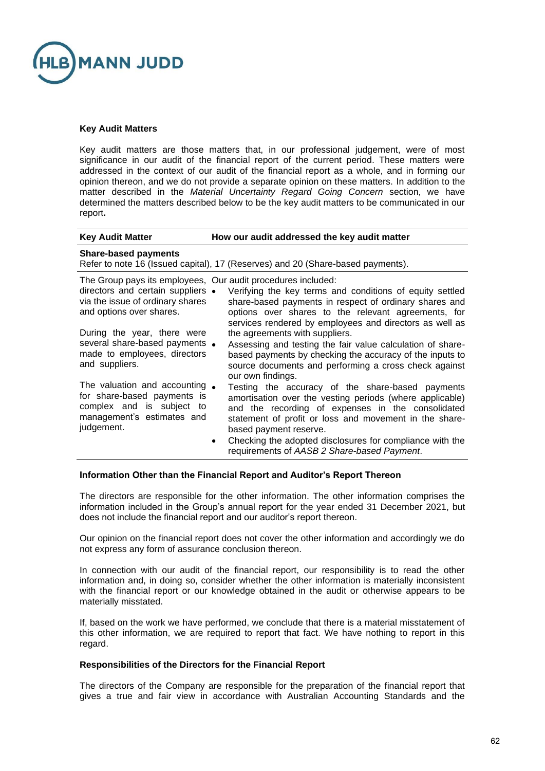### Key Audit Matters

Key audit matters are those matters that, in our professional judgement, were of most significance in our audit of the financial report of the current period. These matters were addressed in the context of our audit of the financial report as a whole, and in forming our opinion thereon, and we do not provide a separate opinion on these matters. In addition to the matter described in the *Material Uncertainty Regard Going Concern* section, we have determined the matters described below to be the key audit matters to be communicated in our report**.**

| Key Audit Matter | How our audit addressed the key audit matter |
|---|---|
| **Share-based payments**<br>Refer to note 16 (Issued capital), 17 (Reserves) and 20 (Share-based payments). | |
| The Group pays its employees, directors and certain suppliers via the issue of ordinary shares and options over shares.<br><br>During the year, there were several share-based payments made to employees, directors and suppliers.<br><br>The valuation and accounting for share-based payments is complex and is subject to management's estimates and judgement. | Our audit procedures included:<br>• Verifying the key terms and conditions of equity settled share-based payments in respect of ordinary shares and options over shares to the relevant agreements, for services rendered by employees and directors as well as the agreements with suppliers.<br>• Assessing and testing the fair value calculation of share-based payments by checking the accuracy of the inputs to source documents and performing a cross check against our own findings.<br>• Testing the accuracy of the share-based payments amortisation over the vesting periods (where applicable) and the recording of expenses in the consolidated statement of profit or loss and movement in the share-based payment reserve.<br>• Checking the adopted disclosures for compliance with the requirements of *AASB 2 Share-based Payment*. |

### Information Other than the Financial Report and Auditor's Report Thereon

The directors are responsible for the other information. The other information comprises the information included in the Group's annual report for the year ended 31 December 2021, but does not include the financial report and our auditor's report thereon.

Our opinion on the financial report does not cover the other information and accordingly we do not express any form of assurance conclusion thereon.

In connection with our audit of the financial report, our responsibility is to read the other information and, in doing so, consider whether the other information is materially inconsistent with the financial report or our knowledge obtained in the audit or otherwise appears to be materially misstated.

If, based on the work we have performed, we conclude that there is a material misstatement of this other information, we are required to report that fact. We have nothing to report in this regard.

### Responsibilities of the Directors for the Financial Report

The directors of the Company are responsible for the preparation of the financial report that gives a true and fair view in accordance with Australian Accounting Standards and the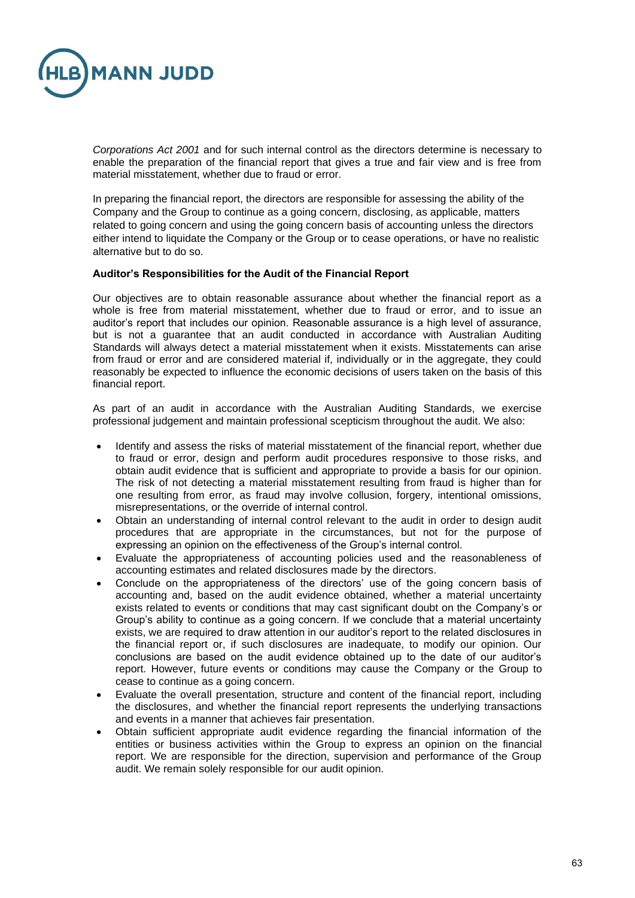*Corporations Act 2001* and for such internal control as the directors determine is necessary to enable the preparation of the financial report that gives a true and fair view and is free from material misstatement, whether due to fraud or error.

In preparing the financial report, the directors are responsible for assessing the ability of the Company and the Group to continue as a going concern, disclosing, as applicable, matters related to going concern and using the going concern basis of accounting unless the directors either intend to liquidate the Company or the Group or to cease operations, or have no realistic alternative but to do so.

**Auditor's Responsibilities for the Audit of the Financial Report**

Our objectives are to obtain reasonable assurance about whether the financial report as a whole is free from material misstatement, whether due to fraud or error, and to issue an auditor's report that includes our opinion. Reasonable assurance is a high level of assurance, but is not a guarantee that an audit conducted in accordance with Australian Auditing Standards will always detect a material misstatement when it exists. Misstatements can arise from fraud or error and are considered material if, individually or in the aggregate, they could reasonably be expected to influence the economic decisions of users taken on the basis of this financial report.

As part of an audit in accordance with the Australian Auditing Standards, we exercise professional judgement and maintain professional scepticism throughout the audit. We also:

- Identify and assess the risks of material misstatement of the financial report, whether due to fraud or error, design and perform audit procedures responsive to those risks, and obtain audit evidence that is sufficient and appropriate to provide a basis for our opinion. The risk of not detecting a material misstatement resulting from fraud is higher than for one resulting from error, as fraud may involve collusion, forgery, intentional omissions, misrepresentations, or the override of internal control.
- Obtain an understanding of internal control relevant to the audit in order to design audit procedures that are appropriate in the circumstances, but not for the purpose of expressing an opinion on the effectiveness of the Group's internal control.
- Evaluate the appropriateness of accounting policies used and the reasonableness of accounting estimates and related disclosures made by the directors.
- Conclude on the appropriateness of the directors' use of the going concern basis of accounting and, based on the audit evidence obtained, whether a material uncertainty exists related to events or conditions that may cast significant doubt on the Company's or Group's ability to continue as a going concern. If we conclude that a material uncertainty exists, we are required to draw attention in our auditor's report to the related disclosures in the financial report or, if such disclosures are inadequate, to modify our opinion. Our conclusions are based on the audit evidence obtained up to the date of our auditor's report. However, future events or conditions may cause the Company or the Group to cease to continue as a going concern.
- Evaluate the overall presentation, structure and content of the financial report, including the disclosures, and whether the financial report represents the underlying transactions and events in a manner that achieves fair presentation.
- Obtain sufficient appropriate audit evidence regarding the financial information of the entities or business activities within the Group to express an opinion on the financial report. We are responsible for the direction, supervision and performance of the Group audit. We remain solely responsible for our audit opinion.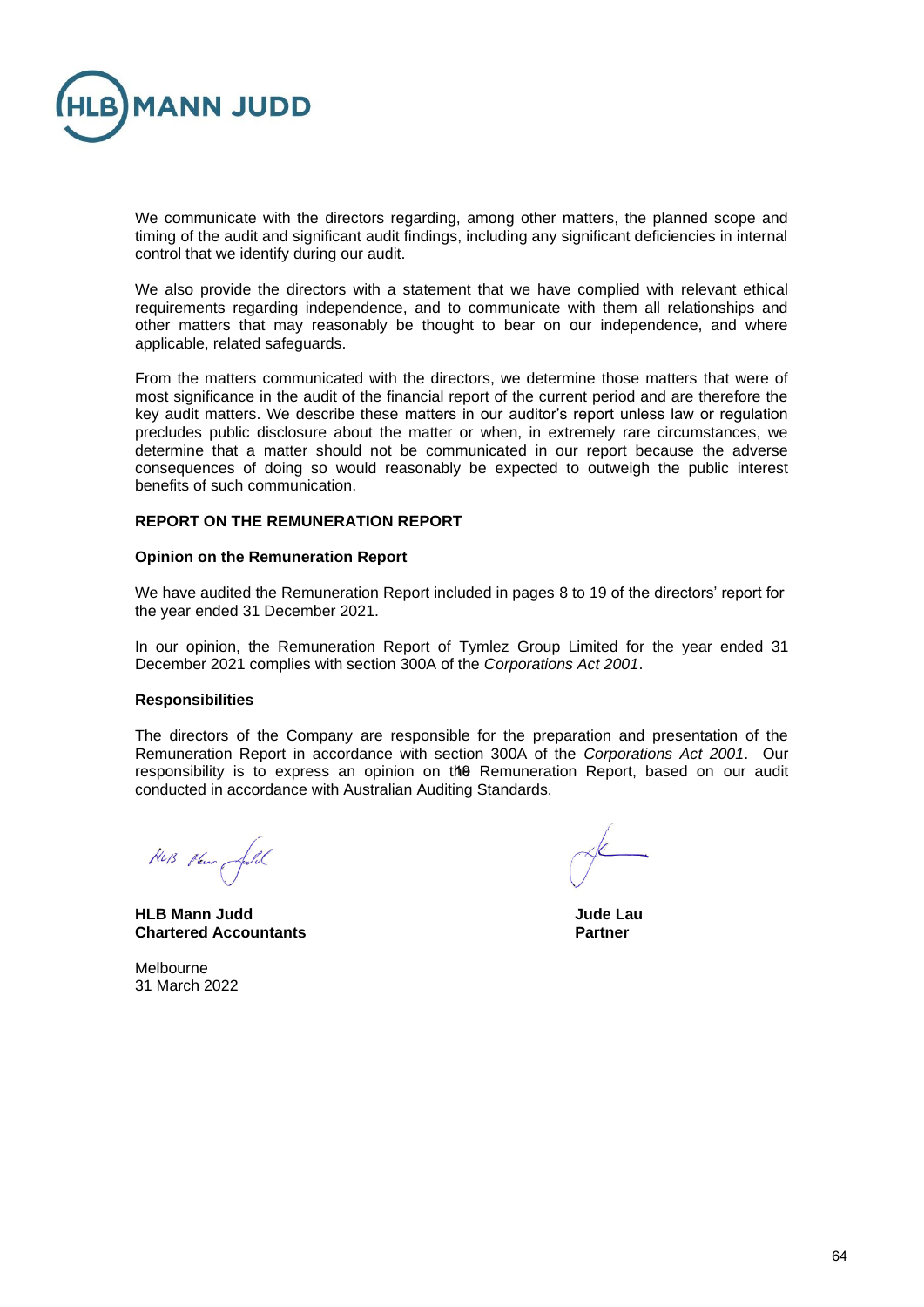We communicate with the directors regarding, among other matters, the planned scope and timing of the audit and significant audit findings, including any significant deficiencies in internal control that we identify during our audit.

We also provide the directors with a statement that we have complied with relevant ethical requirements regarding independence, and to communicate with them all relationships and other matters that may reasonably be thought to bear on our independence, and where applicable, related safeguards.

From the matters communicated with the directors, we determine those matters that were of most significance in the audit of the financial report of the current period and are therefore the key audit matters. We describe these matters in our auditor's report unless law or regulation precludes public disclosure about the matter or when, in extremely rare circumstances, we determine that a matter should not be communicated in our report because the adverse consequences of doing so would reasonably be expected to outweigh the public interest benefits of such communication.

**REPORT ON THE REMUNERATION REPORT**

**Opinion on the Remuneration Report**

We have audited the Remuneration Report included in pages 8 to 19 of the directors' report for the year ended 31 December 2021.

In our opinion, the Remuneration Report of Tymlez Group Limited for the year ended 31 December 2021 complies with section 300A of the *Corporations Act 2001*.

**Responsibilities**

The directors of the Company are responsible for the preparation and presentation of the Remuneration Report in accordance with section 300A of the *Corporations Act 2001*. Our responsibility is to express an opinion on the Remuneration Report, based on our audit conducted in accordance with Australian Auditing Standards.

**HLB Mann Judd**
**Chartered Accountants**

Melbourne
31 March 2022

**Jude Lau**
**Partner**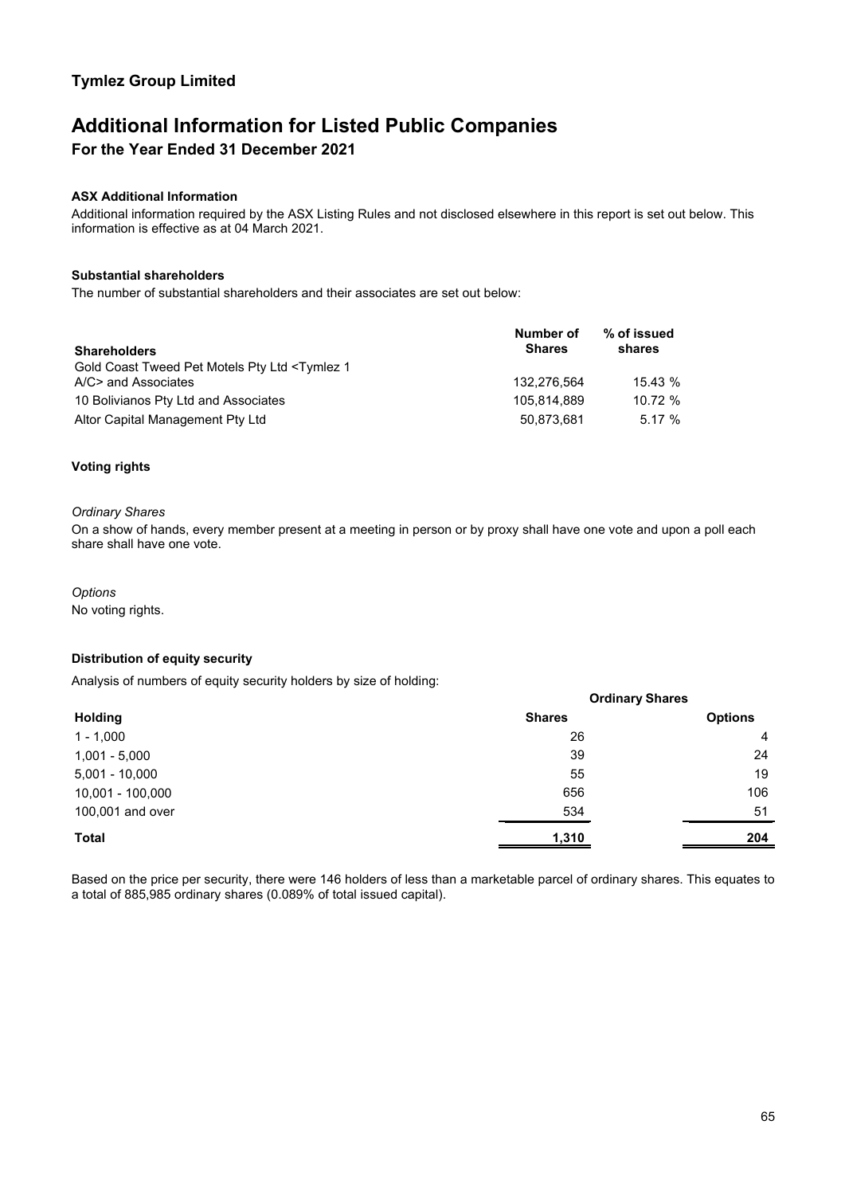## Tymlez Group Limited

# Additional Information for Listed Public Companies

## For the Year Ended 31 December 2021

### ASX Additional Information

Additional information required by the ASX Listing Rules and not disclosed elsewhere in this report is set out below. This information is effective as at 04 March 2021.

### Substantial shareholders

The number of substantial shareholders and their associates are set out below:

| Shareholders | Number of Shares | % of issued shares |
|---|---|---|
| Gold Coast Tweed Pet Motels Pty Ltd <Tymlez 1 A/C> and Associates | 132,276,564 | 15.43 % |
| 10 Bolivianos Pty Ltd and Associates | 105,814,889 | 10.72 % |
| Altor Capital Management Pty Ltd | 50,873,681 | 5.17 % |

### Voting rights

*Ordinary Shares*

On a show of hands, every member present at a meeting in person or by proxy shall have one vote and upon a poll each share shall have one vote.

*Options*

No voting rights.

### Distribution of equity security

Analysis of numbers of equity security holders by size of holding:

| | Ordinary Shares | |
|---|---|---|
| **Holding** | **Shares** | **Options** |
| 1 - 1,000 | 26 | 4 |
| 1,001 - 5,000 | 39 | 24 |
| 5,001 - 10,000 | 55 | 19 |
| 10,001 - 100,000 | 656 | 106 |
| 100,001 and over | 534 | 51 |
| **Total** | **1,310** | **204** |

Based on the price per security, there were 146 holders of less than a marketable parcel of ordinary shares. This equates to a total of 885,985 ordinary shares (0.089% of total issued capital).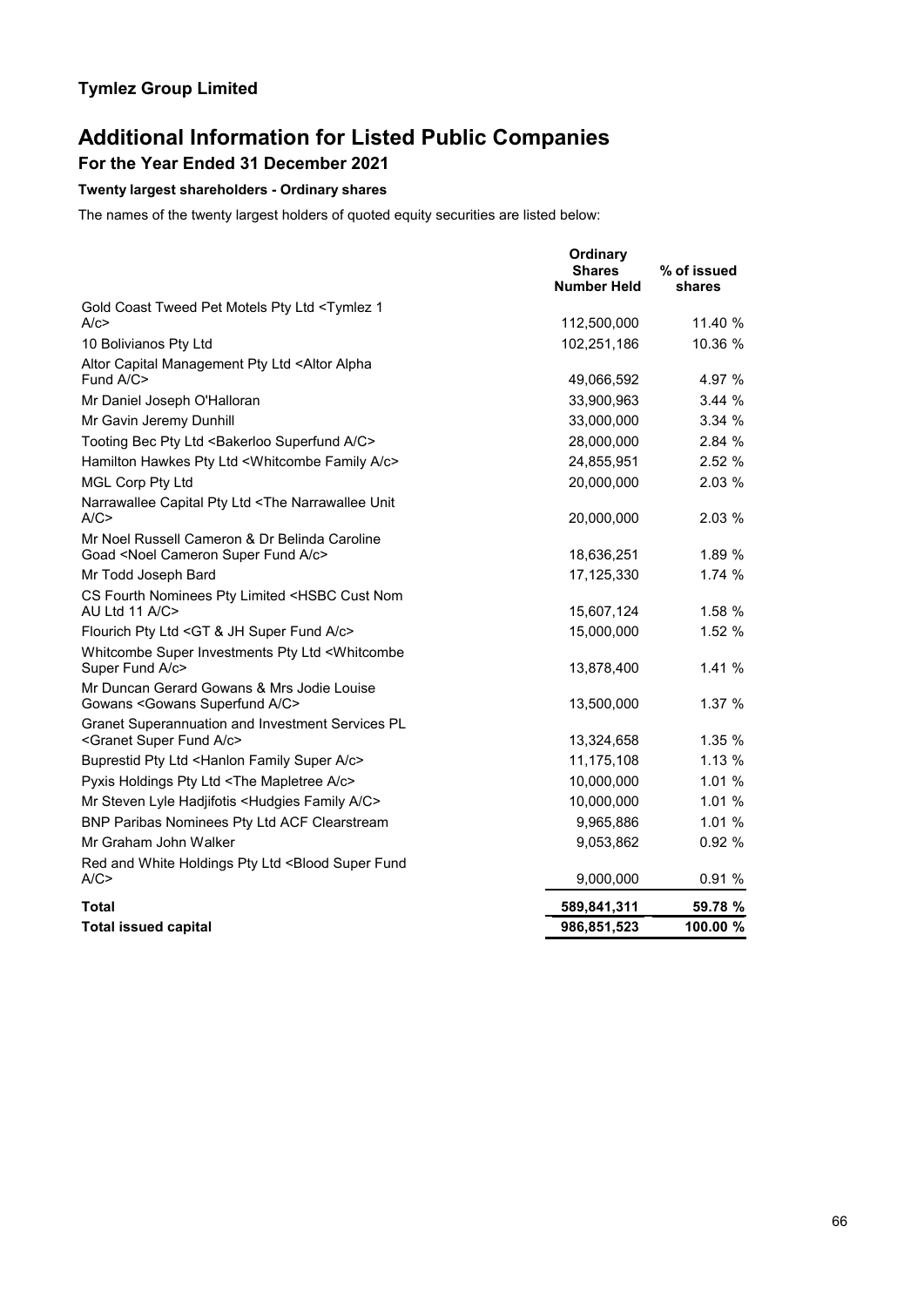**Tymlez Group Limited**

# Additional Information for Listed Public Companies

## For the Year Ended 31 December 2021

### Twenty largest shareholders - Ordinary shares

The names of the twenty largest holders of quoted equity securities are listed below:

| | Ordinary Shares Number Held | % of issued shares |
|---|---|---|
| Gold Coast Tweed Pet Motels Pty Ltd <Tymlez 1 A/c> | 112,500,000 | 11.40 % |
| 10 Bolivianos Pty Ltd | 102,251,186 | 10.36 % |
| Altor Capital Management Pty Ltd <Altor Alpha Fund A/C> | 49,066,592 | 4.97 % |
| Mr Daniel Joseph O'Halloran | 33,900,963 | 3.44 % |
| Mr Gavin Jeremy Dunhill | 33,000,000 | 3.34 % |
| Tooting Bec Pty Ltd <Bakerloo Superfund A/C> | 28,000,000 | 2.84 % |
| Hamilton Hawkes Pty Ltd <Whitcombe Family A/c> | 24,855,951 | 2.52 % |
| MGL Corp Pty Ltd | 20,000,000 | 2.03 % |
| Narrawallee Capital Pty Ltd <The Narrawallee Unit A/C> | 20,000,000 | 2.03 % |
| Mr Noel Russell Cameron & Dr Belinda Caroline Goad <Noel Cameron Super Fund A/c> | 18,636,251 | 1.89 % |
| Mr Todd Joseph Bard | 17,125,330 | 1.74 % |
| CS Fourth Nominees Pty Limited <HSBC Cust Nom AU Ltd 11 A/C> | 15,607,124 | 1.58 % |
| Flourich Pty Ltd <GT & JH Super Fund A/c> | 15,000,000 | 1.52 % |
| Whitcombe Super Investments Pty Ltd <Whitcombe Super Fund A/c> | 13,878,400 | 1.41 % |
| Mr Duncan Gerard Gowans & Mrs Jodie Louise Gowans <Gowans Superfund A/C> | 13,500,000 | 1.37 % |
| Granet Superannuation and Investment Services PL <Granet Super Fund A/c> | 13,324,658 | 1.35 % |
| Buprestid Pty Ltd <Hanlon Family Super A/c> | 11,175,108 | 1.13 % |
| Pyxis Holdings Pty Ltd <The Mapletree A/c> | 10,000,000 | 1.01 % |
| Mr Steven Lyle Hadjifotis <Hudgies Family A/C> | 10,000,000 | 1.01 % |
| BNP Paribas Nominees Pty Ltd ACF Clearstream | 9,965,886 | 1.01 % |
| Mr Graham John Walker | 9,053,862 | 0.92 % |
| Red and White Holdings Pty Ltd <Blood Super Fund A/C> | 9,000,000 | 0.91 % |
| **Total** | **589,841,311** | **59.78 %** |
| **Total issued capital** | **986,851,523** | **100.00 %** |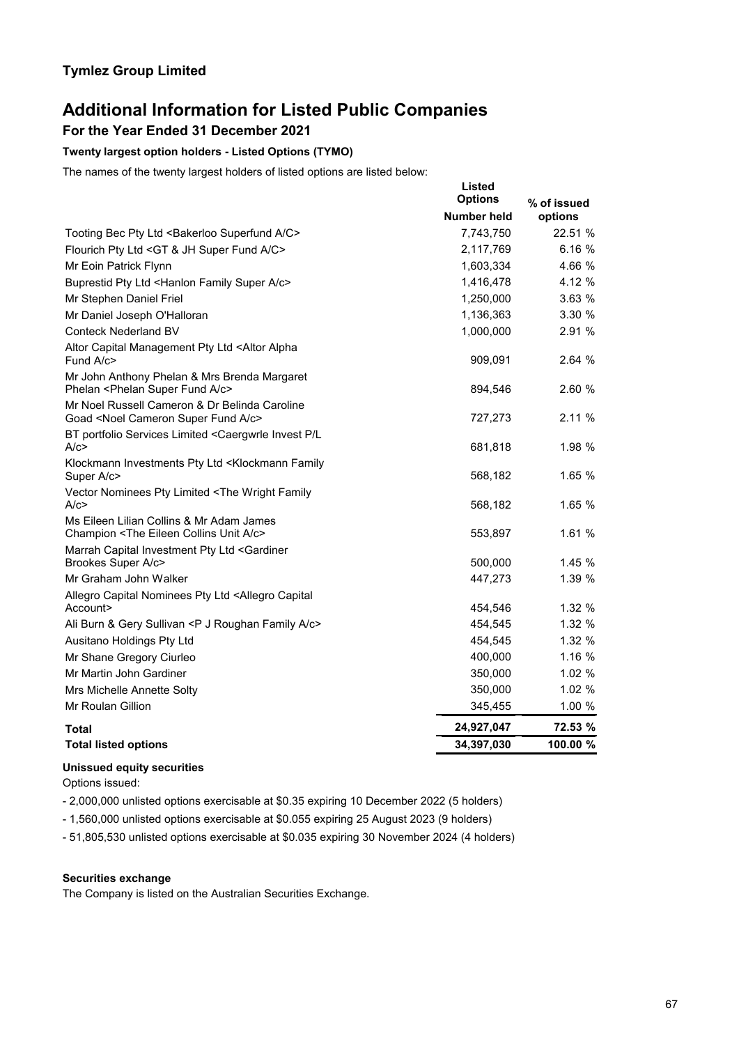**Tymlez Group Limited**

# Additional Information for Listed Public Companies

## For the Year Ended 31 December 2021

### Twenty largest option holders - Listed Options (TYMO)

The names of the twenty largest holders of listed options are listed below:

| | Listed Options Number held | % of issued options |
|---|---|---|
| Tooting Bec Pty Ltd <Bakerloo Superfund A/C> | 7,743,750 | 22.51 % |
| Flourich Pty Ltd <GT & JH Super Fund A/C> | 2,117,769 | 6.16 % |
| Mr Eoin Patrick Flynn | 1,603,334 | 4.66 % |
| Buprestid Pty Ltd <Hanlon Family Super A/c> | 1,416,478 | 4.12 % |
| Mr Stephen Daniel Friel | 1,250,000 | 3.63 % |
| Mr Daniel Joseph O'Halloran | 1,136,363 | 3.30 % |
| Conteck Nederland BV | 1,000,000 | 2.91 % |
| Altor Capital Management Pty Ltd <Altor Alpha Fund A/c> | 909,091 | 2.64 % |
| Mr John Anthony Phelan & Mrs Brenda Margaret Phelan <Phelan Super Fund A/c> | 894,546 | 2.60 % |
| Mr Noel Russell Cameron & Dr Belinda Caroline Goad <Noel Cameron Super Fund A/c> | 727,273 | 2.11 % |
| BT portfolio Services Limited <Caergwrle Invest P/L A/c> | 681,818 | 1.98 % |
| Klockmann Investments Pty Ltd <Klockmann Family Super A/c> | 568,182 | 1.65 % |
| Vector Nominees Pty Limited <The Wright Family A/c> | 568,182 | 1.65 % |
| Ms Eileen Lilian Collins & Mr Adam James Champion <The Eileen Collins Unit A/c> | 553,897 | 1.61 % |
| Marrah Capital Investment Pty Ltd <Gardiner Brookes Super A/c> | 500,000 | 1.45 % |
| Mr Graham John Walker | 447,273 | 1.39 % |
| Allegro Capital Nominees Pty Ltd <Allegro Capital Account> | 454,546 | 1.32 % |
| Ali Burn & Gery Sullivan <P J Roughan Family A/c> | 454,545 | 1.32 % |
| Ausitano Holdings Pty Ltd | 454,545 | 1.32 % |
| Mr Shane Gregory Ciurleo | 400,000 | 1.16 % |
| Mr Martin John Gardiner | 350,000 | 1.02 % |
| Mrs Michelle Annette Solty | 350,000 | 1.02 % |
| Mr Roulan Gillion | 345,455 | 1.00 % |
| **Total** | **24,927,047** | **72.53 %** |
| **Total listed options** | **34,397,030** | **100.00 %** |

### Unissued equity securities

Options issued:

- 2,000,000 unlisted options exercisable at $0.35 expiring 10 December 2022 (5 holders)
- 1,560,000 unlisted options exercisable at $0.055 expiring 25 August 2023 (9 holders)
- 51,805,530 unlisted options exercisable at $0.035 expiring 30 November 2024 (4 holders)

### Securities exchange

The Company is listed on the Australian Securities Exchange.